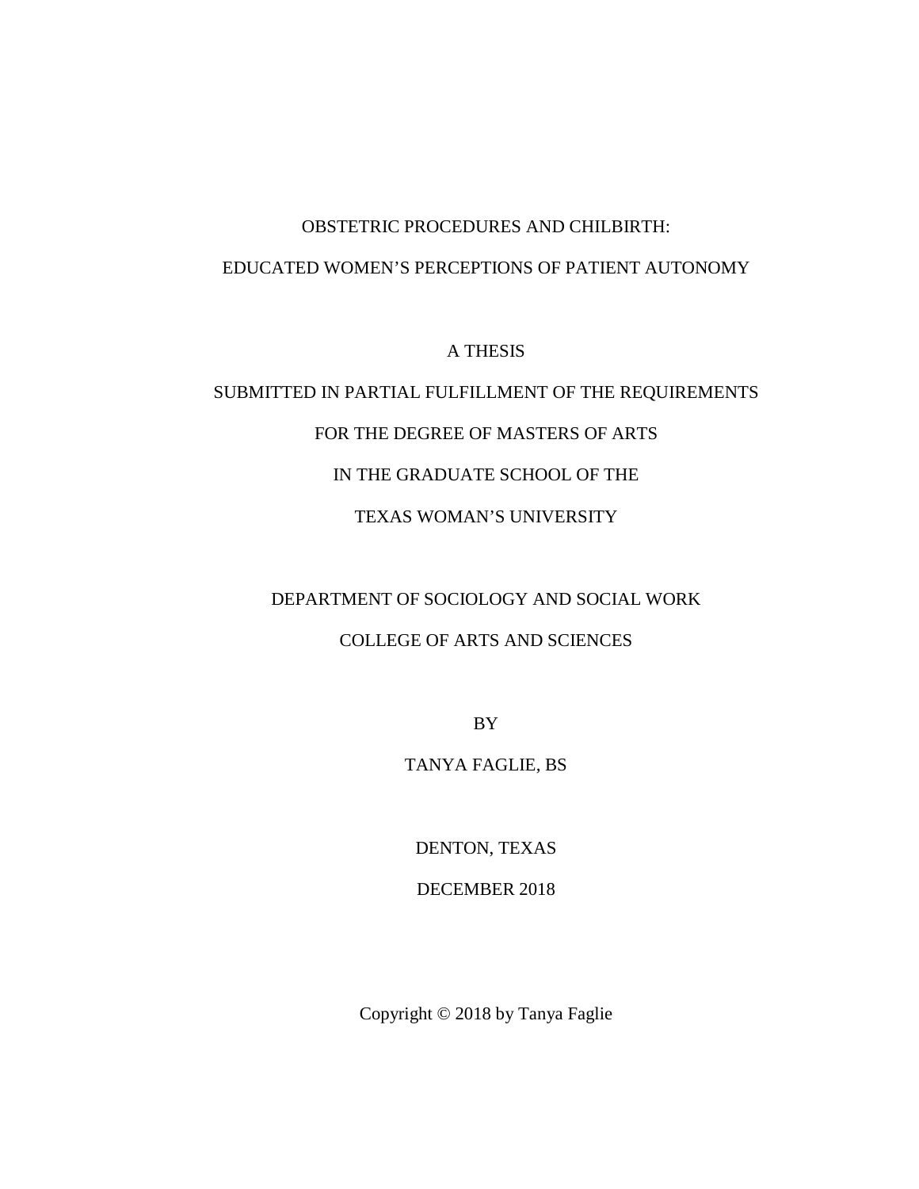# OBSTETRIC PROCEDURES AND CHILBIRTH:

# EDUCATED WOMEN'S PERCEPTIONS OF PATIENT AUTONOMY

A THESIS

SUBMITTED IN PARTIAL FULFILLMENT OF THE REQUIREMENTS

FOR THE DEGREE OF MASTERS OF ARTS

IN THE GRADUATE SCHOOL OF THE

TEXAS WOMAN'S UNIVERSITY

DEPARTMENT OF SOCIOLOGY AND SOCIAL WORK

COLLEGE OF ARTS AND SCIENCES

BY

TANYA FAGLIE, BS

DENTON, TEXAS

DECEMBER 2018

Copyright © 2018 by Tanya Faglie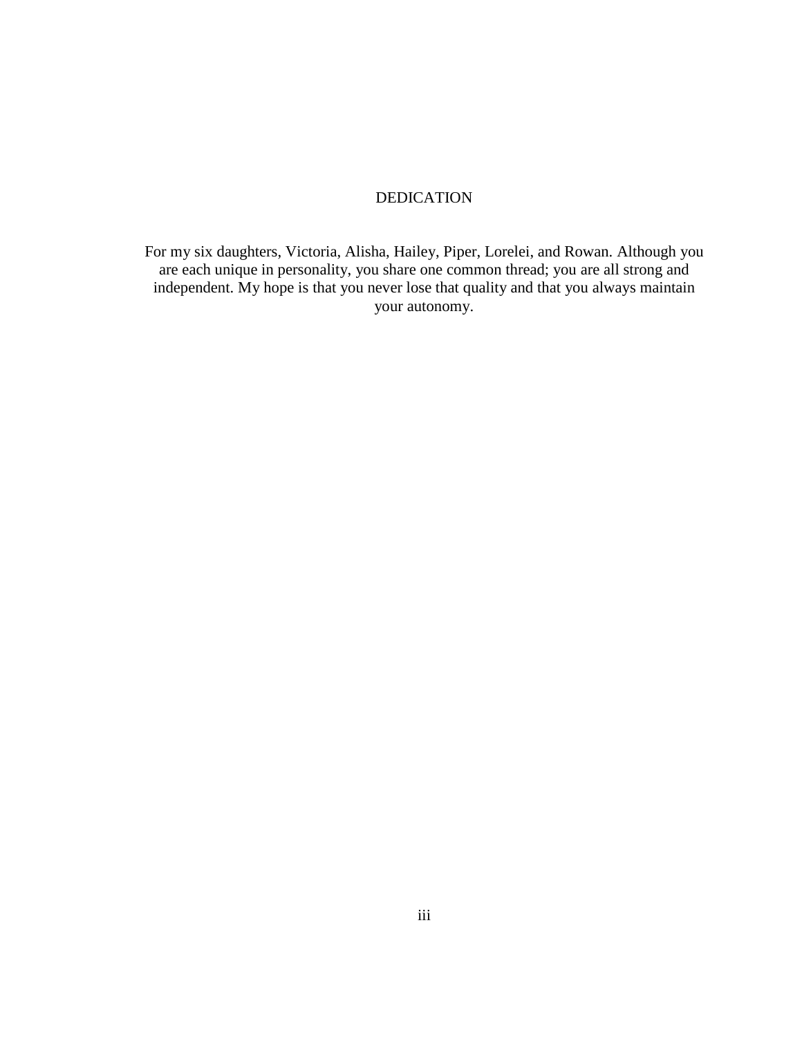# DEDICATION

For my six daughters, Victoria, Alisha, Hailey, Piper, Lorelei, and Rowan. Although you are each unique in personality, you share one common thread; you are all strong and independent. My hope is that you never lose that quality and that you always maintain your autonomy.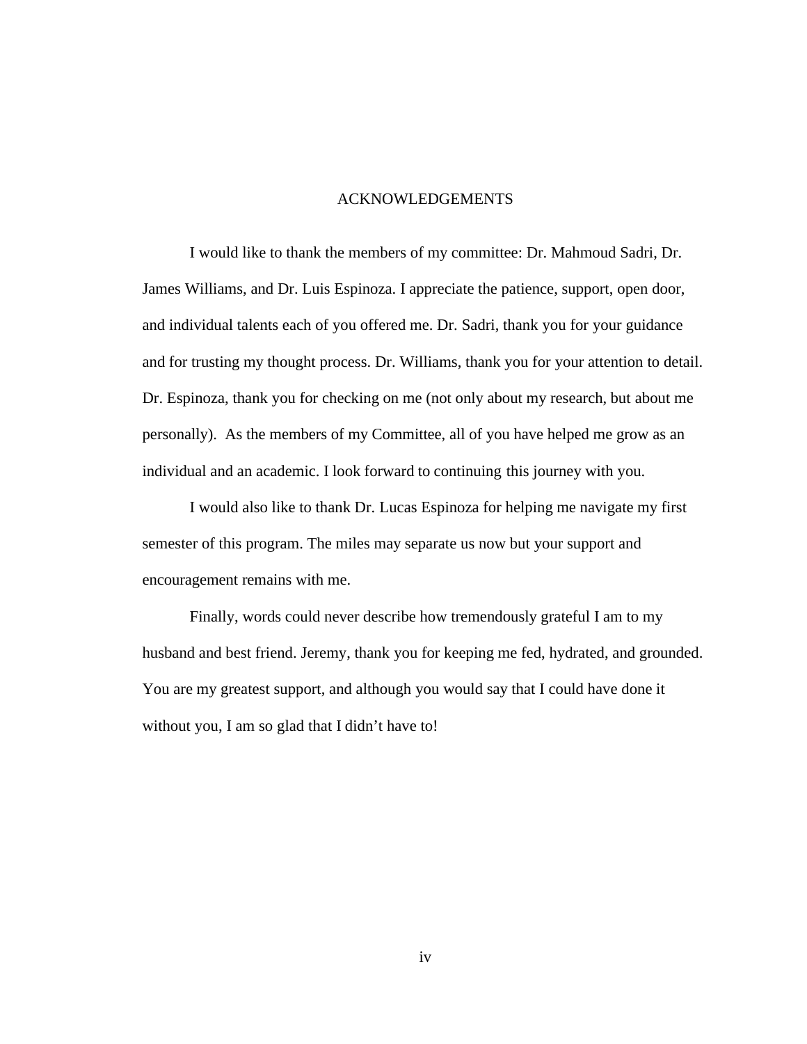# ACKNOWLEDGEMENTS

I would like to thank the members of my committee: Dr. Mahmoud Sadri, Dr. James Williams, and Dr. Luis Espinoza. I appreciate the patience, support, open door, and individual talents each of you offered me. Dr. Sadri, thank you for your guidance and for trusting my thought process. Dr. Williams, thank you for your attention to detail. Dr. Espinoza, thank you for checking on me (not only about my research, but about me personally). As the members of my Committee, all of you have helped me grow as an individual and an academic. I look forward to continuing this journey with you.

I would also like to thank Dr. Lucas Espinoza for helping me navigate my first semester of this program. The miles may separate us now but your support and encouragement remains with me.

Finally, words could never describe how tremendously grateful I am to my husband and best friend. Jeremy, thank you for keeping me fed, hydrated, and grounded. You are my greatest support, and although you would say that I could have done it without you, I am so glad that I didn't have to!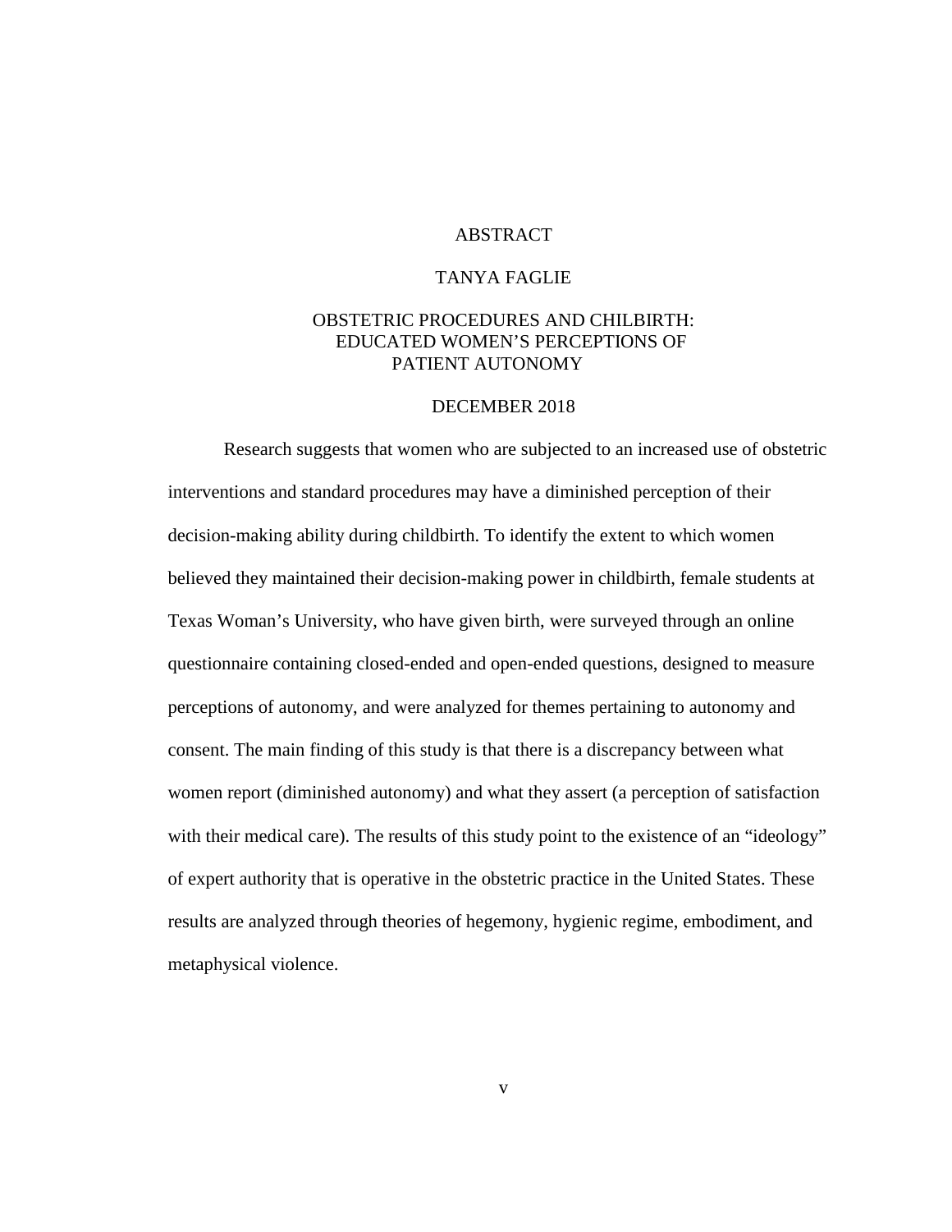# ABSTRACT

TANYA FAGLIE

OBSTETRIC PROCEDURES AND CHILBIRTH:
EDUCATED WOMEN'S PERCEPTIONS OF
PATIENT AUTONOMY

DECEMBER 2018

Research suggests that women who are subjected to an increased use of obstetric interventions and standard procedures may have a diminished perception of their decision-making ability during childbirth. To identify the extent to which women believed they maintained their decision-making power in childbirth, female students at Texas Woman's University, who have given birth, were surveyed through an online questionnaire containing closed-ended and open-ended questions, designed to measure perceptions of autonomy, and were analyzed for themes pertaining to autonomy and consent. The main finding of this study is that there is a discrepancy between what women report (diminished autonomy) and what they assert (a perception of satisfaction with their medical care). The results of this study point to the existence of an "ideology" of expert authority that is operative in the obstetric practice in the United States. These results are analyzed through theories of hegemony, hygienic regime, embodiment, and metaphysical violence.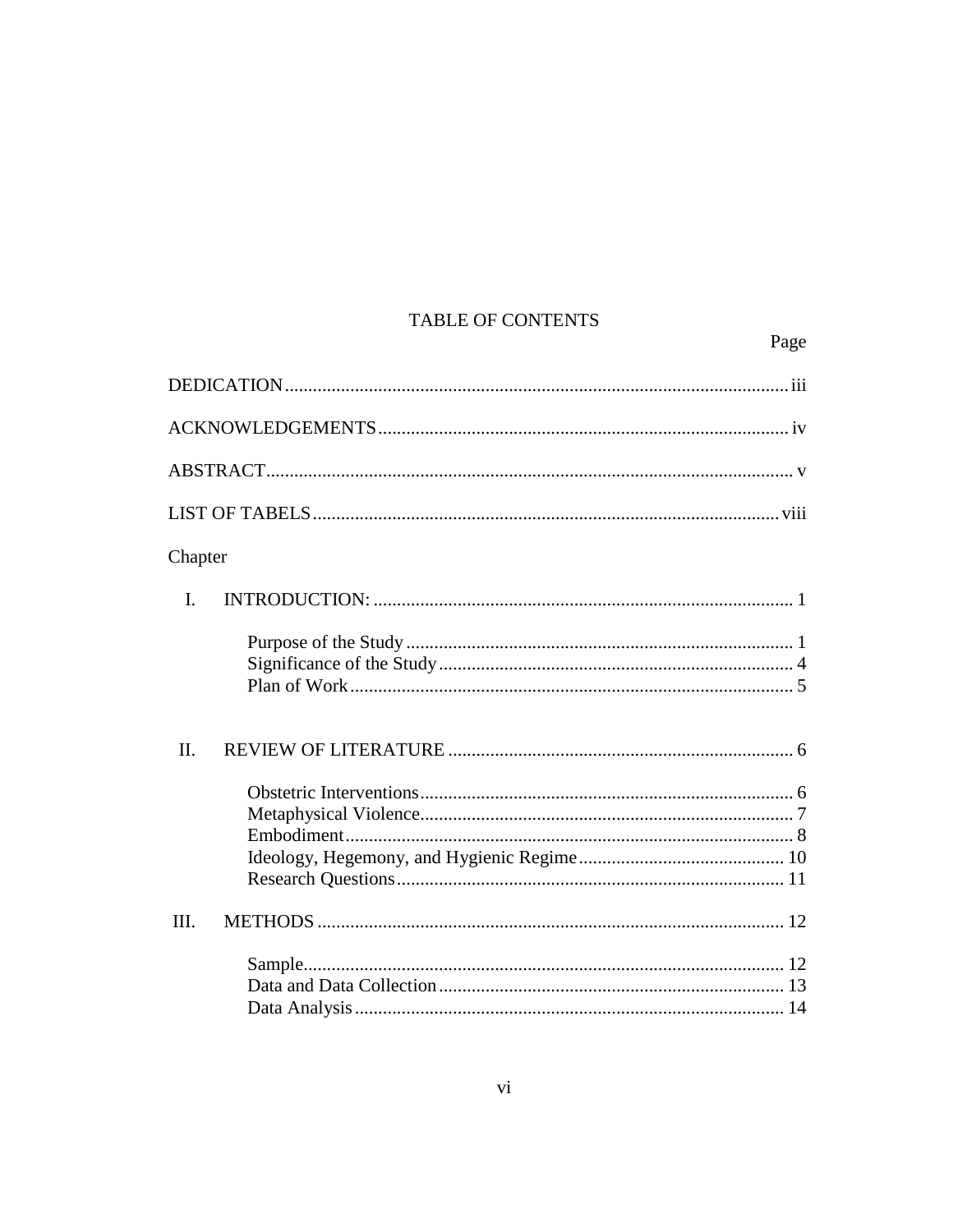# TABLE OF CONTENTS

| | Page |
|---|---|
| DEDICATION | iii |
| ACKNOWLEDGEMENTS | iv |
| ABSTRACT | v |
| LIST OF TABELS | viii |

Chapter

| | | Page |
|---|---|---|
| I. | INTRODUCTION: | 1 |
| | Purpose of the Study | 1 |
| | Significance of the Study | 4 |
| | Plan of Work | 5 |
| II. | REVIEW OF LITERATURE | 6 |
| | Obstetric Interventions | 6 |
| | Metaphysical Violence | 7 |
| | Embodiment | 8 |
| | Ideology, Hegemony, and Hygienic Regime | 10 |
| | Research Questions | 11 |
| III. | METHODS | 12 |
| | Sample | 12 |
| | Data and Data Collection | 13 |
| | Data Analysis | 14 |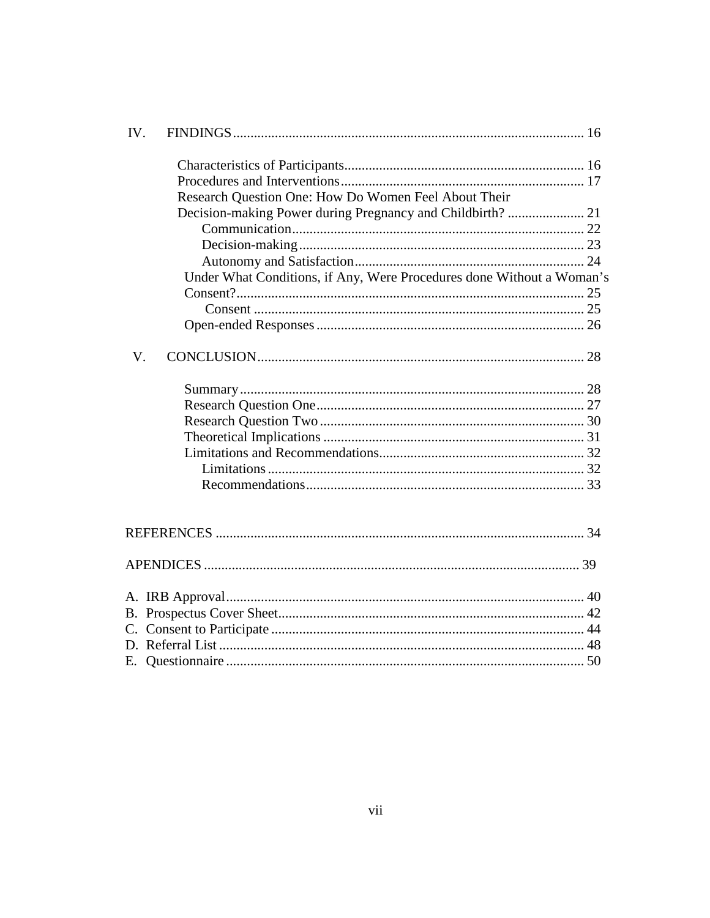IV. FINDINGS .................................................................................................... 16

- Characteristics of Participants .................................................................... 16
- Procedures and Interventions ..................................................................... 17
- Research Question One: How Do Women Feel About Their Decision-making Power during Pregnancy and Childbirth? ...................... 21
  - Communication .................................................................................... 22
  - Decision-making .................................................................................. 23
  - Autonomy and Satisfaction .................................................................. 24
- Under What Conditions, if Any, Were Procedures done Without a Woman's Consent? ................................................................................................... 25
  - Consent .............................................................................................. 25
- Open-ended Responses ............................................................................ 26

V. CONCLUSION ............................................................................................. 28

- Summary .................................................................................................. 28
- Research Question One ............................................................................ 27
- Research Question Two ........................................................................... 30
- Theoretical Implications .......................................................................... 31
- Limitations and Recommendations .......................................................... 32
  - Limitations .......................................................................................... 32
  - Recommendations ................................................................................ 33

REFERENCES ......................................................................................................... 34

APENDICES ........................................................................................................... 39

A. IRB Approval ....................................................................................................... 40
B. Prospectus Cover Sheet ........................................................................................ 42
C. Consent to Participate .......................................................................................... 44
D. Referral List ......................................................................................................... 48
E. Questionnaire ...................................................................................................... 50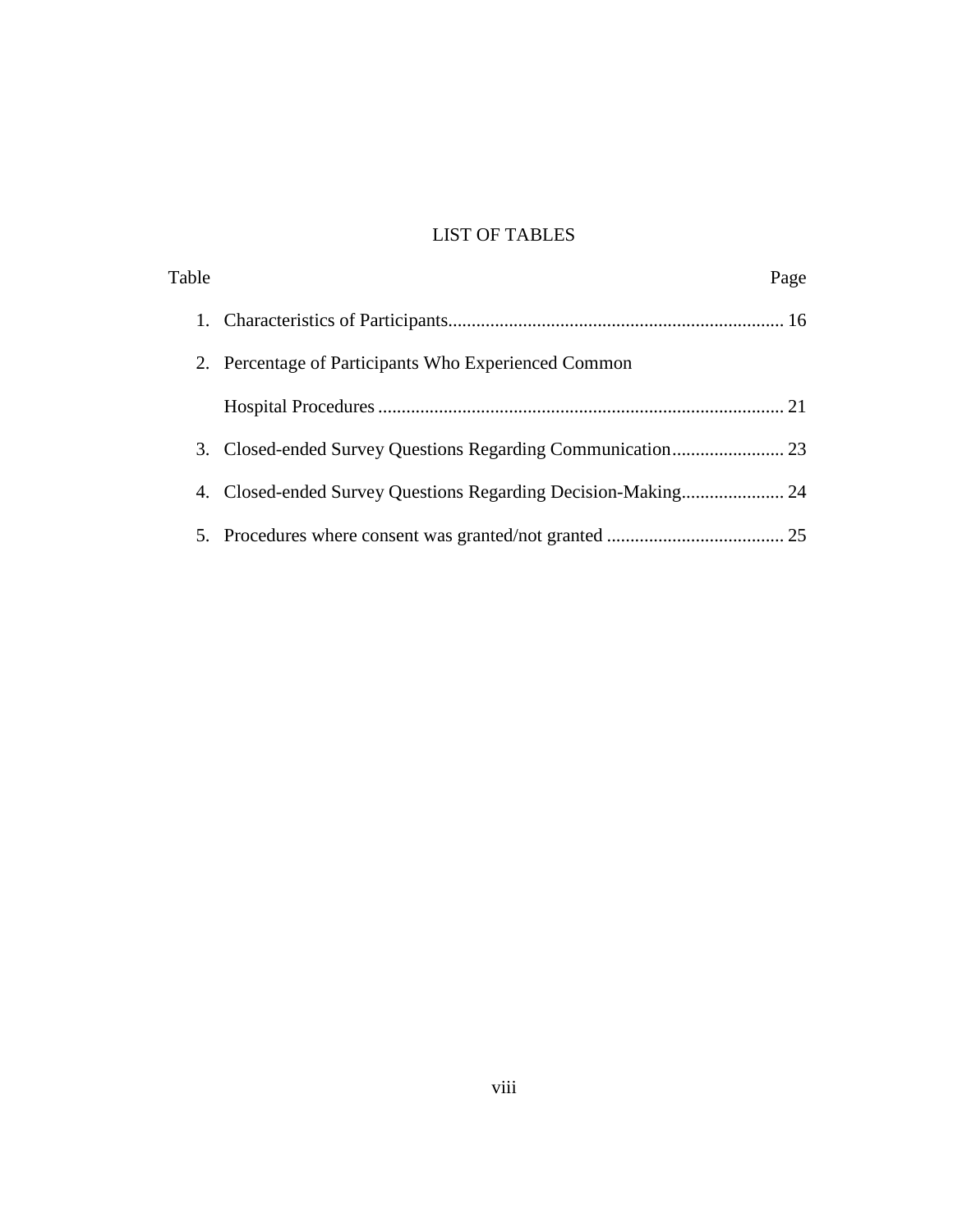# LIST OF TABLES

| Table | Page |
| --- | --- |
| 1. Characteristics of Participants | 16 |
| 2. Percentage of Participants Who Experienced Common Hospital Procedures | 21 |
| 3. Closed-ended Survey Questions Regarding Communication | 23 |
| 4. Closed-ended Survey Questions Regarding Decision-Making | 24 |
| 5. Procedures where consent was granted/not granted | 25 |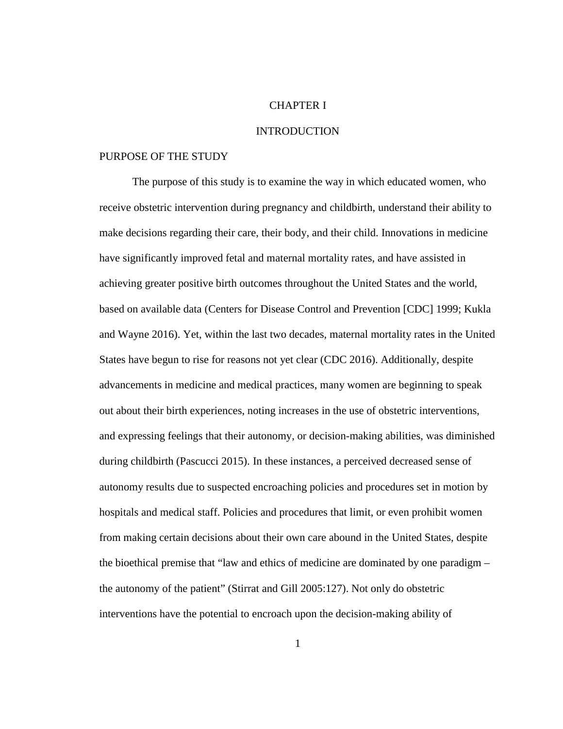# CHAPTER I

# INTRODUCTION

## PURPOSE OF THE STUDY

The purpose of this study is to examine the way in which educated women, who receive obstetric intervention during pregnancy and childbirth, understand their ability to make decisions regarding their care, their body, and their child. Innovations in medicine have significantly improved fetal and maternal mortality rates, and have assisted in achieving greater positive birth outcomes throughout the United States and the world, based on available data (Centers for Disease Control and Prevention [CDC] 1999; Kukla and Wayne 2016). Yet, within the last two decades, maternal mortality rates in the United States have begun to rise for reasons not yet clear (CDC 2016). Additionally, despite advancements in medicine and medical practices, many women are beginning to speak out about their birth experiences, noting increases in the use of obstetric interventions, and expressing feelings that their autonomy, or decision-making abilities, was diminished during childbirth (Pascucci 2015). In these instances, a perceived decreased sense of autonomy results due to suspected encroaching policies and procedures set in motion by hospitals and medical staff. Policies and procedures that limit, or even prohibit women from making certain decisions about their own care abound in the United States, despite the bioethical premise that "law and ethics of medicine are dominated by one paradigm – the autonomy of the patient" (Stirrat and Gill 2005:127). Not only do obstetric interventions have the potential to encroach upon the decision-making ability of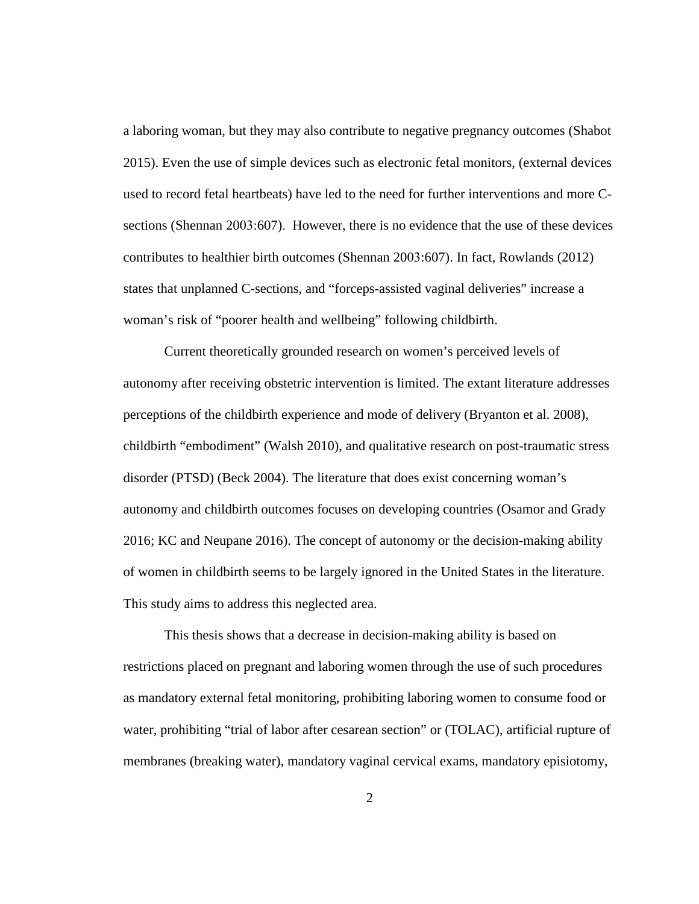a laboring woman, but they may also contribute to negative pregnancy outcomes (Shabot 2015). Even the use of simple devices such as electronic fetal monitors, (external devices used to record fetal heartbeats) have led to the need for further interventions and more C-sections (Shennan 2003:607). However, there is no evidence that the use of these devices contributes to healthier birth outcomes (Shennan 2003:607). In fact, Rowlands (2012) states that unplanned C-sections, and "forceps-assisted vaginal deliveries" increase a woman's risk of "poorer health and wellbeing" following childbirth.

Current theoretically grounded research on women's perceived levels of autonomy after receiving obstetric intervention is limited. The extant literature addresses perceptions of the childbirth experience and mode of delivery (Bryanton et al. 2008), childbirth "embodiment" (Walsh 2010), and qualitative research on post-traumatic stress disorder (PTSD) (Beck 2004). The literature that does exist concerning woman's autonomy and childbirth outcomes focuses on developing countries (Osamor and Grady 2016; KC and Neupane 2016). The concept of autonomy or the decision-making ability of women in childbirth seems to be largely ignored in the United States in the literature. This study aims to address this neglected area.

This thesis shows that a decrease in decision-making ability is based on restrictions placed on pregnant and laboring women through the use of such procedures as mandatory external fetal monitoring, prohibiting laboring women to consume food or water, prohibiting "trial of labor after cesarean section" or (TOLAC), artificial rupture of membranes (breaking water), mandatory vaginal cervical exams, mandatory episiotomy,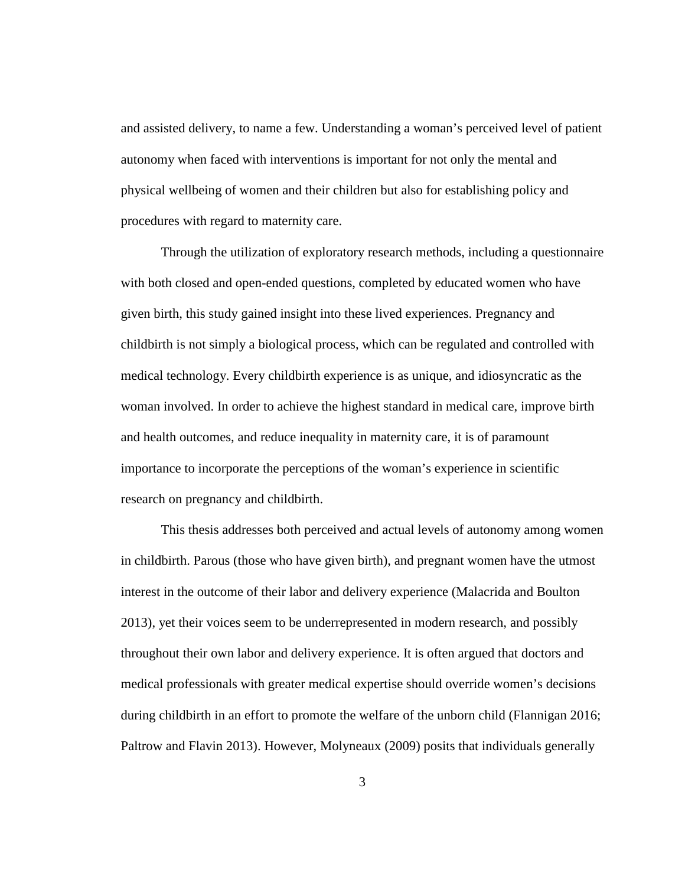and assisted delivery, to name a few. Understanding a woman's perceived level of patient autonomy when faced with interventions is important for not only the mental and physical wellbeing of women and their children but also for establishing policy and procedures with regard to maternity care.

Through the utilization of exploratory research methods, including a questionnaire with both closed and open-ended questions, completed by educated women who have given birth, this study gained insight into these lived experiences. Pregnancy and childbirth is not simply a biological process, which can be regulated and controlled with medical technology. Every childbirth experience is as unique, and idiosyncratic as the woman involved. In order to achieve the highest standard in medical care, improve birth and health outcomes, and reduce inequality in maternity care, it is of paramount importance to incorporate the perceptions of the woman's experience in scientific research on pregnancy and childbirth.

This thesis addresses both perceived and actual levels of autonomy among women in childbirth. Parous (those who have given birth), and pregnant women have the utmost interest in the outcome of their labor and delivery experience (Malacrida and Boulton 2013), yet their voices seem to be underrepresented in modern research, and possibly throughout their own labor and delivery experience. It is often argued that doctors and medical professionals with greater medical expertise should override women's decisions during childbirth in an effort to promote the welfare of the unborn child (Flannigan 2016; Paltrow and Flavin 2013). However, Molyneaux (2009) posits that individuals generally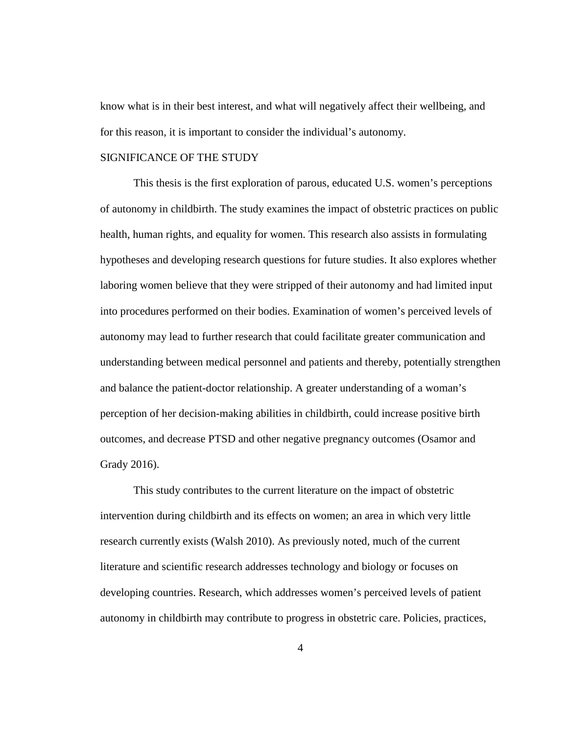know what is in their best interest, and what will negatively affect their wellbeing, and for this reason, it is important to consider the individual's autonomy.

## SIGNIFICANCE OF THE STUDY

This thesis is the first exploration of parous, educated U.S. women's perceptions of autonomy in childbirth. The study examines the impact of obstetric practices on public health, human rights, and equality for women. This research also assists in formulating hypotheses and developing research questions for future studies. It also explores whether laboring women believe that they were stripped of their autonomy and had limited input into procedures performed on their bodies. Examination of women's perceived levels of autonomy may lead to further research that could facilitate greater communication and understanding between medical personnel and patients and thereby, potentially strengthen and balance the patient-doctor relationship. A greater understanding of a woman's perception of her decision-making abilities in childbirth, could increase positive birth outcomes, and decrease PTSD and other negative pregnancy outcomes (Osamor and Grady 2016).

This study contributes to the current literature on the impact of obstetric intervention during childbirth and its effects on women; an area in which very little research currently exists (Walsh 2010). As previously noted, much of the current literature and scientific research addresses technology and biology or focuses on developing countries. Research, which addresses women's perceived levels of patient autonomy in childbirth may contribute to progress in obstetric care. Policies, practices,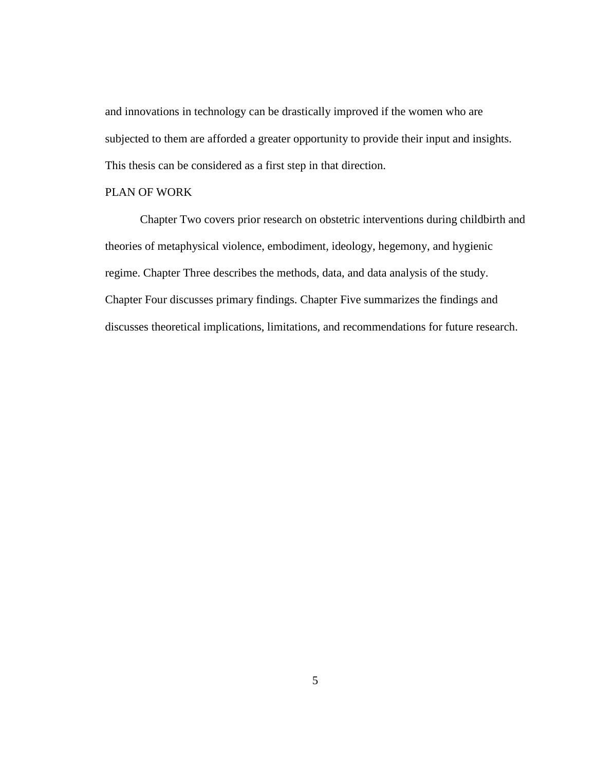and innovations in technology can be drastically improved if the women who are subjected to them are afforded a greater opportunity to provide their input and insights. This thesis can be considered as a first step in that direction.

## PLAN OF WORK

Chapter Two covers prior research on obstetric interventions during childbirth and theories of metaphysical violence, embodiment, ideology, hegemony, and hygienic regime. Chapter Three describes the methods, data, and data analysis of the study. Chapter Four discusses primary findings. Chapter Five summarizes the findings and discusses theoretical implications, limitations, and recommendations for future research.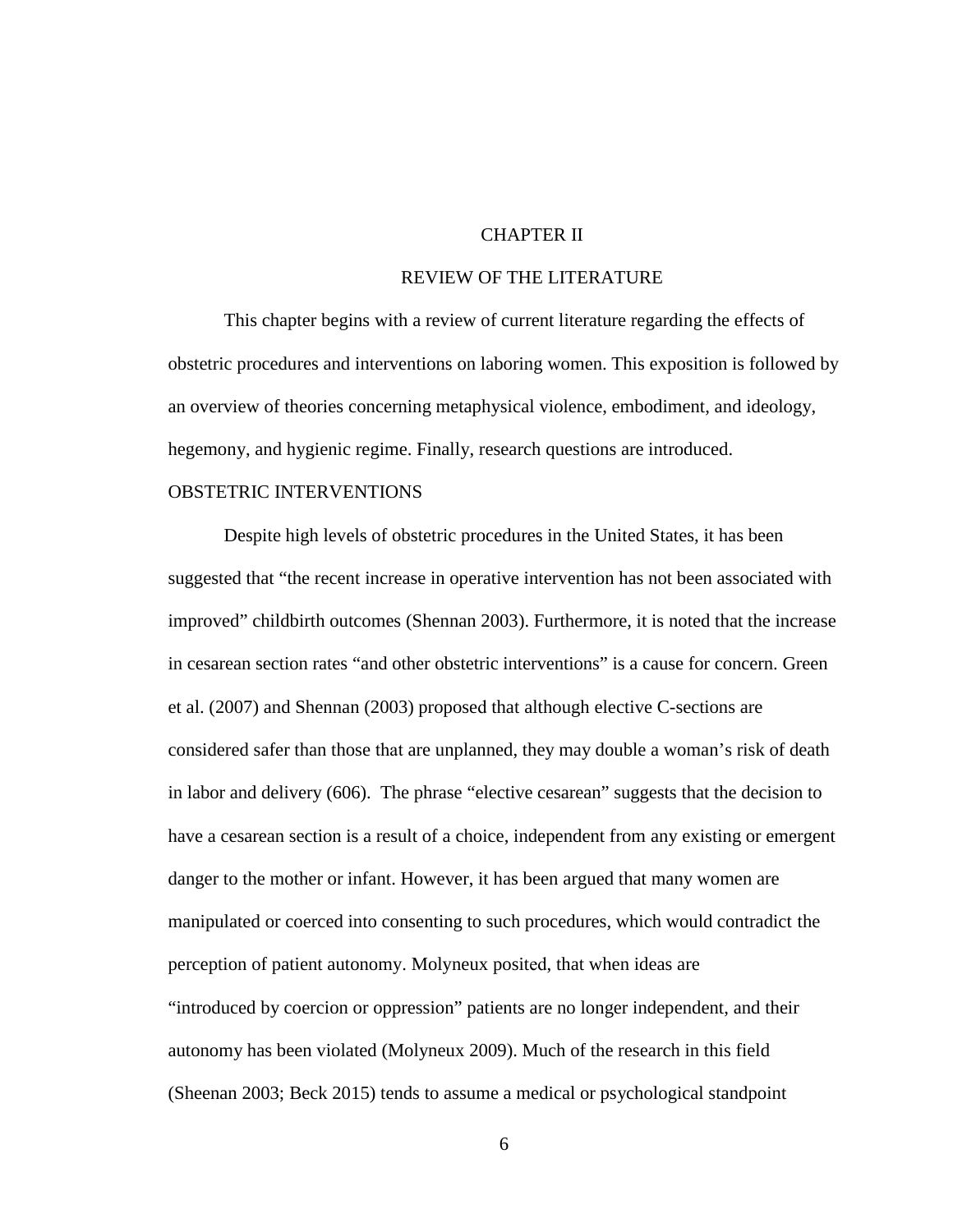# CHAPTER II

# REVIEW OF THE LITERATURE

This chapter begins with a review of current literature regarding the effects of obstetric procedures and interventions on laboring women. This exposition is followed by an overview of theories concerning metaphysical violence, embodiment, and ideology, hegemony, and hygienic regime. Finally, research questions are introduced.

## OBSTETRIC INTERVENTIONS

Despite high levels of obstetric procedures in the United States, it has been suggested that "the recent increase in operative intervention has not been associated with improved" childbirth outcomes (Shennan 2003). Furthermore, it is noted that the increase in cesarean section rates "and other obstetric interventions" is a cause for concern. Green et al. (2007) and Shennan (2003) proposed that although elective C-sections are considered safer than those that are unplanned, they may double a woman's risk of death in labor and delivery (606). The phrase "elective cesarean" suggests that the decision to have a cesarean section is a result of a choice, independent from any existing or emergent danger to the mother or infant. However, it has been argued that many women are manipulated or coerced into consenting to such procedures, which would contradict the perception of patient autonomy. Molyneux posited, that when ideas are "introduced by coercion or oppression" patients are no longer independent, and their autonomy has been violated (Molyneux 2009). Much of the research in this field (Sheenan 2003; Beck 2015) tends to assume a medical or psychological standpoint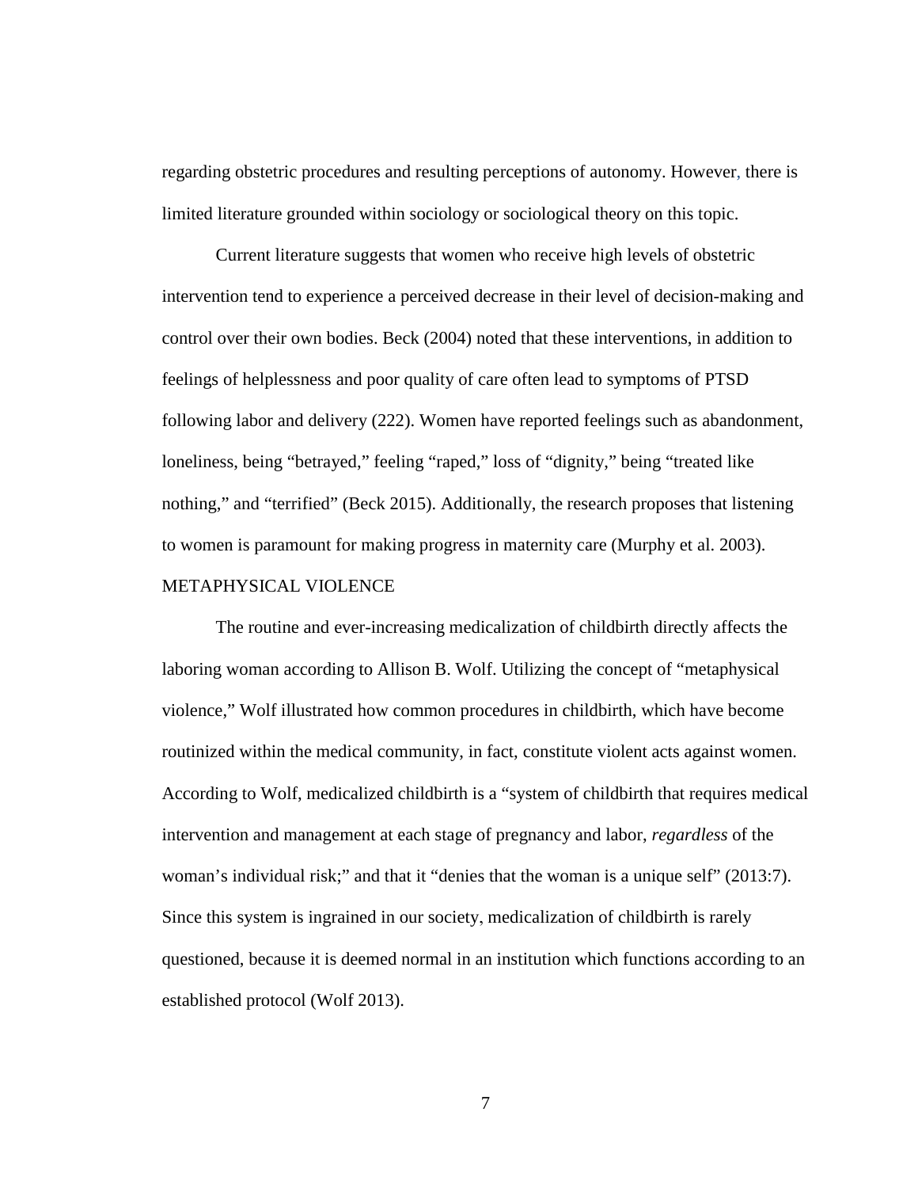regarding obstetric procedures and resulting perceptions of autonomy. However, there is limited literature grounded within sociology or sociological theory on this topic.

Current literature suggests that women who receive high levels of obstetric intervention tend to experience a perceived decrease in their level of decision-making and control over their own bodies. Beck (2004) noted that these interventions, in addition to feelings of helplessness and poor quality of care often lead to symptoms of PTSD following labor and delivery (222). Women have reported feelings such as abandonment, loneliness, being "betrayed," feeling "raped," loss of "dignity," being "treated like nothing," and "terrified" (Beck 2015). Additionally, the research proposes that listening to women is paramount for making progress in maternity care (Murphy et al. 2003).

## METAPHYSICAL VIOLENCE

The routine and ever-increasing medicalization of childbirth directly affects the laboring woman according to Allison B. Wolf. Utilizing the concept of "metaphysical violence," Wolf illustrated how common procedures in childbirth, which have become routinized within the medical community, in fact, constitute violent acts against women. According to Wolf, medicalized childbirth is a "system of childbirth that requires medical intervention and management at each stage of pregnancy and labor, *regardless* of the woman's individual risk;" and that it "denies that the woman is a unique self" (2013:7). Since this system is ingrained in our society, medicalization of childbirth is rarely questioned, because it is deemed normal in an institution which functions according to an established protocol (Wolf 2013).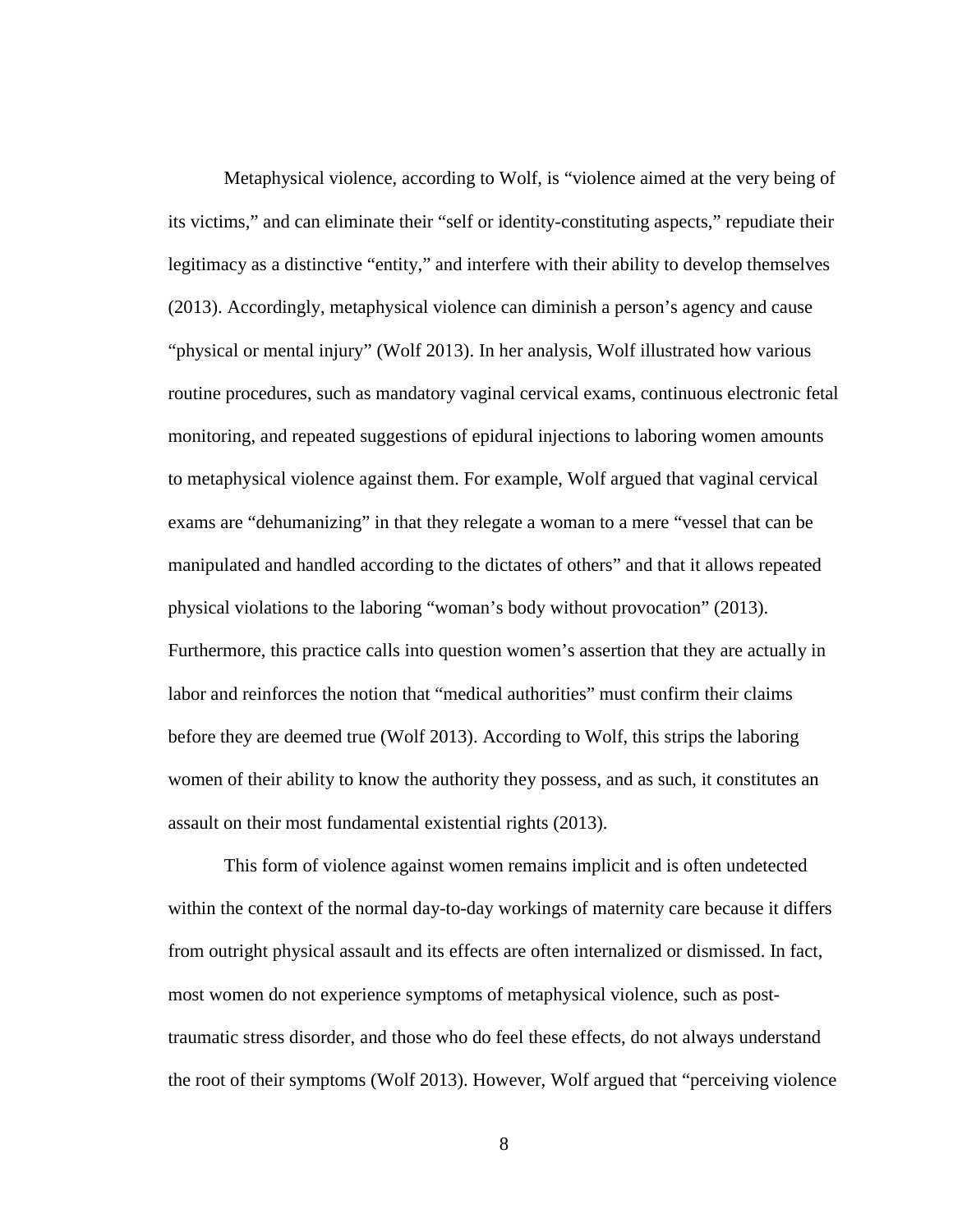Metaphysical violence, according to Wolf, is "violence aimed at the very being of its victims," and can eliminate their "self or identity-constituting aspects," repudiate their legitimacy as a distinctive "entity," and interfere with their ability to develop themselves (2013). Accordingly, metaphysical violence can diminish a person's agency and cause "physical or mental injury" (Wolf 2013). In her analysis, Wolf illustrated how various routine procedures, such as mandatory vaginal cervical exams, continuous electronic fetal monitoring, and repeated suggestions of epidural injections to laboring women amounts to metaphysical violence against them. For example, Wolf argued that vaginal cervical exams are "dehumanizing" in that they relegate a woman to a mere "vessel that can be manipulated and handled according to the dictates of others" and that it allows repeated physical violations to the laboring "woman's body without provocation" (2013). Furthermore, this practice calls into question women's assertion that they are actually in labor and reinforces the notion that "medical authorities" must confirm their claims before they are deemed true (Wolf 2013). According to Wolf, this strips the laboring women of their ability to know the authority they possess, and as such, it constitutes an assault on their most fundamental existential rights (2013).

This form of violence against women remains implicit and is often undetected within the context of the normal day-to-day workings of maternity care because it differs from outright physical assault and its effects are often internalized or dismissed. In fact, most women do not experience symptoms of metaphysical violence, such as post-traumatic stress disorder, and those who do feel these effects, do not always understand the root of their symptoms (Wolf 2013). However, Wolf argued that "perceiving violence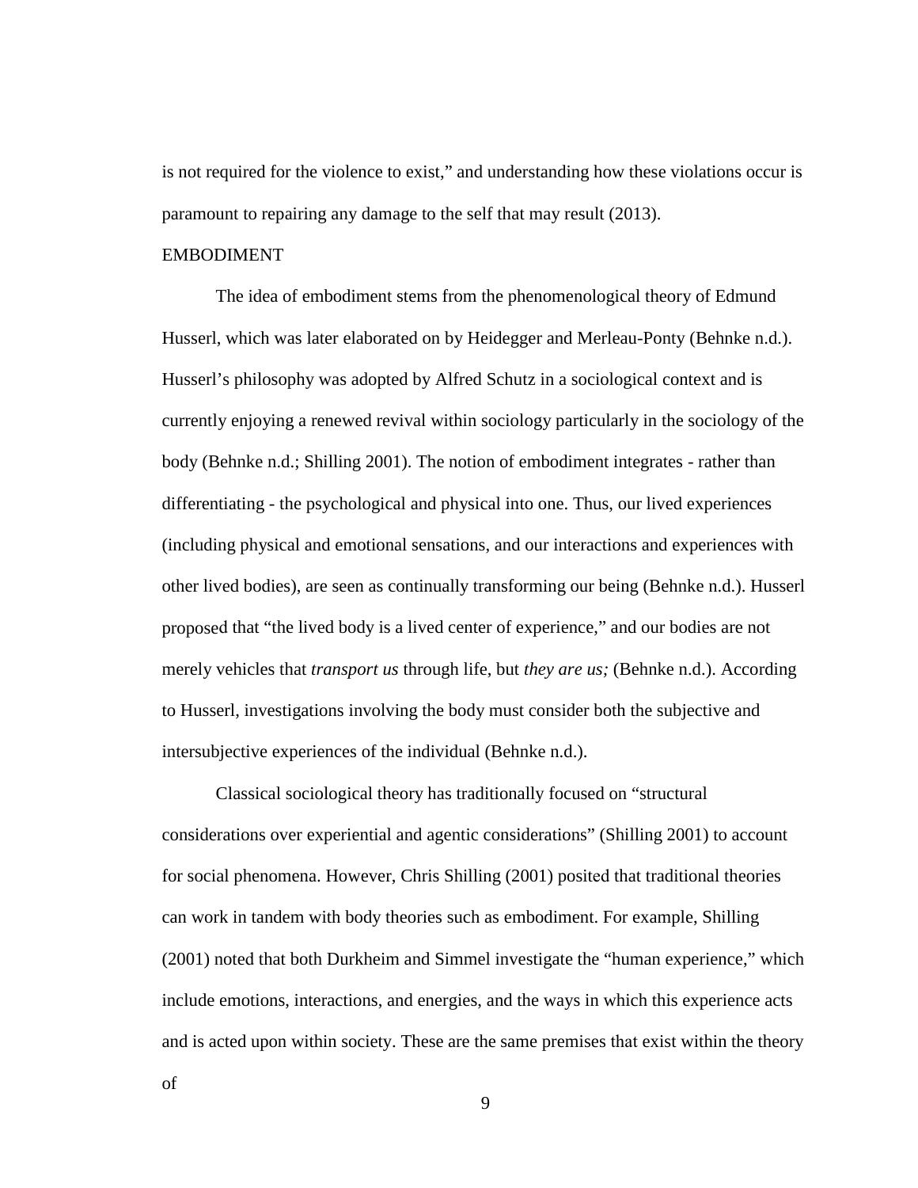is not required for the violence to exist," and understanding how these violations occur is paramount to repairing any damage to the self that may result (2013).

## EMBODIMENT

The idea of embodiment stems from the phenomenological theory of Edmund Husserl, which was later elaborated on by Heidegger and Merleau-Ponty (Behnke n.d.). Husserl's philosophy was adopted by Alfred Schutz in a sociological context and is currently enjoying a renewed revival within sociology particularly in the sociology of the body (Behnke n.d.; Shilling 2001). The notion of embodiment integrates - rather than differentiating - the psychological and physical into one. Thus, our lived experiences (including physical and emotional sensations, and our interactions and experiences with other lived bodies), are seen as continually transforming our being (Behnke n.d.). Husserl proposed that "the lived body is a lived center of experience," and our bodies are not merely vehicles that *transport us* through life, but *they are us;* (Behnke n.d.). According to Husserl, investigations involving the body must consider both the subjective and intersubjective experiences of the individual (Behnke n.d.).

Classical sociological theory has traditionally focused on "structural considerations over experiential and agentic considerations" (Shilling 2001) to account for social phenomena. However, Chris Shilling (2001) posited that traditional theories can work in tandem with body theories such as embodiment. For example, Shilling (2001) noted that both Durkheim and Simmel investigate the "human experience," which include emotions, interactions, and energies, and the ways in which this experience acts and is acted upon within society. These are the same premises that exist within the theory of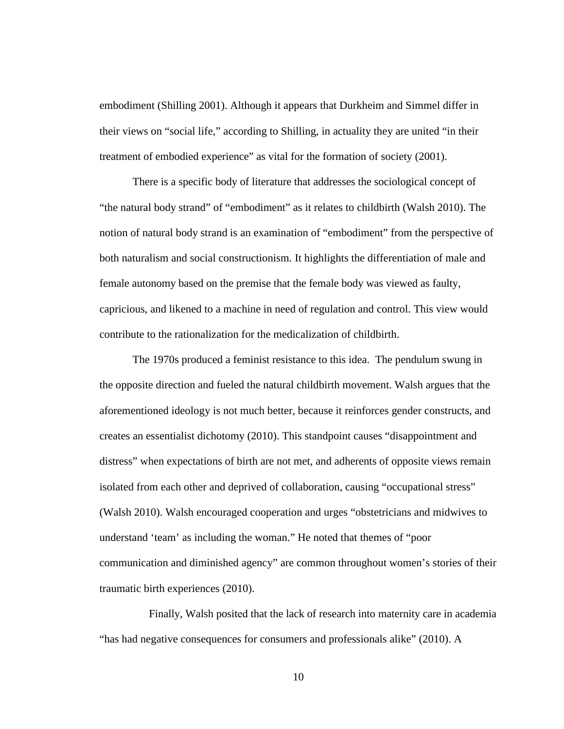embodiment (Shilling 2001). Although it appears that Durkheim and Simmel differ in their views on "social life," according to Shilling, in actuality they are united "in their treatment of embodied experience" as vital for the formation of society (2001).

There is a specific body of literature that addresses the sociological concept of "the natural body strand" of "embodiment" as it relates to childbirth (Walsh 2010). The notion of natural body strand is an examination of "embodiment" from the perspective of both naturalism and social constructionism. It highlights the differentiation of male and female autonomy based on the premise that the female body was viewed as faulty, capricious, and likened to a machine in need of regulation and control. This view would contribute to the rationalization for the medicalization of childbirth.

The 1970s produced a feminist resistance to this idea. The pendulum swung in the opposite direction and fueled the natural childbirth movement. Walsh argues that the aforementioned ideology is not much better, because it reinforces gender constructs, and creates an essentialist dichotomy (2010). This standpoint causes "disappointment and distress" when expectations of birth are not met, and adherents of opposite views remain isolated from each other and deprived of collaboration, causing "occupational stress" (Walsh 2010). Walsh encouraged cooperation and urges "obstetricians and midwives to understand 'team' as including the woman." He noted that themes of "poor communication and diminished agency" are common throughout women's stories of their traumatic birth experiences (2010).

Finally, Walsh posited that the lack of research into maternity care in academia "has had negative consequences for consumers and professionals alike" (2010). A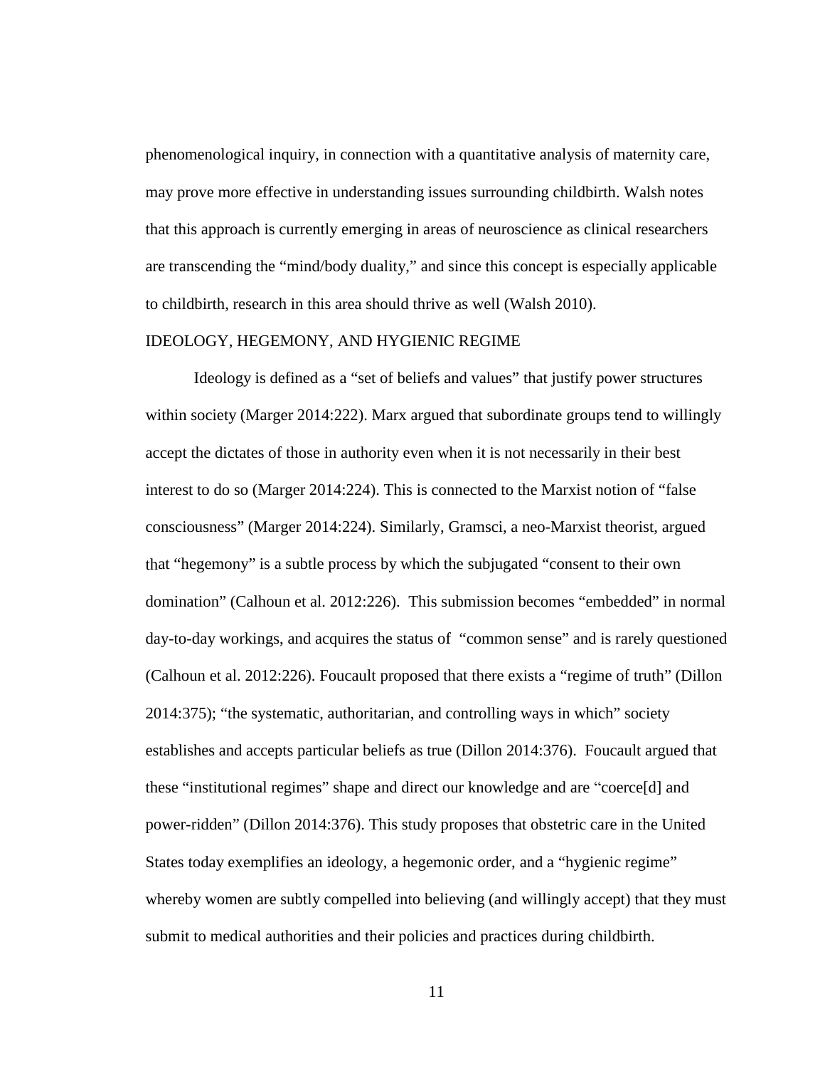phenomenological inquiry, in connection with a quantitative analysis of maternity care, may prove more effective in understanding issues surrounding childbirth. Walsh notes that this approach is currently emerging in areas of neuroscience as clinical researchers are transcending the "mind/body duality," and since this concept is especially applicable to childbirth, research in this area should thrive as well (Walsh 2010).

## IDEOLOGY, HEGEMONY, AND HYGIENIC REGIME

Ideology is defined as a "set of beliefs and values" that justify power structures within society (Marger 2014:222). Marx argued that subordinate groups tend to willingly accept the dictates of those in authority even when it is not necessarily in their best interest to do so (Marger 2014:224). This is connected to the Marxist notion of "false consciousness" (Marger 2014:224). Similarly, Gramsci, a neo-Marxist theorist, argued that "hegemony" is a subtle process by which the subjugated "consent to their own domination" (Calhoun et al. 2012:226). This submission becomes "embedded" in normal day-to-day workings, and acquires the status of "common sense" and is rarely questioned (Calhoun et al. 2012:226). Foucault proposed that there exists a "regime of truth" (Dillon 2014:375); "the systematic, authoritarian, and controlling ways in which" society establishes and accepts particular beliefs as true (Dillon 2014:376). Foucault argued that these "institutional regimes" shape and direct our knowledge and are "coerce[d] and power-ridden" (Dillon 2014:376). This study proposes that obstetric care in the United States today exemplifies an ideology, a hegemonic order, and a "hygienic regime" whereby women are subtly compelled into believing (and willingly accept) that they must submit to medical authorities and their policies and practices during childbirth.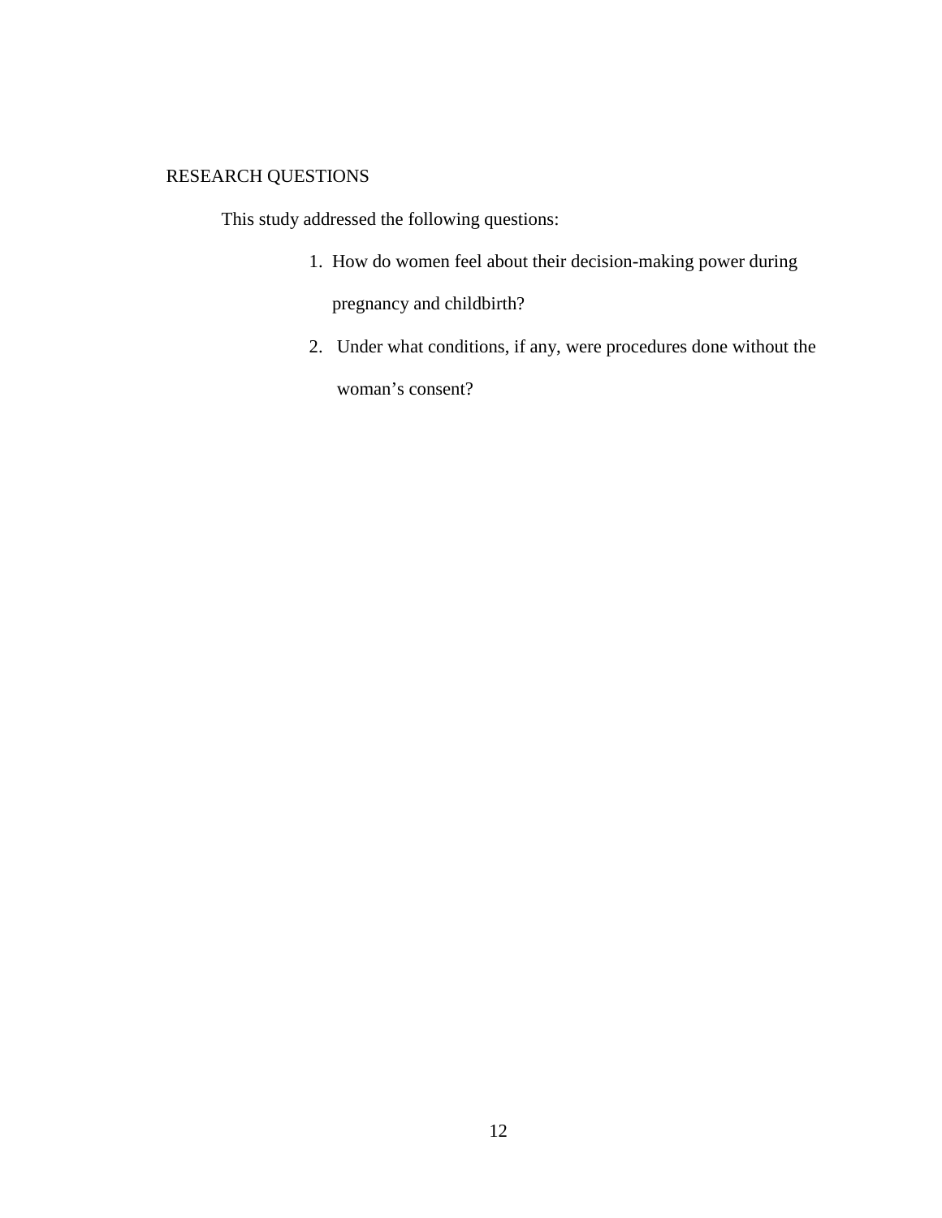## RESEARCH QUESTIONS

This study addressed the following questions:

1. How do women feel about their decision-making power during pregnancy and childbirth?
2. Under what conditions, if any, were procedures done without the woman's consent?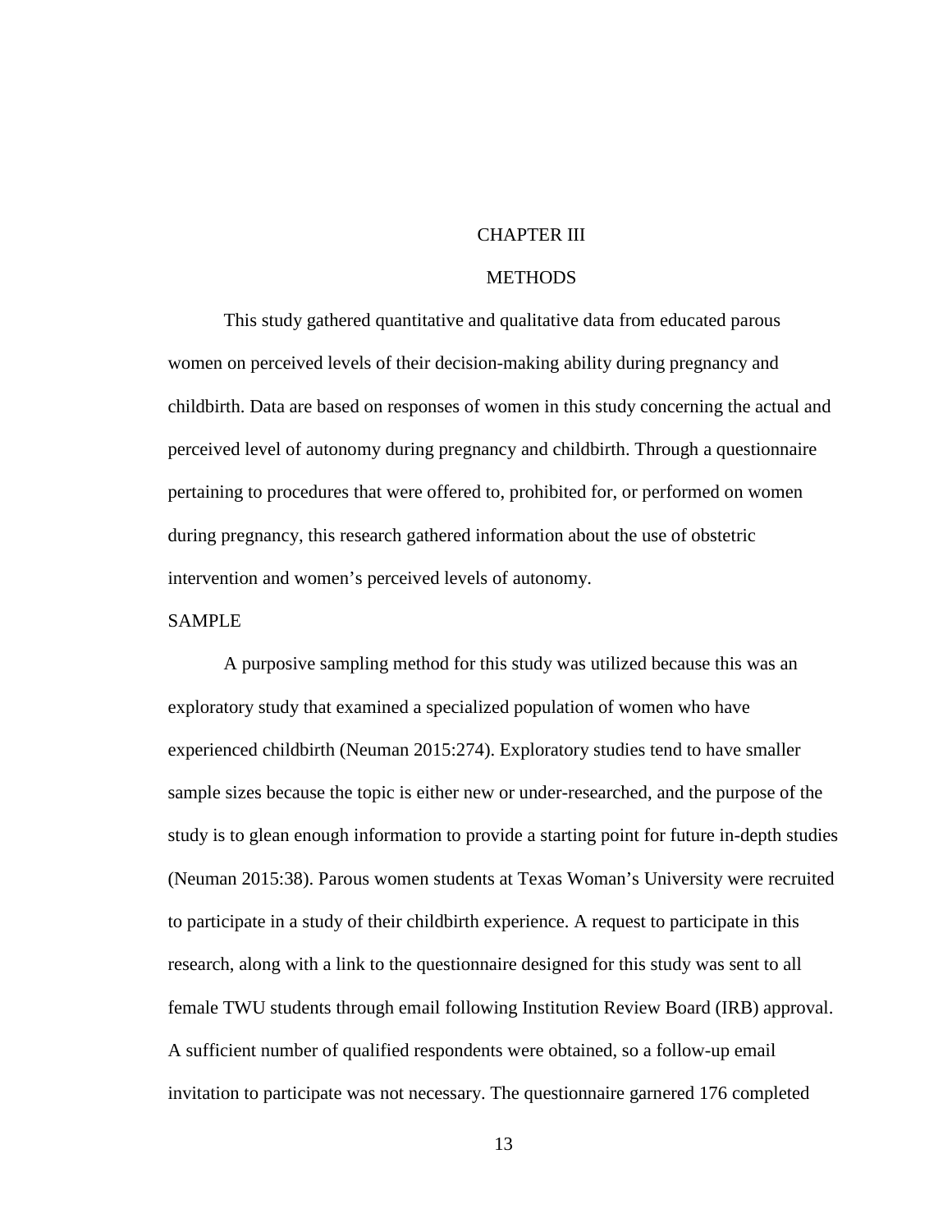# CHAPTER III

# METHODS

This study gathered quantitative and qualitative data from educated parous women on perceived levels of their decision-making ability during pregnancy and childbirth. Data are based on responses of women in this study concerning the actual and perceived level of autonomy during pregnancy and childbirth. Through a questionnaire pertaining to procedures that were offered to, prohibited for, or performed on women during pregnancy, this research gathered information about the use of obstetric intervention and women's perceived levels of autonomy.

## SAMPLE

A purposive sampling method for this study was utilized because this was an exploratory study that examined a specialized population of women who have experienced childbirth (Neuman 2015:274). Exploratory studies tend to have smaller sample sizes because the topic is either new or under-researched, and the purpose of the study is to glean enough information to provide a starting point for future in-depth studies (Neuman 2015:38). Parous women students at Texas Woman's University were recruited to participate in a study of their childbirth experience. A request to participate in this research, along with a link to the questionnaire designed for this study was sent to all female TWU students through email following Institution Review Board (IRB) approval. A sufficient number of qualified respondents were obtained, so a follow-up email invitation to participate was not necessary. The questionnaire garnered 176 completed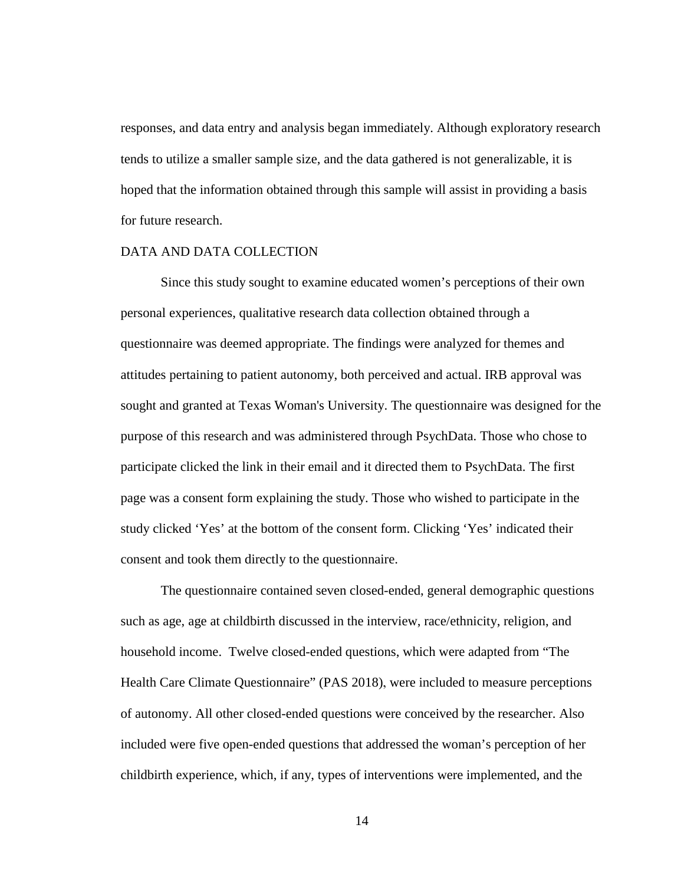responses, and data entry and analysis began immediately. Although exploratory research tends to utilize a smaller sample size, and the data gathered is not generalizable, it is hoped that the information obtained through this sample will assist in providing a basis for future research.

## DATA AND DATA COLLECTION

Since this study sought to examine educated women's perceptions of their own personal experiences, qualitative research data collection obtained through a questionnaire was deemed appropriate. The findings were analyzed for themes and attitudes pertaining to patient autonomy, both perceived and actual. IRB approval was sought and granted at Texas Woman's University. The questionnaire was designed for the purpose of this research and was administered through PsychData. Those who chose to participate clicked the link in their email and it directed them to PsychData. The first page was a consent form explaining the study. Those who wished to participate in the study clicked 'Yes' at the bottom of the consent form. Clicking 'Yes' indicated their consent and took them directly to the questionnaire.

The questionnaire contained seven closed-ended, general demographic questions such as age, age at childbirth discussed in the interview, race/ethnicity, religion, and household income. Twelve closed-ended questions, which were adapted from "The Health Care Climate Questionnaire" (PAS 2018), were included to measure perceptions of autonomy. All other closed-ended questions were conceived by the researcher. Also included were five open-ended questions that addressed the woman's perception of her childbirth experience, which, if any, types of interventions were implemented, and the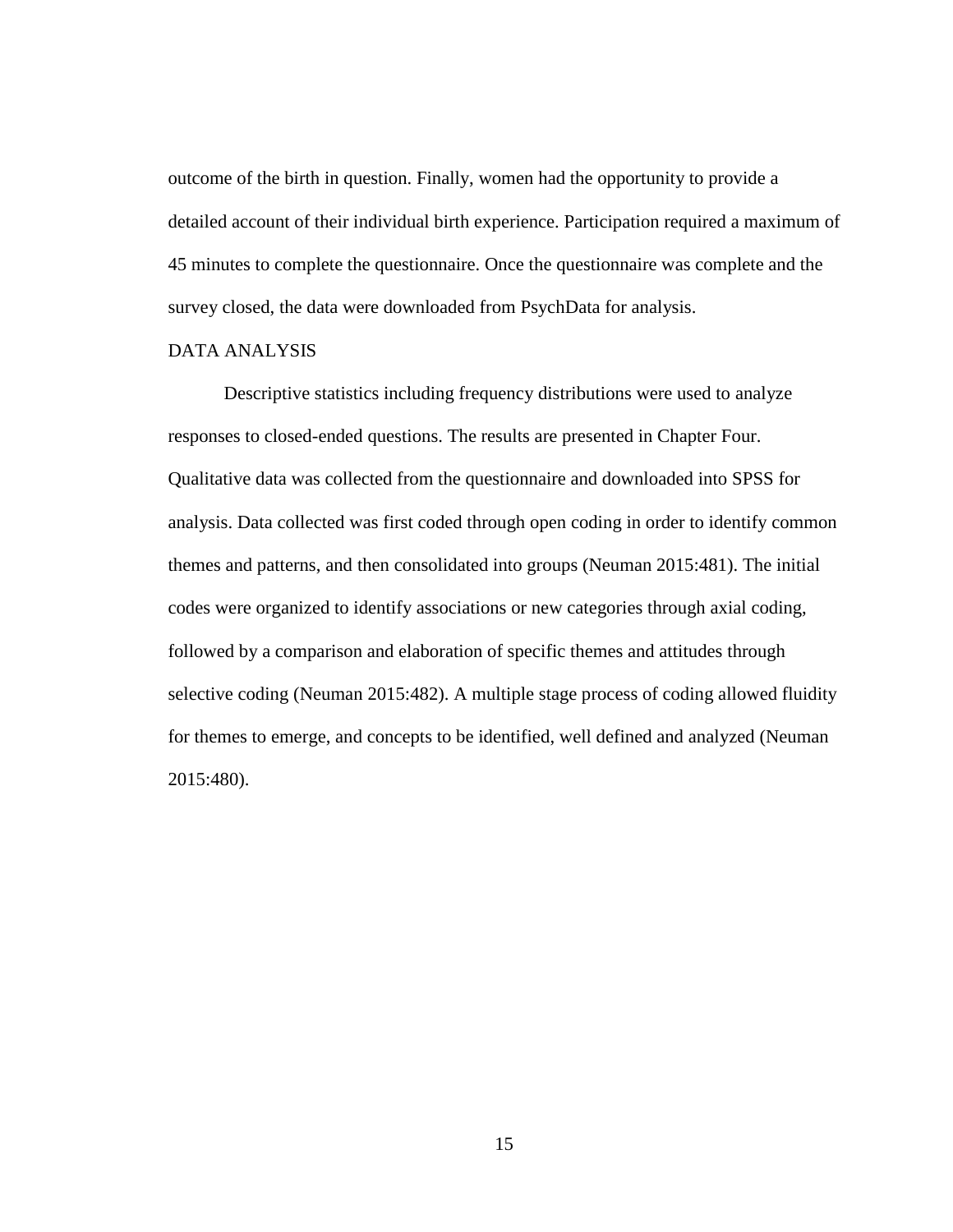outcome of the birth in question. Finally, women had the opportunity to provide a detailed account of their individual birth experience. Participation required a maximum of 45 minutes to complete the questionnaire. Once the questionnaire was complete and the survey closed, the data were downloaded from PsychData for analysis.

## DATA ANALYSIS

Descriptive statistics including frequency distributions were used to analyze responses to closed-ended questions. The results are presented in Chapter Four. Qualitative data was collected from the questionnaire and downloaded into SPSS for analysis. Data collected was first coded through open coding in order to identify common themes and patterns, and then consolidated into groups (Neuman 2015:481). The initial codes were organized to identify associations or new categories through axial coding, followed by a comparison and elaboration of specific themes and attitudes through selective coding (Neuman 2015:482). A multiple stage process of coding allowed fluidity for themes to emerge, and concepts to be identified, well defined and analyzed (Neuman 2015:480).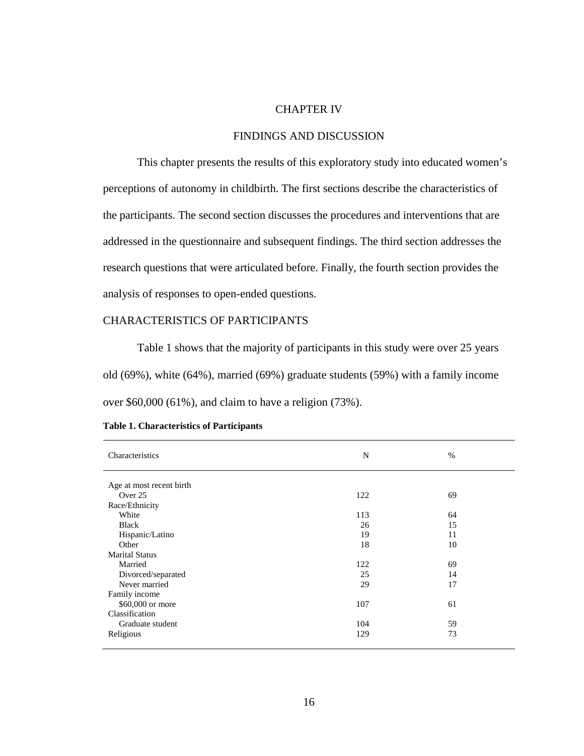# CHAPTER IV

# FINDINGS AND DISCUSSION

This chapter presents the results of this exploratory study into educated women's perceptions of autonomy in childbirth. The first sections describe the characteristics of the participants. The second section discusses the procedures and interventions that are addressed in the questionnaire and subsequent findings. The third section addresses the research questions that were articulated before. Finally, the fourth section provides the analysis of responses to open-ended questions.

## CHARACTERISTICS OF PARTICIPANTS

Table 1 shows that the majority of participants in this study were over 25 years old (69%), white (64%), married (69%) graduate students (59%) with a family income over $60,000 (61%), and claim to have a religion (73%).

**Table 1. Characteristics of Participants**

| Characteristics | N | % |
|---|---|---|
| Age at most recent birth | | |
| Over 25 | 122 | 69 |
| Race/Ethnicity | | |
| White | 113 | 64 |
| Black | 26 | 15 |
| Hispanic/Latino | 19 | 11 |
| Other | 18 | 10 |
| Marital Status | | |
| Married | 122 | 69 |
| Divorced/separated | 25 | 14 |
| Never married | 29 | 17 |
| Family income | | |
| $60,000 or more | 107 | 61 |
| Classification | | |
| Graduate student | 104 | 59 |
| Religious | 129 | 73 |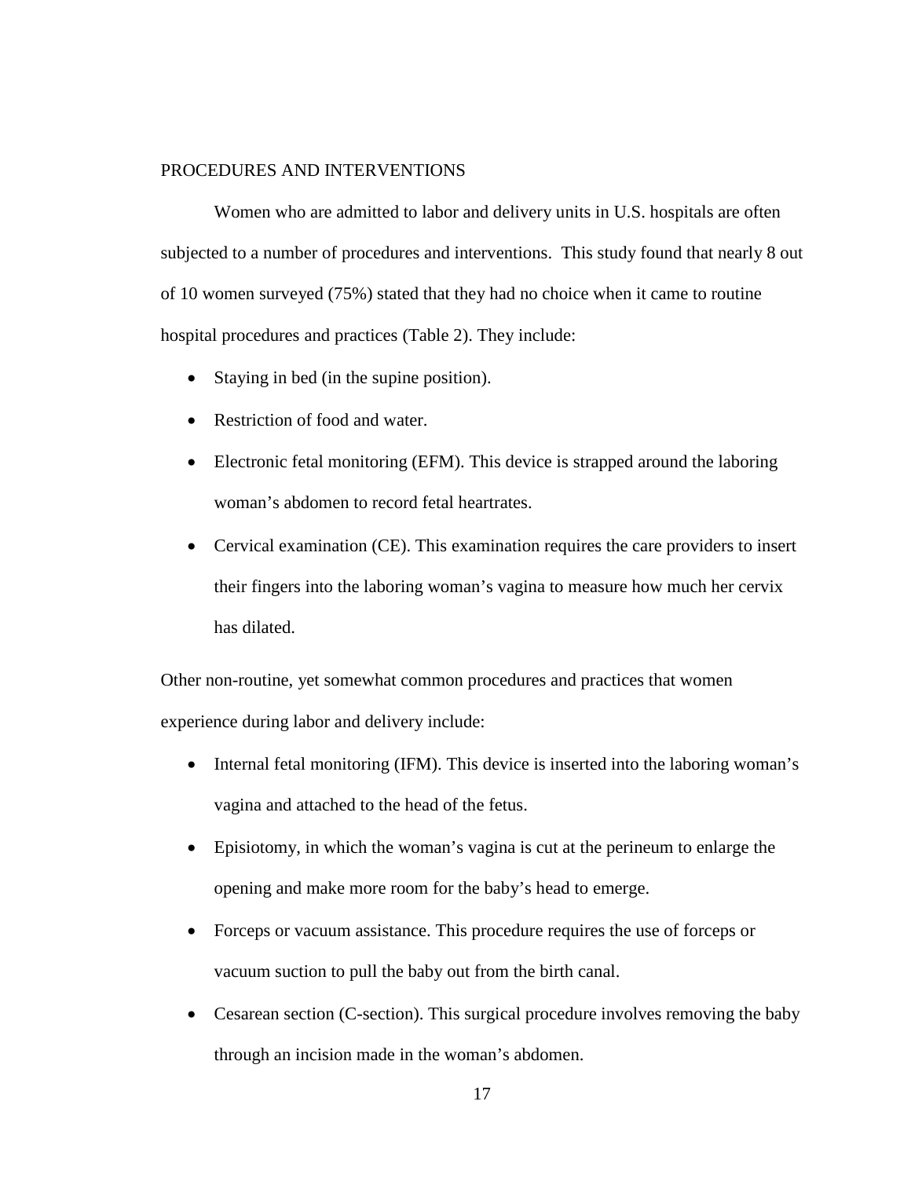## PROCEDURES AND INTERVENTIONS

Women who are admitted to labor and delivery units in U.S. hospitals are often subjected to a number of procedures and interventions. This study found that nearly 8 out of 10 women surveyed (75%) stated that they had no choice when it came to routine hospital procedures and practices (Table 2). They include:

- Staying in bed (in the supine position).
- Restriction of food and water.
- Electronic fetal monitoring (EFM). This device is strapped around the laboring woman's abdomen to record fetal heartrates.
- Cervical examination (CE). This examination requires the care providers to insert their fingers into the laboring woman's vagina to measure how much her cervix has dilated.

Other non-routine, yet somewhat common procedures and practices that women experience during labor and delivery include:

- Internal fetal monitoring (IFM). This device is inserted into the laboring woman's vagina and attached to the head of the fetus.
- Episiotomy, in which the woman's vagina is cut at the perineum to enlarge the opening and make more room for the baby's head to emerge.
- Forceps or vacuum assistance. This procedure requires the use of forceps or vacuum suction to pull the baby out from the birth canal.
- Cesarean section (C-section). This surgical procedure involves removing the baby through an incision made in the woman's abdomen.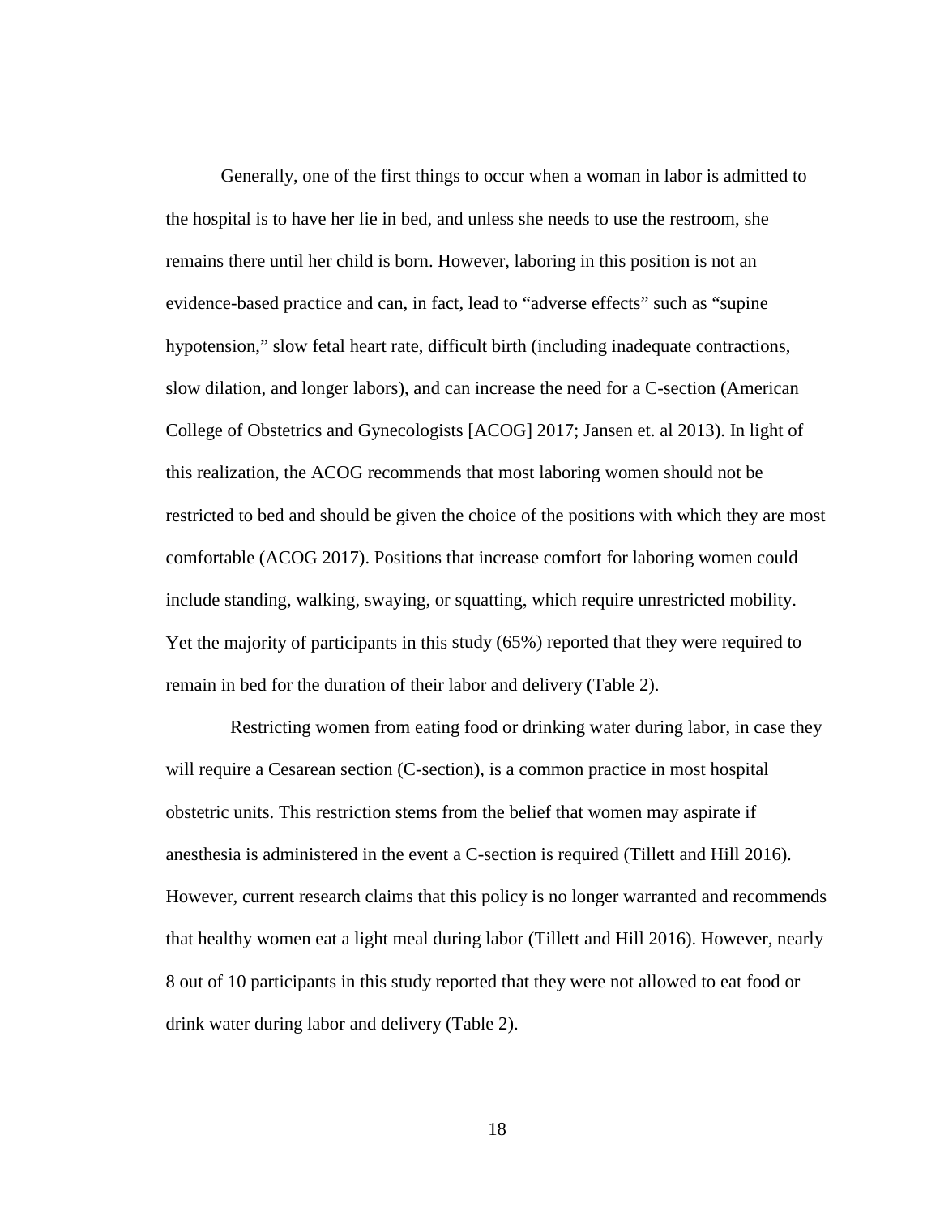Generally, one of the first things to occur when a woman in labor is admitted to the hospital is to have her lie in bed, and unless she needs to use the restroom, she remains there until her child is born. However, laboring in this position is not an evidence-based practice and can, in fact, lead to "adverse effects" such as "supine hypotension," slow fetal heart rate, difficult birth (including inadequate contractions, slow dilation, and longer labors), and can increase the need for a C-section (American College of Obstetrics and Gynecologists [ACOG] 2017; Jansen et. al 2013). In light of this realization, the ACOG recommends that most laboring women should not be restricted to bed and should be given the choice of the positions with which they are most comfortable (ACOG 2017). Positions that increase comfort for laboring women could include standing, walking, swaying, or squatting, which require unrestricted mobility. Yet the majority of participants in this study (65%) reported that they were required to remain in bed for the duration of their labor and delivery (Table 2).

Restricting women from eating food or drinking water during labor, in case they will require a Cesarean section (C-section), is a common practice in most hospital obstetric units. This restriction stems from the belief that women may aspirate if anesthesia is administered in the event a C-section is required (Tillett and Hill 2016). However, current research claims that this policy is no longer warranted and recommends that healthy women eat a light meal during labor (Tillett and Hill 2016). However, nearly 8 out of 10 participants in this study reported that they were not allowed to eat food or drink water during labor and delivery (Table 2).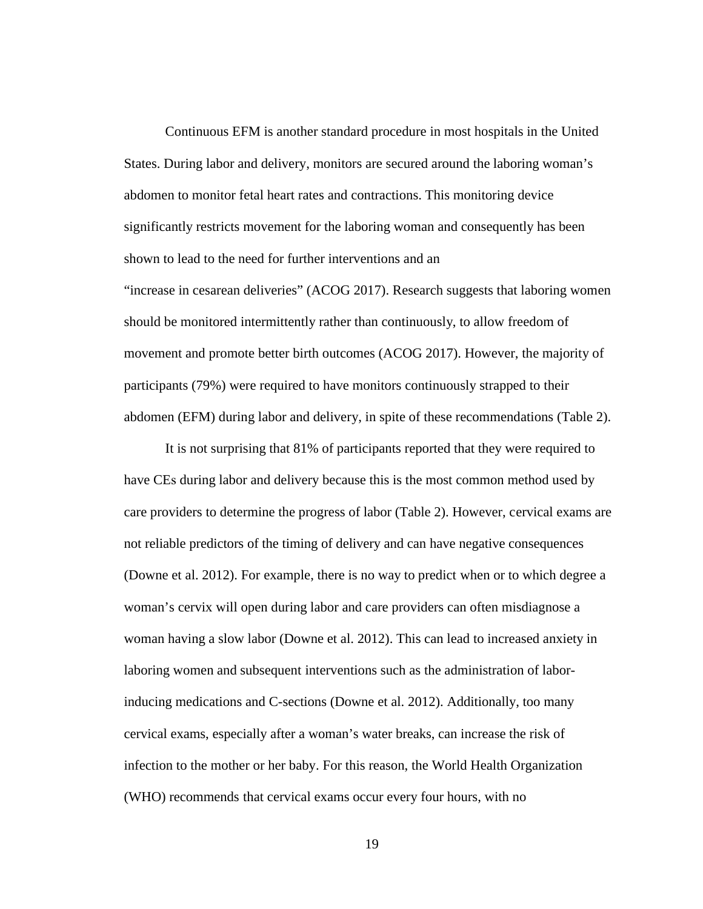Continuous EFM is another standard procedure in most hospitals in the United States. During labor and delivery, monitors are secured around the laboring woman's abdomen to monitor fetal heart rates and contractions. This monitoring device significantly restricts movement for the laboring woman and consequently has been shown to lead to the need for further interventions and an "increase in cesarean deliveries" (ACOG 2017). Research suggests that laboring women should be monitored intermittently rather than continuously, to allow freedom of movement and promote better birth outcomes (ACOG 2017). However, the majority of participants (79%) were required to have monitors continuously strapped to their abdomen (EFM) during labor and delivery, in spite of these recommendations (Table 2).

It is not surprising that 81% of participants reported that they were required to have CEs during labor and delivery because this is the most common method used by care providers to determine the progress of labor (Table 2). However, cervical exams are not reliable predictors of the timing of delivery and can have negative consequences (Downe et al. 2012). For example, there is no way to predict when or to which degree a woman's cervix will open during labor and care providers can often misdiagnose a woman having a slow labor (Downe et al. 2012). This can lead to increased anxiety in laboring women and subsequent interventions such as the administration of labor-inducing medications and C-sections (Downe et al. 2012). Additionally, too many cervical exams, especially after a woman's water breaks, can increase the risk of infection to the mother or her baby. For this reason, the World Health Organization (WHO) recommends that cervical exams occur every four hours, with no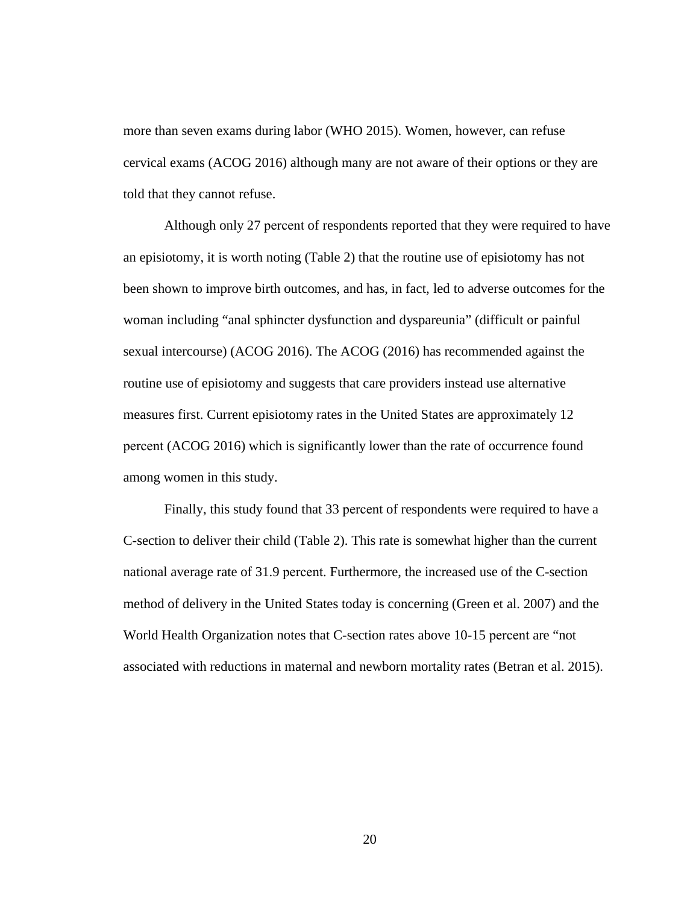more than seven exams during labor (WHO 2015). Women, however, can refuse cervical exams (ACOG 2016) although many are not aware of their options or they are told that they cannot refuse.

Although only 27 percent of respondents reported that they were required to have an episiotomy, it is worth noting (Table 2) that the routine use of episiotomy has not been shown to improve birth outcomes, and has, in fact, led to adverse outcomes for the woman including "anal sphincter dysfunction and dyspareunia" (difficult or painful sexual intercourse) (ACOG 2016). The ACOG (2016) has recommended against the routine use of episiotomy and suggests that care providers instead use alternative measures first. Current episiotomy rates in the United States are approximately 12 percent (ACOG 2016) which is significantly lower than the rate of occurrence found among women in this study.

Finally, this study found that 33 percent of respondents were required to have a C-section to deliver their child (Table 2). This rate is somewhat higher than the current national average rate of 31.9 percent. Furthermore, the increased use of the C-section method of delivery in the United States today is concerning (Green et al. 2007) and the World Health Organization notes that C-section rates above 10-15 percent are "not associated with reductions in maternal and newborn mortality rates (Betran et al. 2015).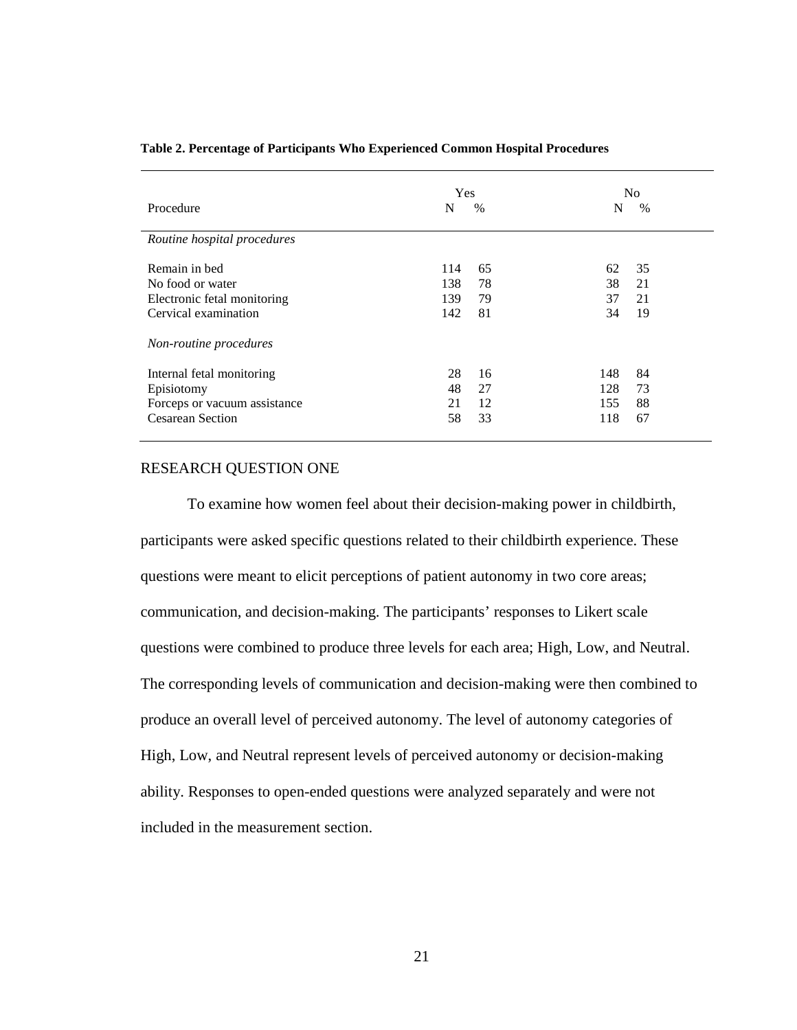**Table 2. Percentage of Participants Who Experienced Common Hospital Procedures**

| Procedure | Yes | | No | |
|---|---|---|---|---|
| | N | % | N | % |
| *Routine hospital procedures* | | | | |
| Remain in bed | 114 | 65 | 62 | 35 |
| No food or water | 138 | 78 | 38 | 21 |
| Electronic fetal monitoring | 139 | 79 | 37 | 21 |
| Cervical examination | 142 | 81 | 34 | 19 |
| *Non-routine procedures* | | | | |
| Internal fetal monitoring | 28 | 16 | 148 | 84 |
| Episiotomy | 48 | 27 | 128 | 73 |
| Forceps or vacuum assistance | 21 | 12 | 155 | 88 |
| Cesarean Section | 58 | 33 | 118 | 67 |

## RESEARCH QUESTION ONE

To examine how women feel about their decision-making power in childbirth, participants were asked specific questions related to their childbirth experience. These questions were meant to elicit perceptions of patient autonomy in two core areas; communication, and decision-making. The participants' responses to Likert scale questions were combined to produce three levels for each area; High, Low, and Neutral. The corresponding levels of communication and decision-making were then combined to produce an overall level of perceived autonomy. The level of autonomy categories of High, Low, and Neutral represent levels of perceived autonomy or decision-making ability. Responses to open-ended questions were analyzed separately and were not included in the measurement section.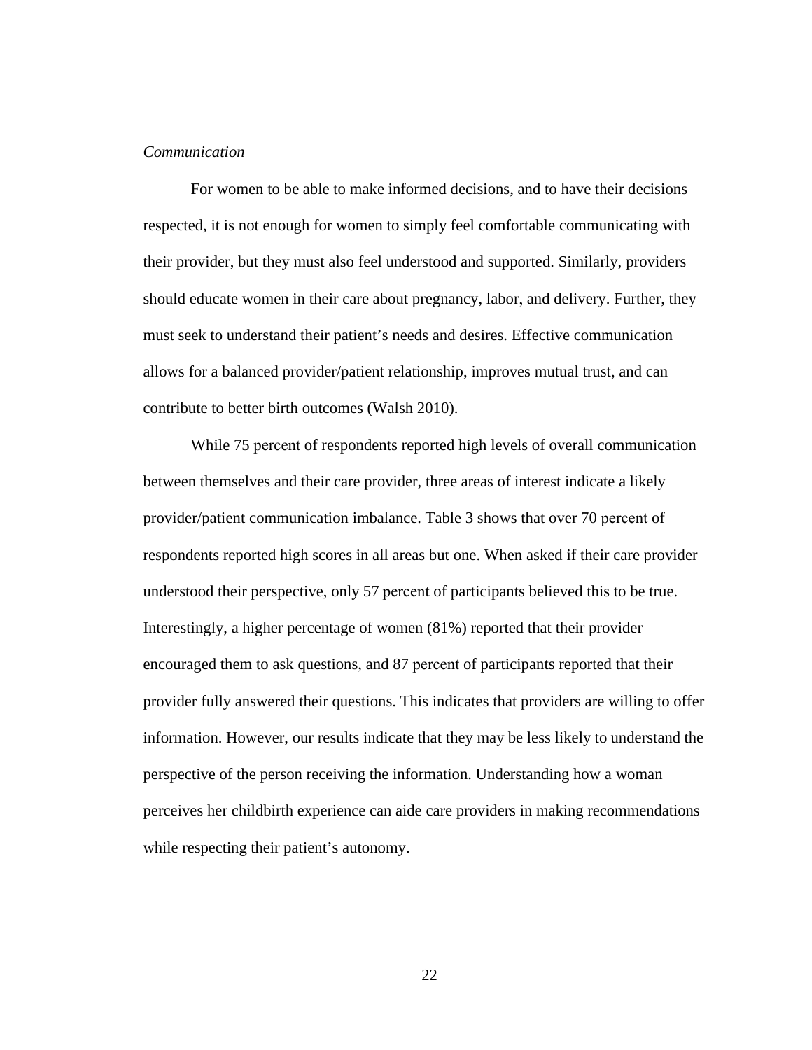*Communication*

For women to be able to make informed decisions, and to have their decisions respected, it is not enough for women to simply feel comfortable communicating with their provider, but they must also feel understood and supported. Similarly, providers should educate women in their care about pregnancy, labor, and delivery. Further, they must seek to understand their patient's needs and desires. Effective communication allows for a balanced provider/patient relationship, improves mutual trust, and can contribute to better birth outcomes (Walsh 2010).

While 75 percent of respondents reported high levels of overall communication between themselves and their care provider, three areas of interest indicate a likely provider/patient communication imbalance. Table 3 shows that over 70 percent of respondents reported high scores in all areas but one. When asked if their care provider understood their perspective, only 57 percent of participants believed this to be true. Interestingly, a higher percentage of women (81%) reported that their provider encouraged them to ask questions, and 87 percent of participants reported that their provider fully answered their questions. This indicates that providers are willing to offer information. However, our results indicate that they may be less likely to understand the perspective of the person receiving the information. Understanding how a woman perceives her childbirth experience can aide care providers in making recommendations while respecting their patient's autonomy.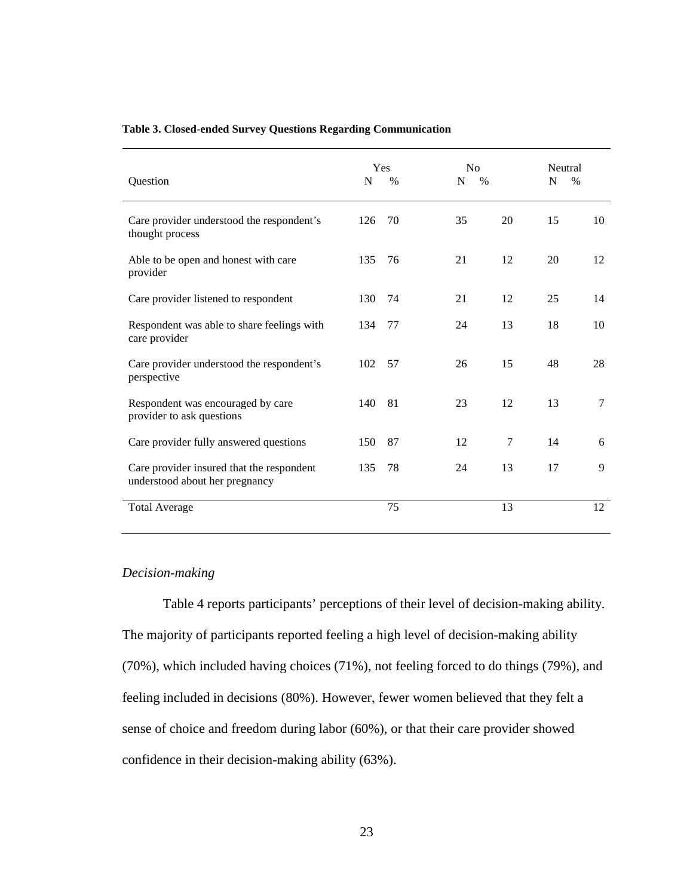**Table 3. Closed-ended Survey Questions Regarding Communication**

| Question | Yes | | No | | Neutral | |
|---|---|---|---|---|---|---|
| | N | % | N | % | N | % |
| Care provider understood the respondent's thought process | 126 | 70 | 35 | 20 | 15 | 10 |
| Able to be open and honest with care provider | 135 | 76 | 21 | 12 | 20 | 12 |
| Care provider listened to respondent | 130 | 74 | 21 | 12 | 25 | 14 |
| Respondent was able to share feelings with care provider | 134 | 77 | 24 | 13 | 18 | 10 |
| Care provider understood the respondent's perspective | 102 | 57 | 26 | 15 | 48 | 28 |
| Respondent was encouraged by care provider to ask questions | 140 | 81 | 23 | 12 | 13 | 7 |
| Care provider fully answered questions | 150 | 87 | 12 | 7 | 14 | 6 |
| Care provider insured that the respondent understood about her pregnancy | 135 | 78 | 24 | 13 | 17 | 9 |
| Total Average | | 75 | | 13 | | 12 |

*Decision-making*

Table 4 reports participants' perceptions of their level of decision-making ability. The majority of participants reported feeling a high level of decision-making ability (70%), which included having choices (71%), not feeling forced to do things (79%), and feeling included in decisions (80%). However, fewer women believed that they felt a sense of choice and freedom during labor (60%), or that their care provider showed confidence in their decision-making ability (63%).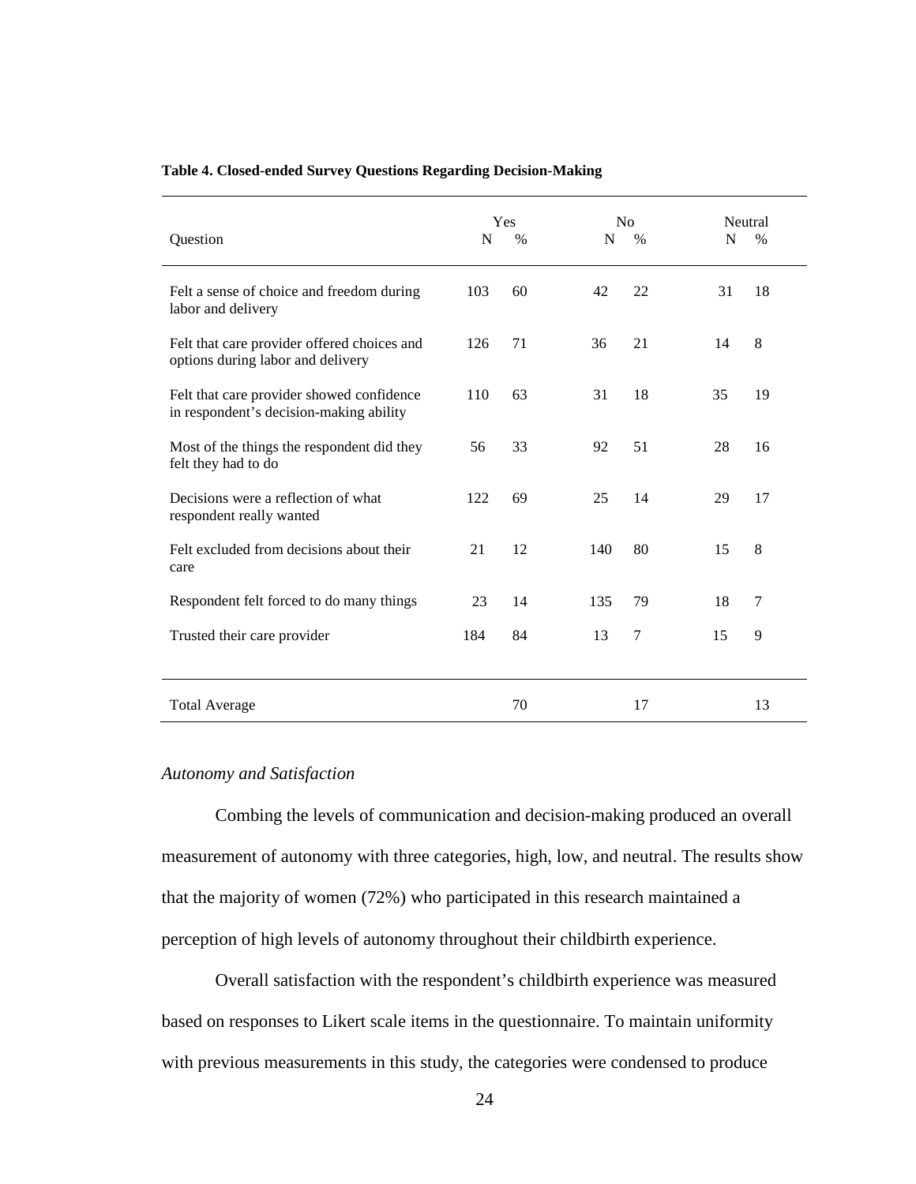**Table 4. Closed-ended Survey Questions Regarding Decision-Making**

| Question | Yes | | No | | Neutral | |
|---|---|---|---|---|---|---|
| | N | % | N | % | N | % |
| Felt a sense of choice and freedom during labor and delivery | 103 | 60 | 42 | 22 | 31 | 18 |
| Felt that care provider offered choices and options during labor and delivery | 126 | 71 | 36 | 21 | 14 | 8 |
| Felt that care provider showed confidence in respondent's decision-making ability | 110 | 63 | 31 | 18 | 35 | 19 |
| Most of the things the respondent did they felt they had to do | 56 | 33 | 92 | 51 | 28 | 16 |
| Decisions were a reflection of what respondent really wanted | 122 | 69 | 25 | 14 | 29 | 17 |
| Felt excluded from decisions about their care | 21 | 12 | 140 | 80 | 15 | 8 |
| Respondent felt forced to do many things | 23 | 14 | 135 | 79 | 18 | 7 |
| Trusted their care provider | 184 | 84 | 13 | 7 | 15 | 9 |
| Total Average | | 70 | | 17 | | 13 |

*Autonomy and Satisfaction*

Combing the levels of communication and decision-making produced an overall measurement of autonomy with three categories, high, low, and neutral. The results show that the majority of women (72%) who participated in this research maintained a perception of high levels of autonomy throughout their childbirth experience.

Overall satisfaction with the respondent's childbirth experience was measured based on responses to Likert scale items in the questionnaire. To maintain uniformity with previous measurements in this study, the categories were condensed to produce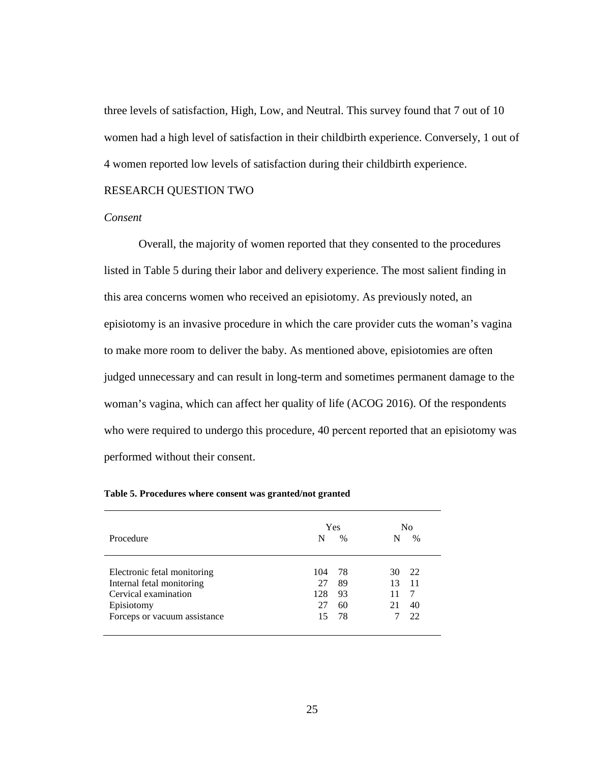three levels of satisfaction, High, Low, and Neutral. This survey found that 7 out of 10 women had a high level of satisfaction in their childbirth experience. Conversely, 1 out of 4 women reported low levels of satisfaction during their childbirth experience.

## RESEARCH QUESTION TWO

### *Consent*

Overall, the majority of women reported that they consented to the procedures listed in Table 5 during their labor and delivery experience. The most salient finding in this area concerns women who received an episiotomy. As previously noted, an episiotomy is an invasive procedure in which the care provider cuts the woman's vagina to make more room to deliver the baby. As mentioned above, episiotomies are often judged unnecessary and can result in long-term and sometimes permanent damage to the woman's vagina, which can affect her quality of life (ACOG 2016). Of the respondents who were required to undergo this procedure, 40 percent reported that an episiotomy was performed without their consent.

**Table 5. Procedures where consent was granted/not granted**

| Procedure | Yes | | No | |
|---|---|---|---|---|
| | N | % | N | % |
| Electronic fetal monitoring | 104 | 78 | 30 | 22 |
| Internal fetal monitoring | 27 | 89 | 13 | 11 |
| Cervical examination | 128 | 93 | 11 | 7 |
| Episiotomy | 27 | 60 | 21 | 40 |
| Forceps or vacuum assistance | 15 | 78 | 7 | 22 |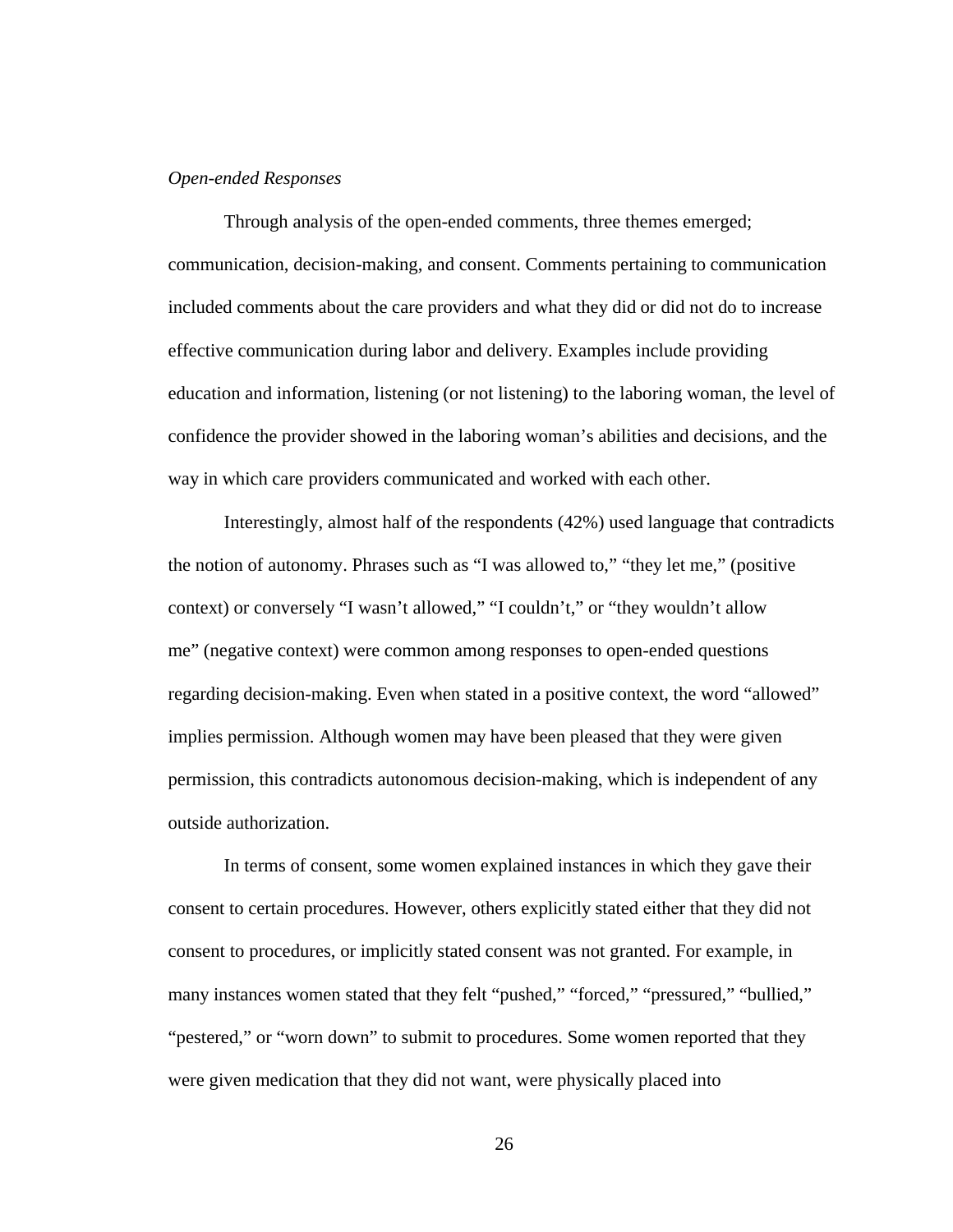*Open-ended Responses*

Through analysis of the open-ended comments, three themes emerged; communication, decision-making, and consent. Comments pertaining to communication included comments about the care providers and what they did or did not do to increase effective communication during labor and delivery. Examples include providing education and information, listening (or not listening) to the laboring woman, the level of confidence the provider showed in the laboring woman's abilities and decisions, and the way in which care providers communicated and worked with each other.

Interestingly, almost half of the respondents (42%) used language that contradicts the notion of autonomy. Phrases such as "I was allowed to," "they let me," (positive context) or conversely "I wasn't allowed," "I couldn't," or "they wouldn't allow me" (negative context) were common among responses to open-ended questions regarding decision-making. Even when stated in a positive context, the word "allowed" implies permission. Although women may have been pleased that they were given permission, this contradicts autonomous decision-making, which is independent of any outside authorization.

In terms of consent, some women explained instances in which they gave their consent to certain procedures. However, others explicitly stated either that they did not consent to procedures, or implicitly stated consent was not granted. For example, in many instances women stated that they felt "pushed," "forced," "pressured," "bullied," "pestered," or "worn down" to submit to procedures. Some women reported that they were given medication that they did not want, were physically placed into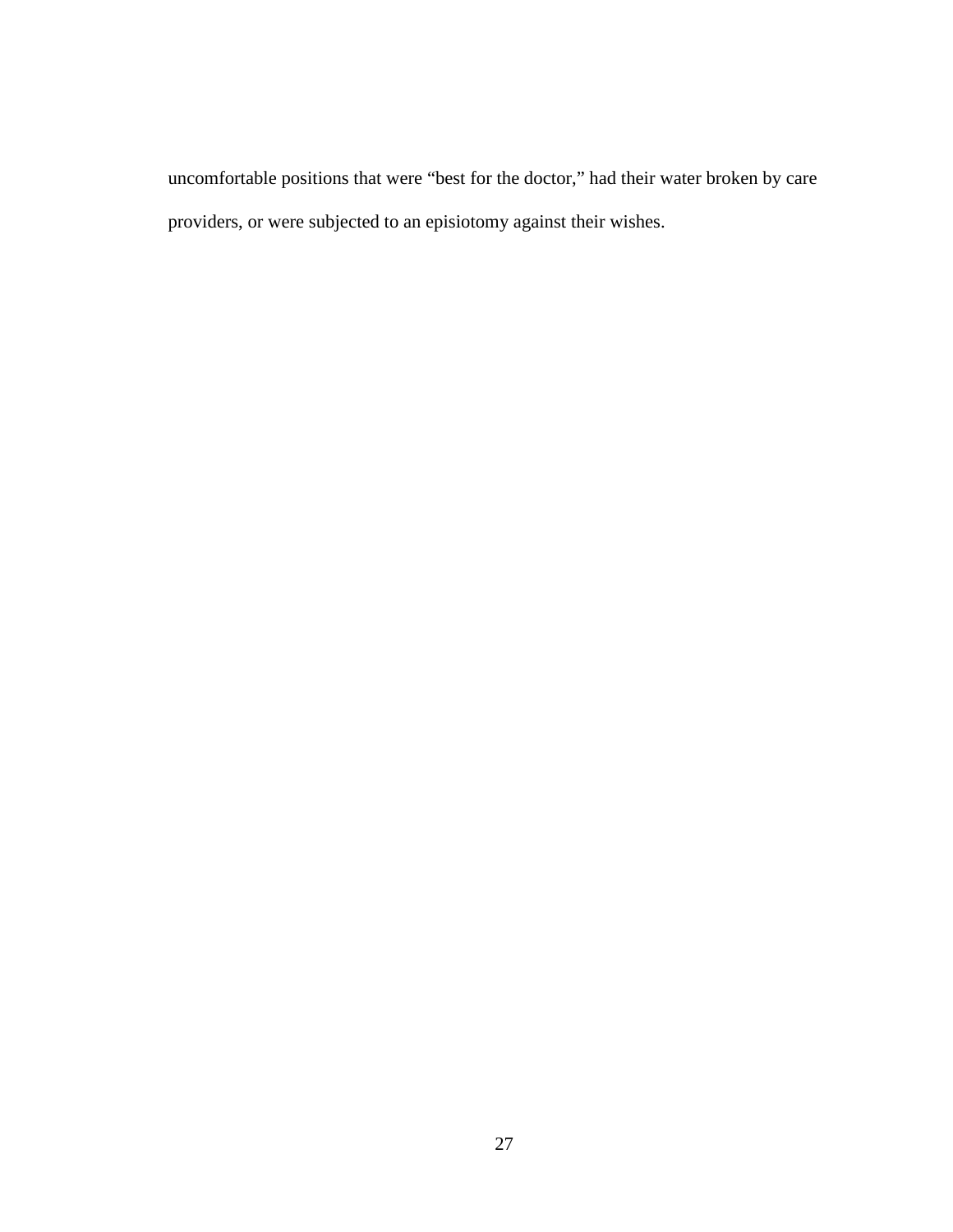uncomfortable positions that were "best for the doctor," had their water broken by care providers, or were subjected to an episiotomy against their wishes.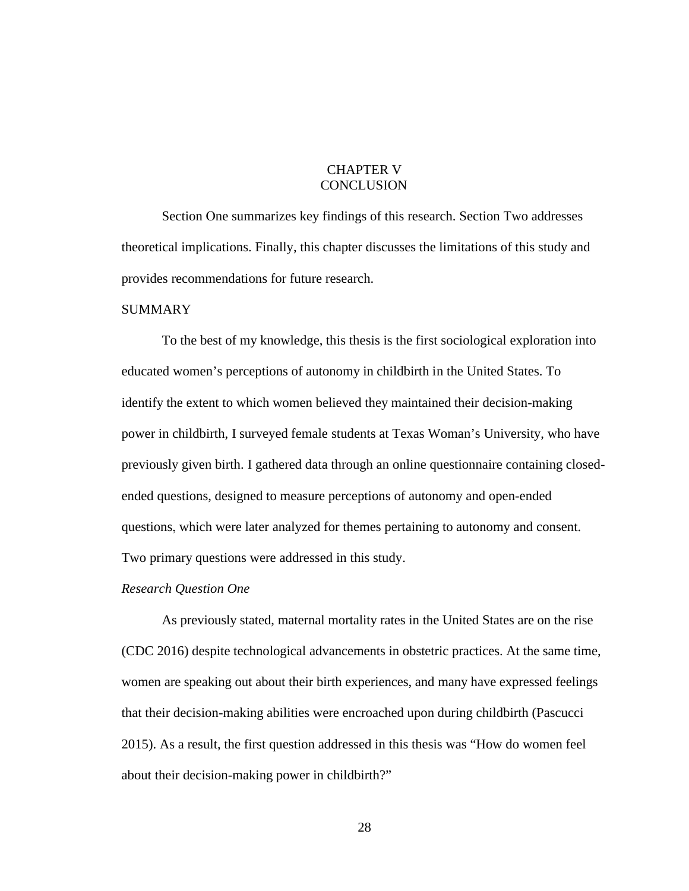# CHAPTER V
# CONCLUSION

Section One summarizes key findings of this research. Section Two addresses theoretical implications. Finally, this chapter discusses the limitations of this study and provides recommendations for future research.

## SUMMARY

To the best of my knowledge, this thesis is the first sociological exploration into educated women's perceptions of autonomy in childbirth in the United States. To identify the extent to which women believed they maintained their decision-making power in childbirth, I surveyed female students at Texas Woman's University, who have previously given birth. I gathered data through an online questionnaire containing closed-ended questions, designed to measure perceptions of autonomy and open-ended questions, which were later analyzed for themes pertaining to autonomy and consent. Two primary questions were addressed in this study.

### *Research Question One*

As previously stated, maternal mortality rates in the United States are on the rise (CDC 2016) despite technological advancements in obstetric practices. At the same time, women are speaking out about their birth experiences, and many have expressed feelings that their decision-making abilities were encroached upon during childbirth (Pascucci 2015). As a result, the first question addressed in this thesis was "How do women feel about their decision-making power in childbirth?"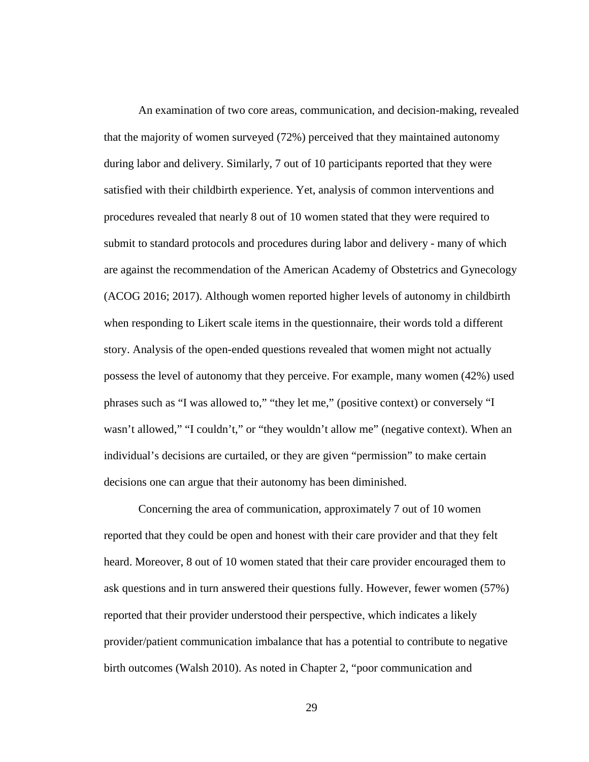An examination of two core areas, communication, and decision-making, revealed that the majority of women surveyed (72%) perceived that they maintained autonomy during labor and delivery. Similarly, 7 out of 10 participants reported that they were satisfied with their childbirth experience. Yet, analysis of common interventions and procedures revealed that nearly 8 out of 10 women stated that they were required to submit to standard protocols and procedures during labor and delivery - many of which are against the recommendation of the American Academy of Obstetrics and Gynecology (ACOG 2016; 2017). Although women reported higher levels of autonomy in childbirth when responding to Likert scale items in the questionnaire, their words told a different story. Analysis of the open-ended questions revealed that women might not actually possess the level of autonomy that they perceive. For example, many women (42%) used phrases such as "I was allowed to," "they let me," (positive context) or conversely "I wasn't allowed," "I couldn't," or "they wouldn't allow me" (negative context). When an individual's decisions are curtailed, or they are given "permission" to make certain decisions one can argue that their autonomy has been diminished.

Concerning the area of communication, approximately 7 out of 10 women reported that they could be open and honest with their care provider and that they felt heard. Moreover, 8 out of 10 women stated that their care provider encouraged them to ask questions and in turn answered their questions fully. However, fewer women (57%) reported that their provider understood their perspective, which indicates a likely provider/patient communication imbalance that has a potential to contribute to negative birth outcomes (Walsh 2010). As noted in Chapter 2, "poor communication and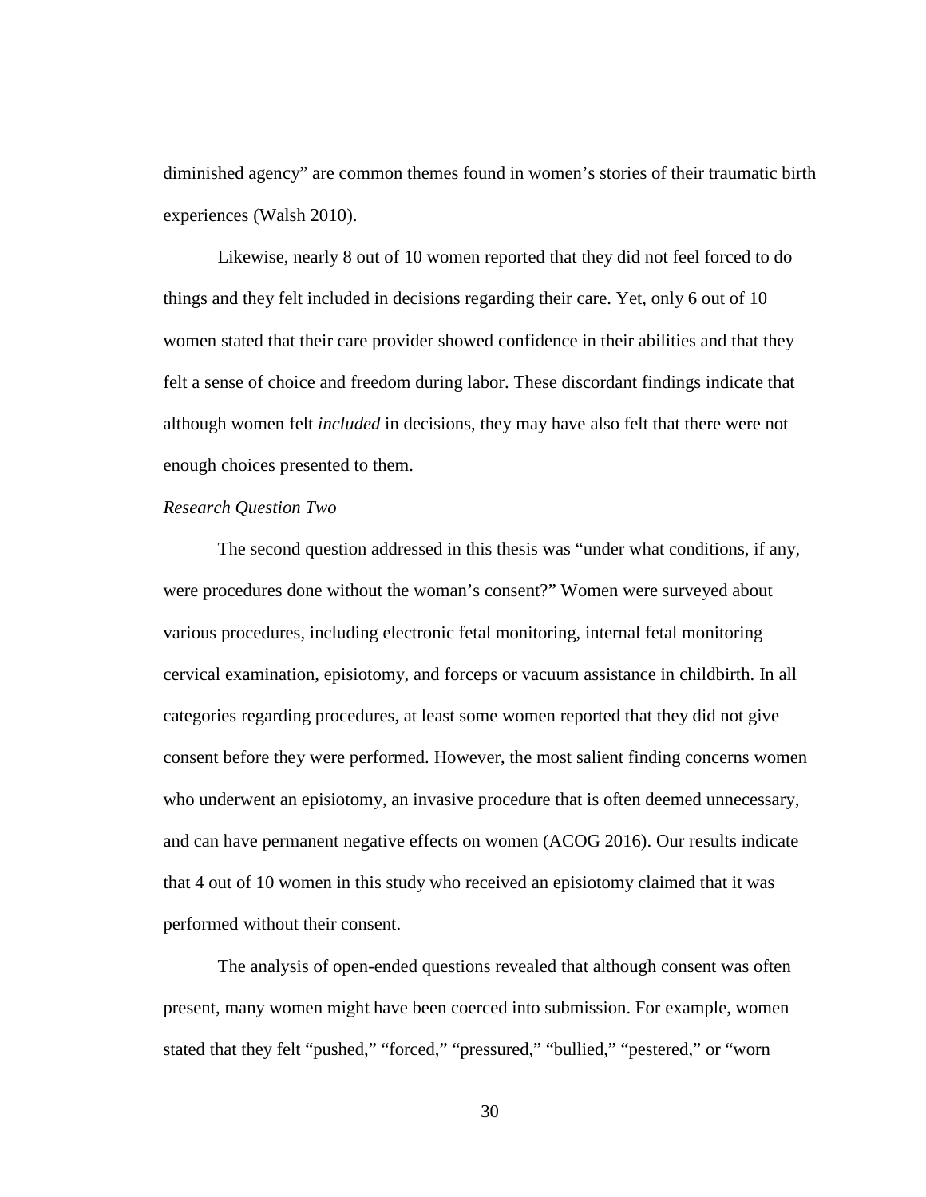diminished agency" are common themes found in women's stories of their traumatic birth experiences (Walsh 2010).

Likewise, nearly 8 out of 10 women reported that they did not feel forced to do things and they felt included in decisions regarding their care. Yet, only 6 out of 10 women stated that their care provider showed confidence in their abilities and that they felt a sense of choice and freedom during labor. These discordant findings indicate that although women felt *included* in decisions, they may have also felt that there were not enough choices presented to them.

*Research Question Two*

The second question addressed in this thesis was "under what conditions, if any, were procedures done without the woman's consent?" Women were surveyed about various procedures, including electronic fetal monitoring, internal fetal monitoring cervical examination, episiotomy, and forceps or vacuum assistance in childbirth. In all categories regarding procedures, at least some women reported that they did not give consent before they were performed. However, the most salient finding concerns women who underwent an episiotomy, an invasive procedure that is often deemed unnecessary, and can have permanent negative effects on women (ACOG 2016). Our results indicate that 4 out of 10 women in this study who received an episiotomy claimed that it was performed without their consent.

The analysis of open-ended questions revealed that although consent was often present, many women might have been coerced into submission. For example, women stated that they felt "pushed," "forced," "pressured," "bullied," "pestered," or "worn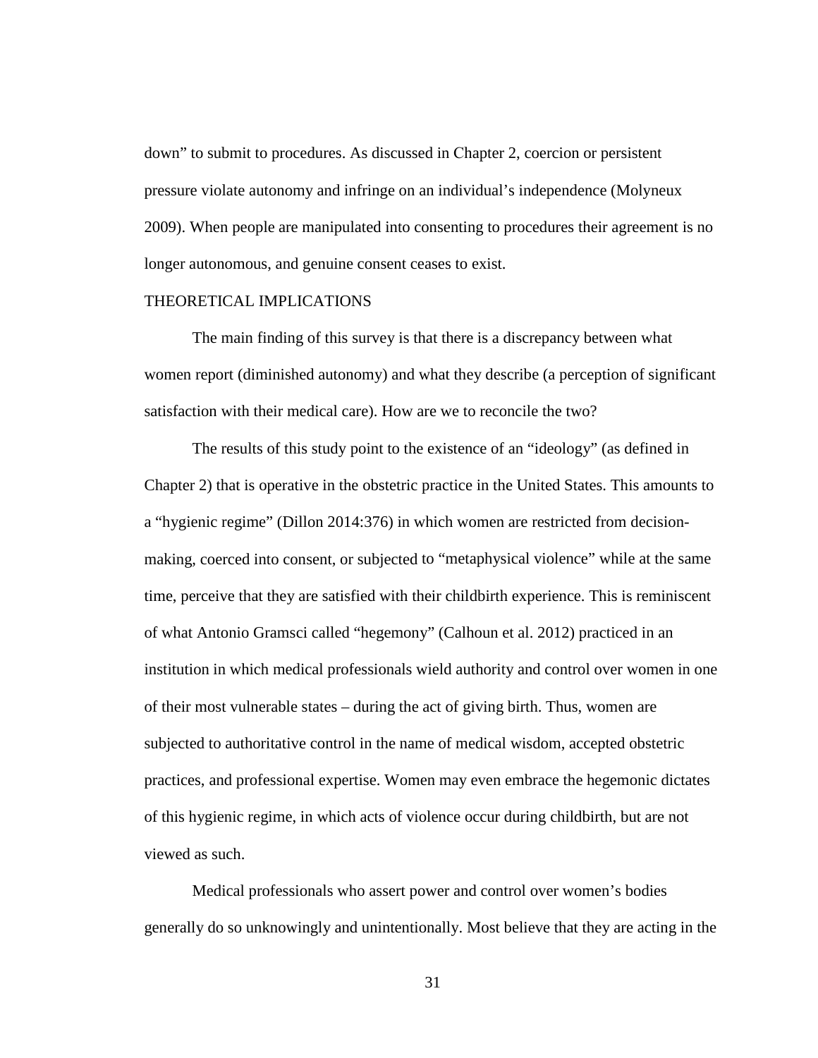down" to submit to procedures. As discussed in Chapter 2, coercion or persistent pressure violate autonomy and infringe on an individual's independence (Molyneux 2009). When people are manipulated into consenting to procedures their agreement is no longer autonomous, and genuine consent ceases to exist.

## THEORETICAL IMPLICATIONS

The main finding of this survey is that there is a discrepancy between what women report (diminished autonomy) and what they describe (a perception of significant satisfaction with their medical care). How are we to reconcile the two?

The results of this study point to the existence of an "ideology" (as defined in Chapter 2) that is operative in the obstetric practice in the United States. This amounts to a "hygienic regime" (Dillon 2014:376) in which women are restricted from decision-making, coerced into consent, or subjected to "metaphysical violence" while at the same time, perceive that they are satisfied with their childbirth experience. This is reminiscent of what Antonio Gramsci called "hegemony" (Calhoun et al. 2012) practiced in an institution in which medical professionals wield authority and control over women in one of their most vulnerable states – during the act of giving birth. Thus, women are subjected to authoritative control in the name of medical wisdom, accepted obstetric practices, and professional expertise. Women may even embrace the hegemonic dictates of this hygienic regime, in which acts of violence occur during childbirth, but are not viewed as such.

Medical professionals who assert power and control over women's bodies generally do so unknowingly and unintentionally. Most believe that they are acting in the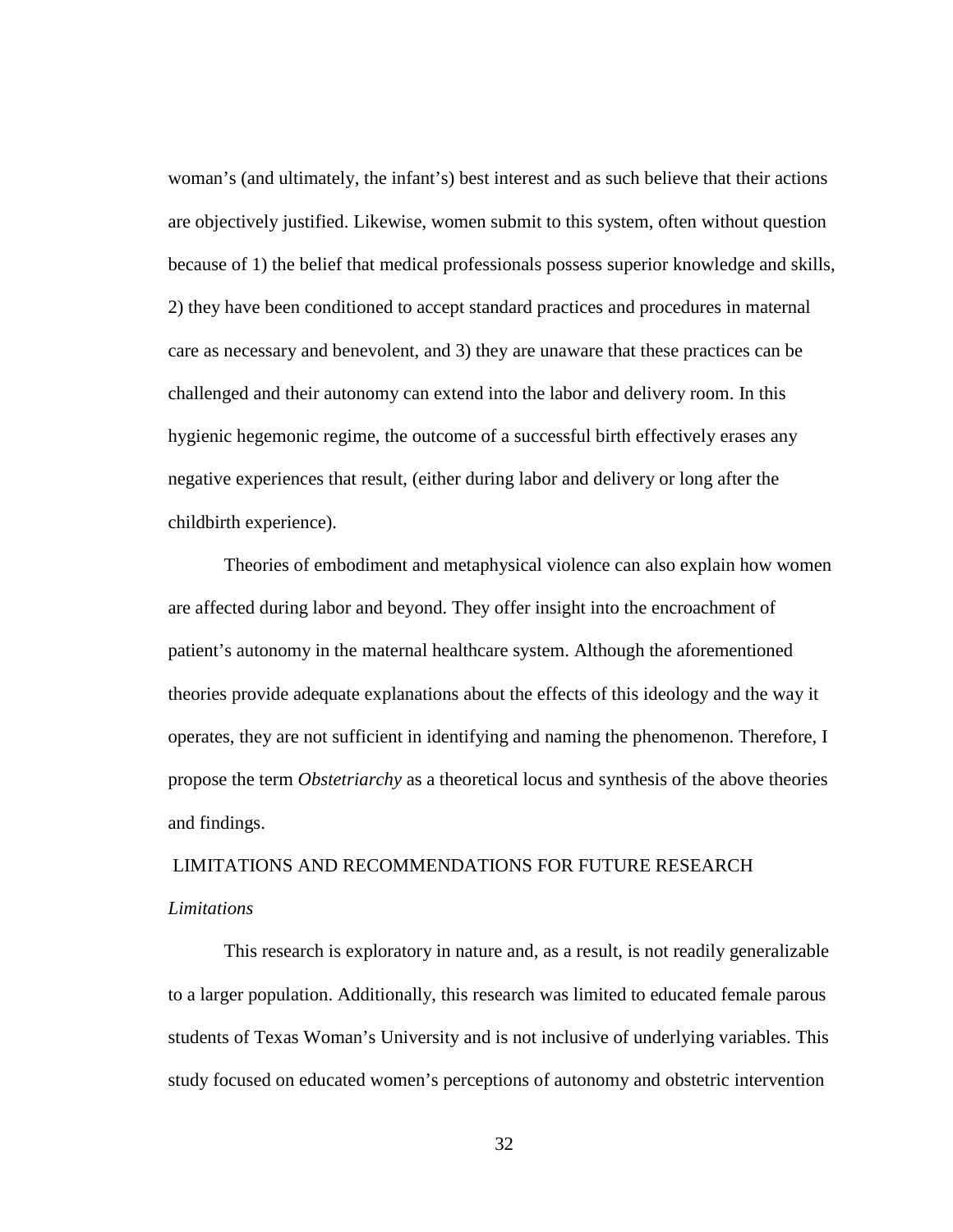woman's (and ultimately, the infant's) best interest and as such believe that their actions are objectively justified. Likewise, women submit to this system, often without question because of 1) the belief that medical professionals possess superior knowledge and skills, 2) they have been conditioned to accept standard practices and procedures in maternal care as necessary and benevolent, and 3) they are unaware that these practices can be challenged and their autonomy can extend into the labor and delivery room. In this hygienic hegemonic regime, the outcome of a successful birth effectively erases any negative experiences that result, (either during labor and delivery or long after the childbirth experience).

Theories of embodiment and metaphysical violence can also explain how women are affected during labor and beyond. They offer insight into the encroachment of patient's autonomy in the maternal healthcare system. Although the aforementioned theories provide adequate explanations about the effects of this ideology and the way it operates, they are not sufficient in identifying and naming the phenomenon. Therefore, I propose the term *Obstetriarchy* as a theoretical locus and synthesis of the above theories and findings.

## LIMITATIONS AND RECOMMENDATIONS FOR FUTURE RESEARCH

### *Limitations*

This research is exploratory in nature and, as a result, is not readily generalizable to a larger population. Additionally, this research was limited to educated female parous students of Texas Woman's University and is not inclusive of underlying variables. This study focused on educated women's perceptions of autonomy and obstetric intervention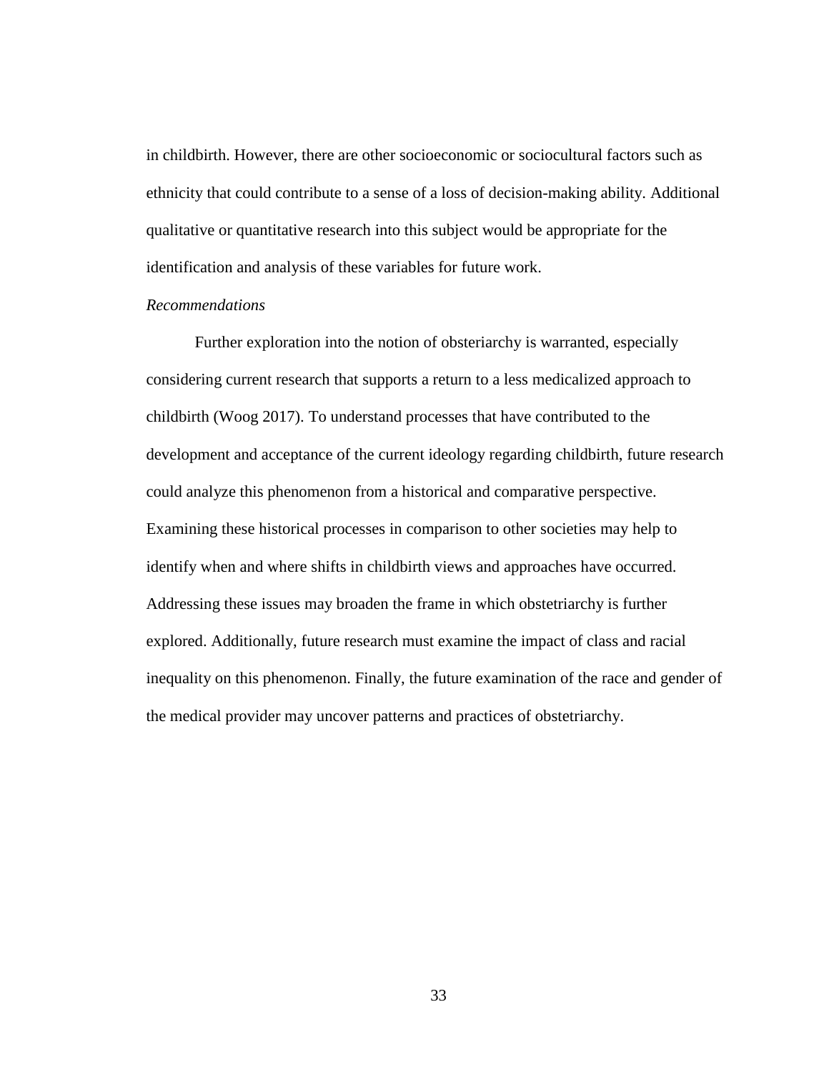in childbirth. However, there are other socioeconomic or sociocultural factors such as ethnicity that could contribute to a sense of a loss of decision-making ability. Additional qualitative or quantitative research into this subject would be appropriate for the identification and analysis of these variables for future work.

*Recommendations*

Further exploration into the notion of obsteriarchy is warranted, especially considering current research that supports a return to a less medicalized approach to childbirth (Woog 2017). To understand processes that have contributed to the development and acceptance of the current ideology regarding childbirth, future research could analyze this phenomenon from a historical and comparative perspective. Examining these historical processes in comparison to other societies may help to identify when and where shifts in childbirth views and approaches have occurred. Addressing these issues may broaden the frame in which obstetriarchy is further explored. Additionally, future research must examine the impact of class and racial inequality on this phenomenon. Finally, the future examination of the race and gender of the medical provider may uncover patterns and practices of obstetriarchy.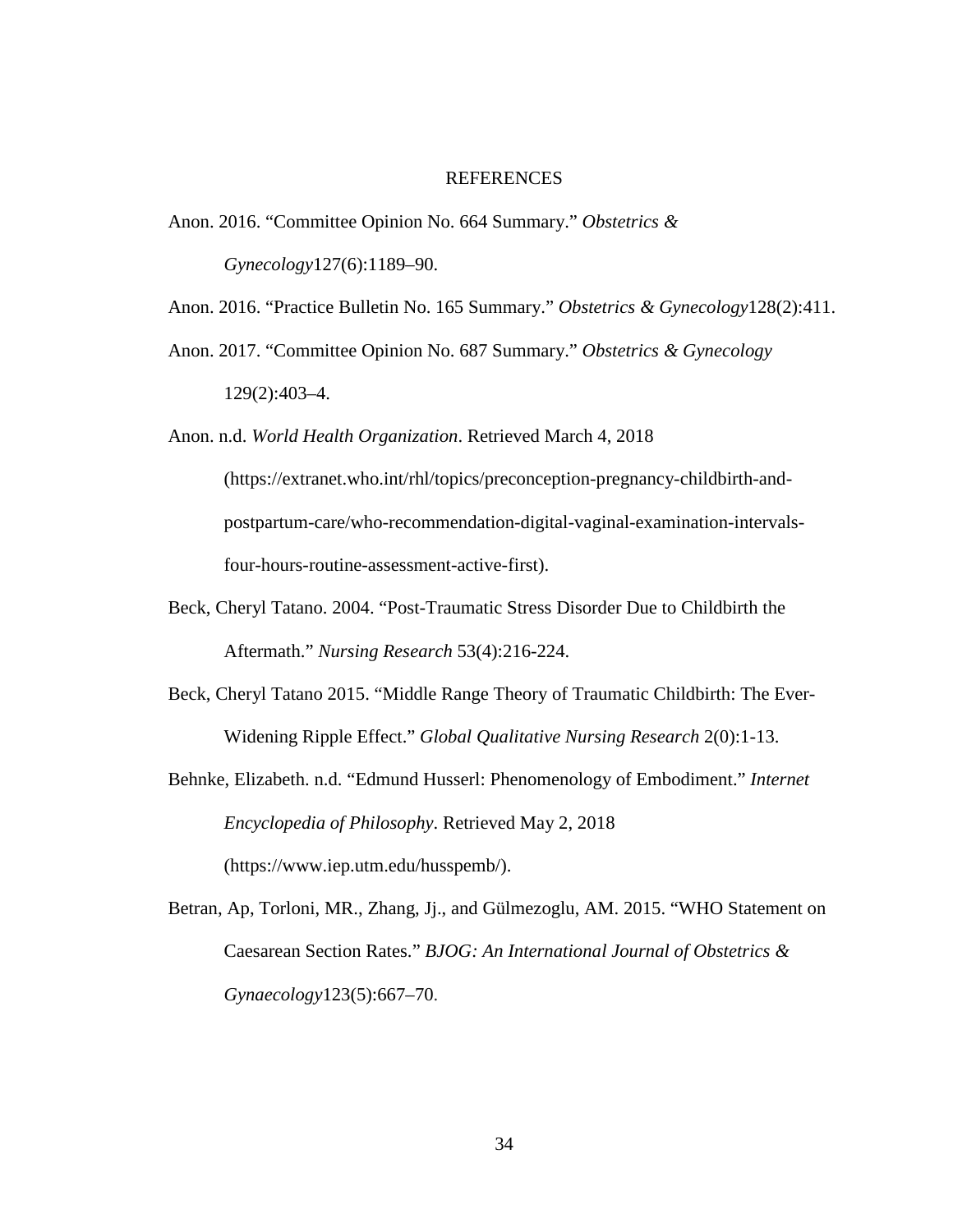# REFERENCES

Anon. 2016. "Committee Opinion No. 664 Summary." *Obstetrics & Gynecology*127(6):1189–90.

Anon. 2016. "Practice Bulletin No. 165 Summary." *Obstetrics & Gynecology*128(2):411.

Anon. 2017. "Committee Opinion No. 687 Summary." *Obstetrics & Gynecology* 129(2):403–4.

Anon. n.d. *World Health Organization*. Retrieved March 4, 2018 (https://extranet.who.int/rhl/topics/preconception-pregnancy-childbirth-and-postpartum-care/who-recommendation-digital-vaginal-examination-intervals-four-hours-routine-assessment-active-first).

Beck, Cheryl Tatano. 2004. "Post-Traumatic Stress Disorder Due to Childbirth the Aftermath." *Nursing Research* 53(4):216-224.

Beck, Cheryl Tatano 2015. "Middle Range Theory of Traumatic Childbirth: The Ever-Widening Ripple Effect." *Global Qualitative Nursing Research* 2(0):1-13.

Behnke, Elizabeth. n.d. "Edmund Husserl: Phenomenology of Embodiment." *Internet Encyclopedia of Philosophy*. Retrieved May 2, 2018 (https://www.iep.utm.edu/husspemb/).

Betran, Ap, Torloni, MR., Zhang, Jj., and Gülmezoglu, AM. 2015. "WHO Statement on Caesarean Section Rates." *BJOG: An International Journal of Obstetrics & Gynaecology*123(5):667–70.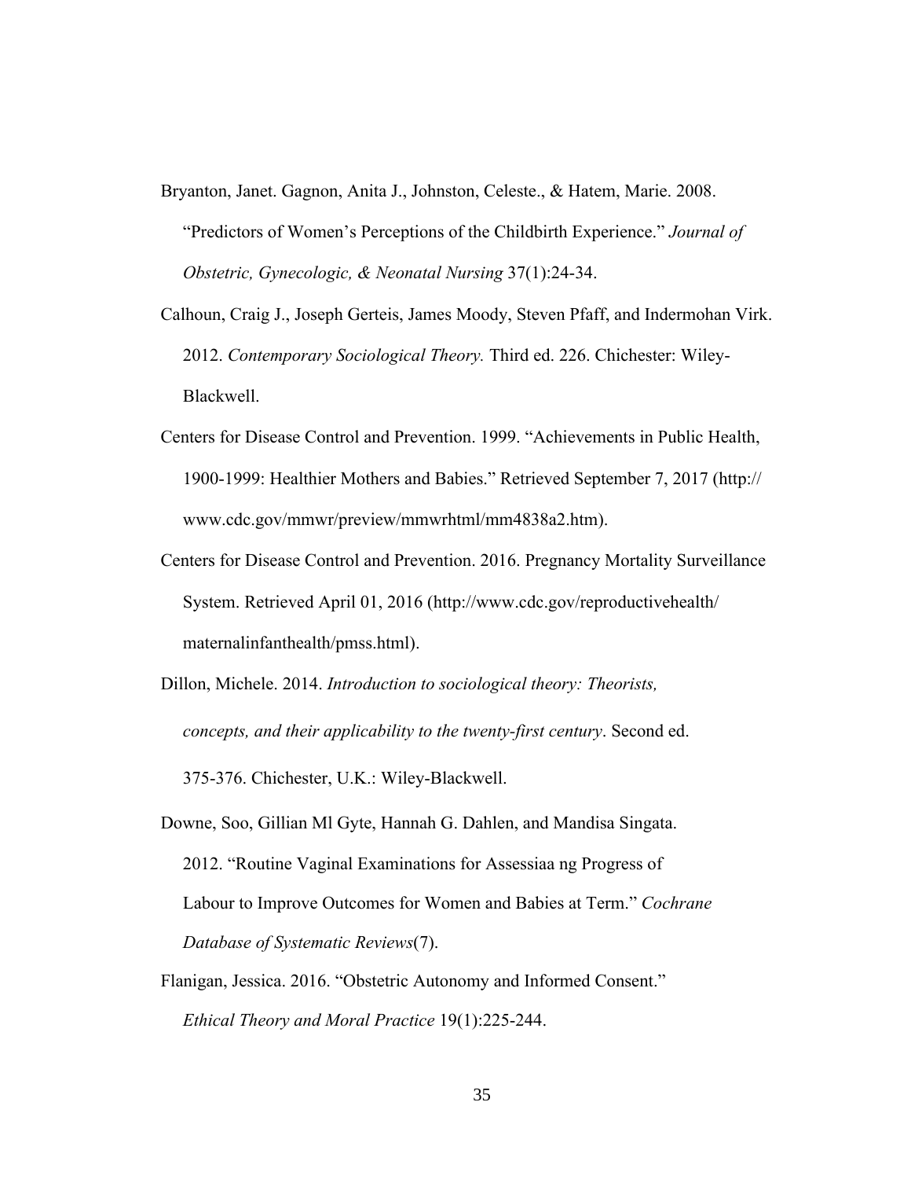Bryanton, Janet. Gagnon, Anita J., Johnston, Celeste., & Hatem, Marie. 2008. "Predictors of Women's Perceptions of the Childbirth Experience." *Journal of Obstetric, Gynecologic, & Neonatal Nursing* 37(1):24-34.

Calhoun, Craig J., Joseph Gerteis, James Moody, Steven Pfaff, and Indermohan Virk. 2012. *Contemporary Sociological Theory.* Third ed. 226. Chichester: Wiley-Blackwell.

Centers for Disease Control and Prevention. 1999. "Achievements in Public Health, 1900-1999: Healthier Mothers and Babies." Retrieved September 7, 2017 (http://www.cdc.gov/mmwr/preview/mmwrhtml/mm4838a2.htm).

Centers for Disease Control and Prevention. 2016. Pregnancy Mortality Surveillance System. Retrieved April 01, 2016 (http://www.cdc.gov/reproductivehealth/maternalinfanthealth/pmss.html).

Dillon, Michele. 2014. *Introduction to sociological theory: Theorists, concepts, and their applicability to the twenty-first century*. Second ed. 375-376. Chichester, U.K.: Wiley-Blackwell.

Downe, Soo, Gillian Ml Gyte, Hannah G. Dahlen, and Mandisa Singata. 2012. "Routine Vaginal Examinations for Assessiaa ng Progress of Labour to Improve Outcomes for Women and Babies at Term." *Cochrane Database of Systematic Reviews*(7).

Flanigan, Jessica. 2016. "Obstetric Autonomy and Informed Consent." *Ethical Theory and Moral Practice* 19(1):225-244.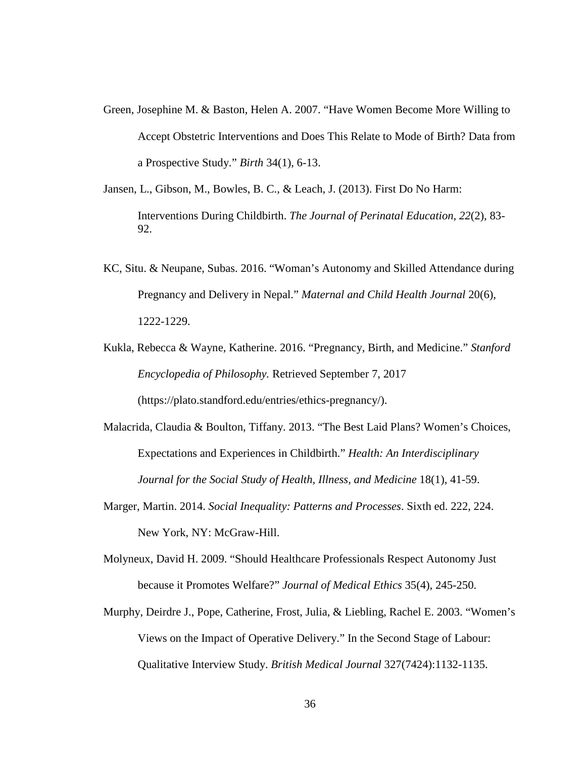Green, Josephine M. & Baston, Helen A. 2007. “Have Women Become More Willing to Accept Obstetric Interventions and Does This Relate to Mode of Birth? Data from a Prospective Study.” *Birth* 34(1), 6-13.

Jansen, L., Gibson, M., Bowles, B. C., & Leach, J. (2013). First Do No Harm: Interventions During Childbirth. *The Journal of Perinatal Education*, *22*(2), 83-92.

KC, Situ. & Neupane, Subas. 2016. “Woman’s Autonomy and Skilled Attendance during Pregnancy and Delivery in Nepal.” *Maternal and Child Health Journal* 20(6), 1222-1229.

Kukla, Rebecca & Wayne, Katherine. 2016. “Pregnancy, Birth, and Medicine.” *Stanford Encyclopedia of Philosophy.* Retrieved September 7, 2017 (https://plato.standford.edu/entries/ethics-pregnancy/).

Malacrida, Claudia & Boulton, Tiffany. 2013. “The Best Laid Plans? Women’s Choices, Expectations and Experiences in Childbirth.” *Health: An Interdisciplinary Journal for the Social Study of Health, Illness, and Medicine* 18(1), 41-59.

Marger, Martin. 2014. *Social Inequality: Patterns and Processes*. Sixth ed. 222, 224. New York, NY: McGraw-Hill.

Molyneux, David H. 2009. “Should Healthcare Professionals Respect Autonomy Just because it Promotes Welfare?” *Journal of Medical Ethics* 35(4), 245-250.

Murphy, Deirdre J., Pope, Catherine, Frost, Julia, & Liebling, Rachel E. 2003. “Women’s Views on the Impact of Operative Delivery.” In the Second Stage of Labour: Qualitative Interview Study. *British Medical Journal* 327(7424):1132-1135.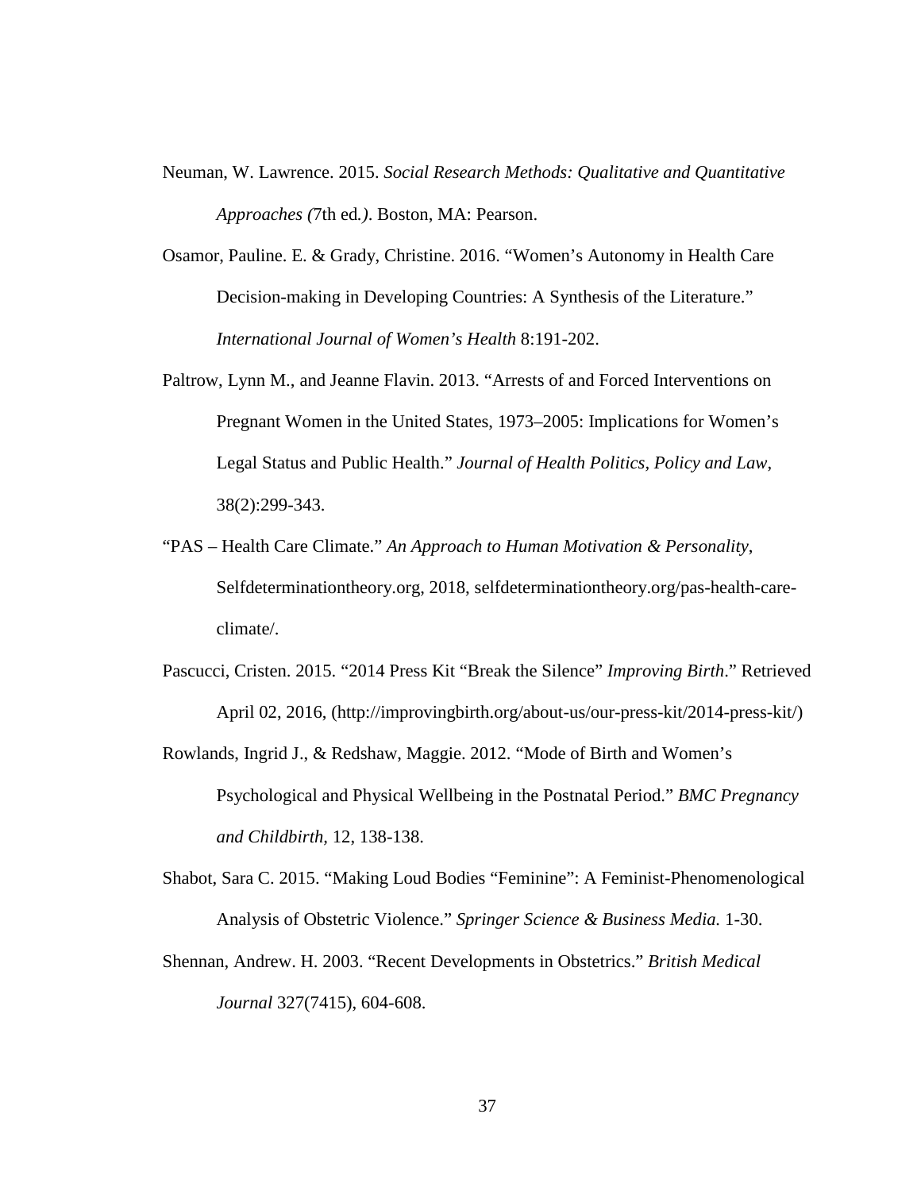Neuman, W. Lawrence. 2015. *Social Research Methods: Qualitative and Quantitative Approaches (*7th ed*.)*. Boston, MA: Pearson.

Osamor, Pauline. E. & Grady, Christine. 2016. "Women's Autonomy in Health Care Decision-making in Developing Countries: A Synthesis of the Literature." *International Journal of Women's Health* 8:191-202.

Paltrow, Lynn M., and Jeanne Flavin. 2013. "Arrests of and Forced Interventions on Pregnant Women in the United States, 1973–2005: Implications for Women's Legal Status and Public Health." *Journal of Health Politics, Policy and Law*, 38(2):299-343.

"PAS – Health Care Climate." *An Approach to Human Motivation & Personality*, Selfdeterminationtheory.org, 2018, selfdeterminationtheory.org/pas-health-care-climate/.

Pascucci, Cristen. 2015. "2014 Press Kit "Break the Silence" *Improving Birth*." Retrieved April 02, 2016, (http://improvingbirth.org/about-us/our-press-kit/2014-press-kit/)

Rowlands, Ingrid J., & Redshaw, Maggie. 2012. "Mode of Birth and Women's Psychological and Physical Wellbeing in the Postnatal Period." *BMC Pregnancy and Childbirth*, 12, 138-138.

Shabot, Sara C. 2015. "Making Loud Bodies "Feminine": A Feminist-Phenomenological Analysis of Obstetric Violence." *Springer Science & Business Media.* 1-30.

Shennan, Andrew. H. 2003. "Recent Developments in Obstetrics." *British Medical Journal* 327(7415), 604-608.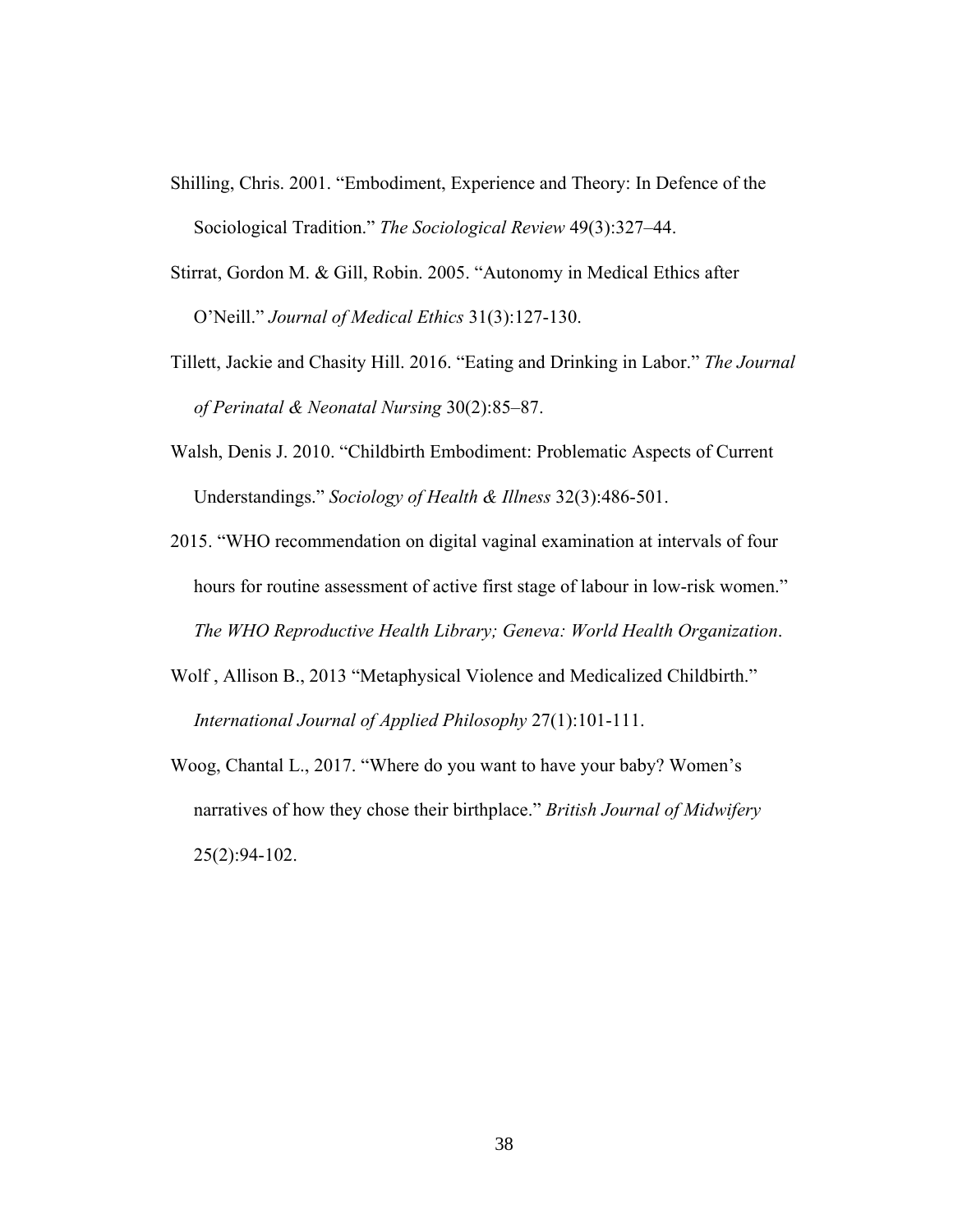Shilling, Chris. 2001. "Embodiment, Experience and Theory: In Defence of the Sociological Tradition." *The Sociological Review* 49(3):327–44.

Stirrat, Gordon M. & Gill, Robin. 2005. "Autonomy in Medical Ethics after O'Neill." *Journal of Medical Ethics* 31(3):127-130.

Tillett, Jackie and Chasity Hill. 2016. "Eating and Drinking in Labor." *The Journal of Perinatal & Neonatal Nursing* 30(2):85–87.

Walsh, Denis J. 2010. "Childbirth Embodiment: Problematic Aspects of Current Understandings." *Sociology of Health & Illness* 32(3):486-501.

2015. "WHO recommendation on digital vaginal examination at intervals of four hours for routine assessment of active first stage of labour in low-risk women." *The WHO Reproductive Health Library; Geneva: World Health Organization*.

Wolf , Allison B., 2013 "Metaphysical Violence and Medicalized Childbirth." *International Journal of Applied Philosophy* 27(1):101-111.

Woog, Chantal L., 2017. "Where do you want to have your baby? Women's narratives of how they chose their birthplace." *British Journal of Midwifery* 25(2):94-102.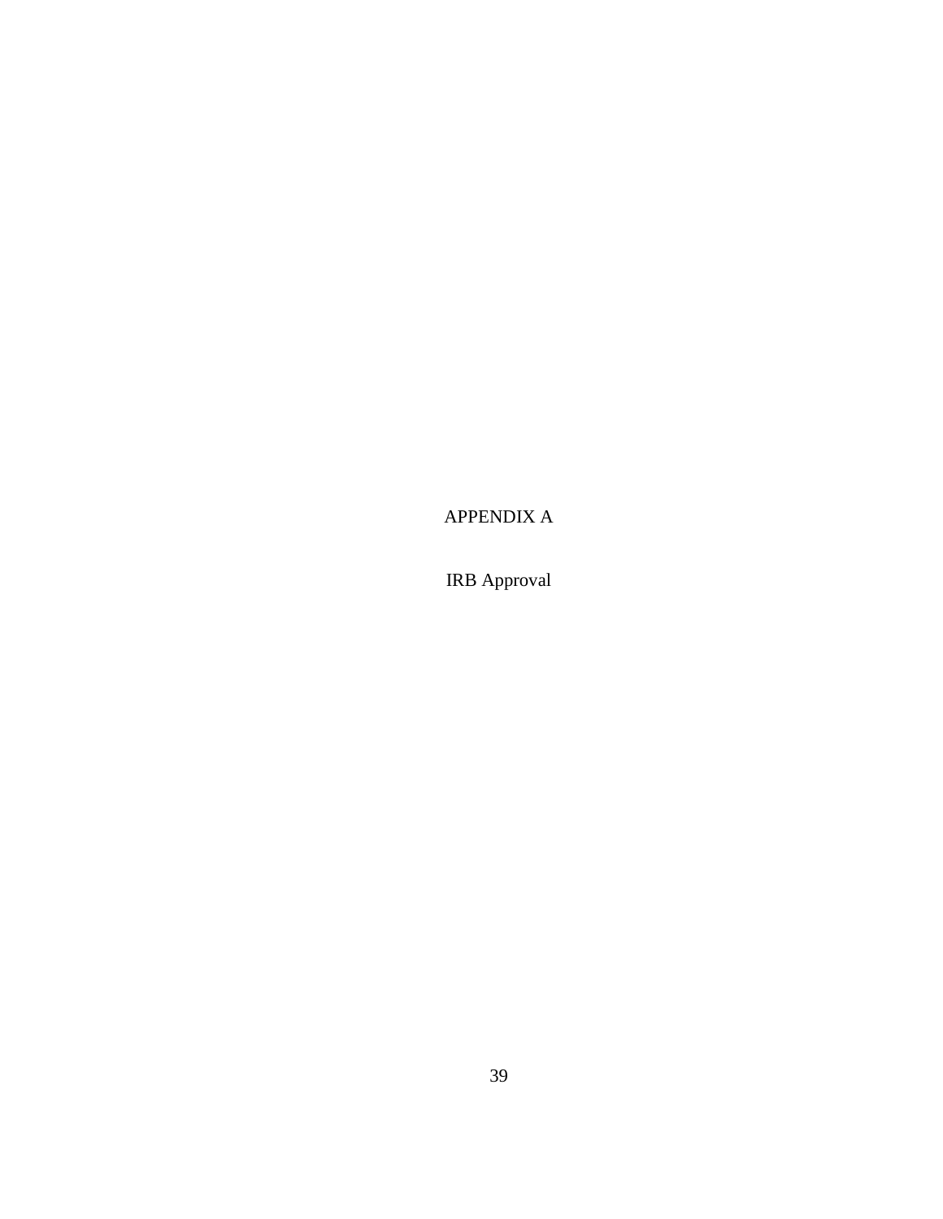# APPENDIX A

## IRB Approval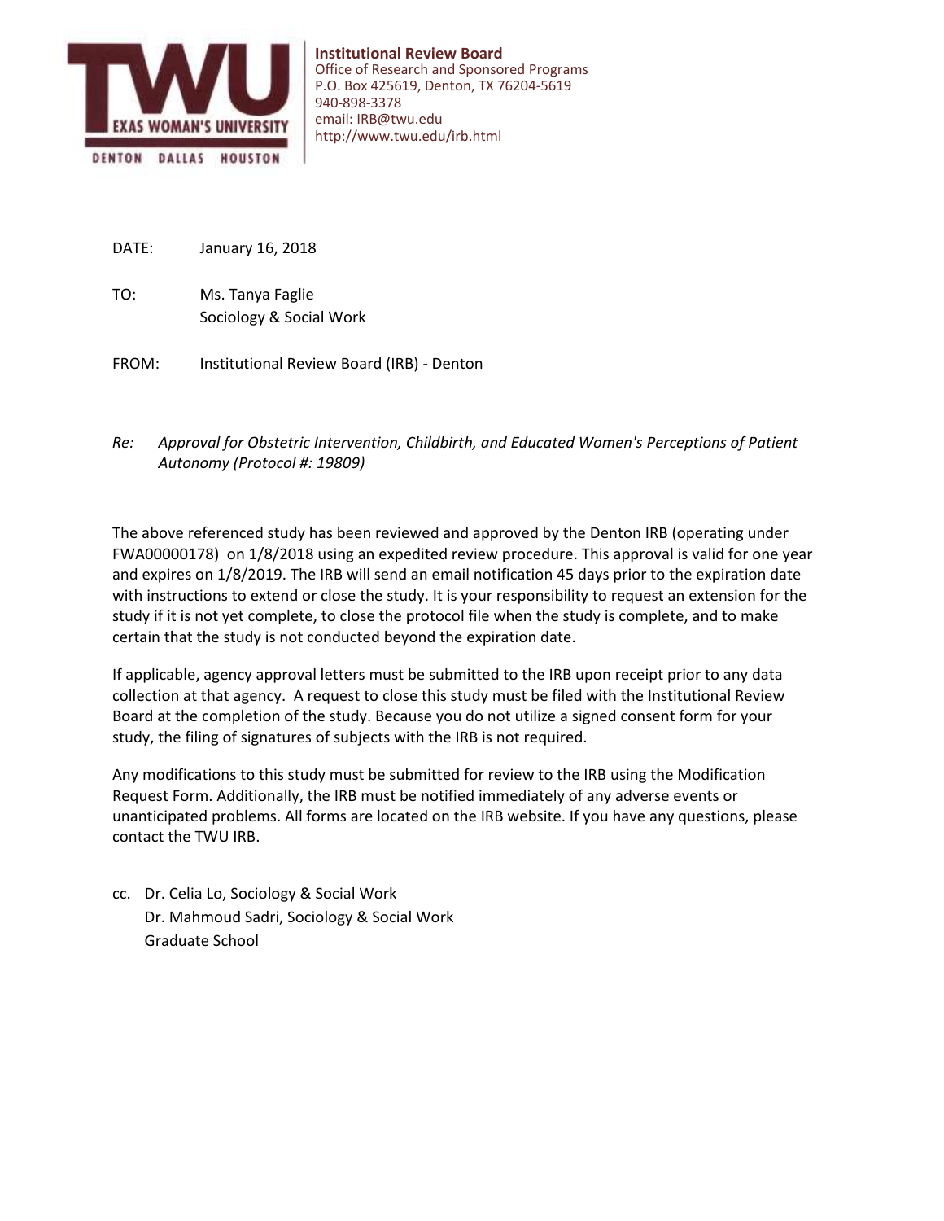TEXAS WOMAN'S UNIVERSITY

DENTON DALLAS HOUSTON

**Institutional Review Board**
Office of Research and Sponsored Programs
P.O. Box 425619, Denton, TX 76204-5619
940-898-3378
email: IRB@twu.edu
http://www.twu.edu/irb.html

DATE: January 16, 2018

TO: Ms. Tanya Faglie
Sociology & Social Work

FROM: Institutional Review Board (IRB) - Denton

*Re: Approval for Obstetric Intervention, Childbirth, and Educated Women's Perceptions of Patient Autonomy (Protocol #: 19809)*

The above referenced study has been reviewed and approved by the Denton IRB (operating under FWA00000178) on 1/8/2018 using an expedited review procedure. This approval is valid for one year and expires on 1/8/2019. The IRB will send an email notification 45 days prior to the expiration date with instructions to extend or close the study. It is your responsibility to request an extension for the study if it is not yet complete, to close the protocol file when the study is complete, and to make certain that the study is not conducted beyond the expiration date.

If applicable, agency approval letters must be submitted to the IRB upon receipt prior to any data collection at that agency. A request to close this study must be filed with the Institutional Review Board at the completion of the study. Because you do not utilize a signed consent form for your study, the filing of signatures of subjects with the IRB is not required.

Any modifications to this study must be submitted for review to the IRB using the Modification Request Form. Additionally, the IRB must be notified immediately of any adverse events or unanticipated problems. All forms are located on the IRB website. If you have any questions, please contact the TWU IRB.

cc. Dr. Celia Lo, Sociology & Social Work
Dr. Mahmoud Sadri, Sociology & Social Work
Graduate School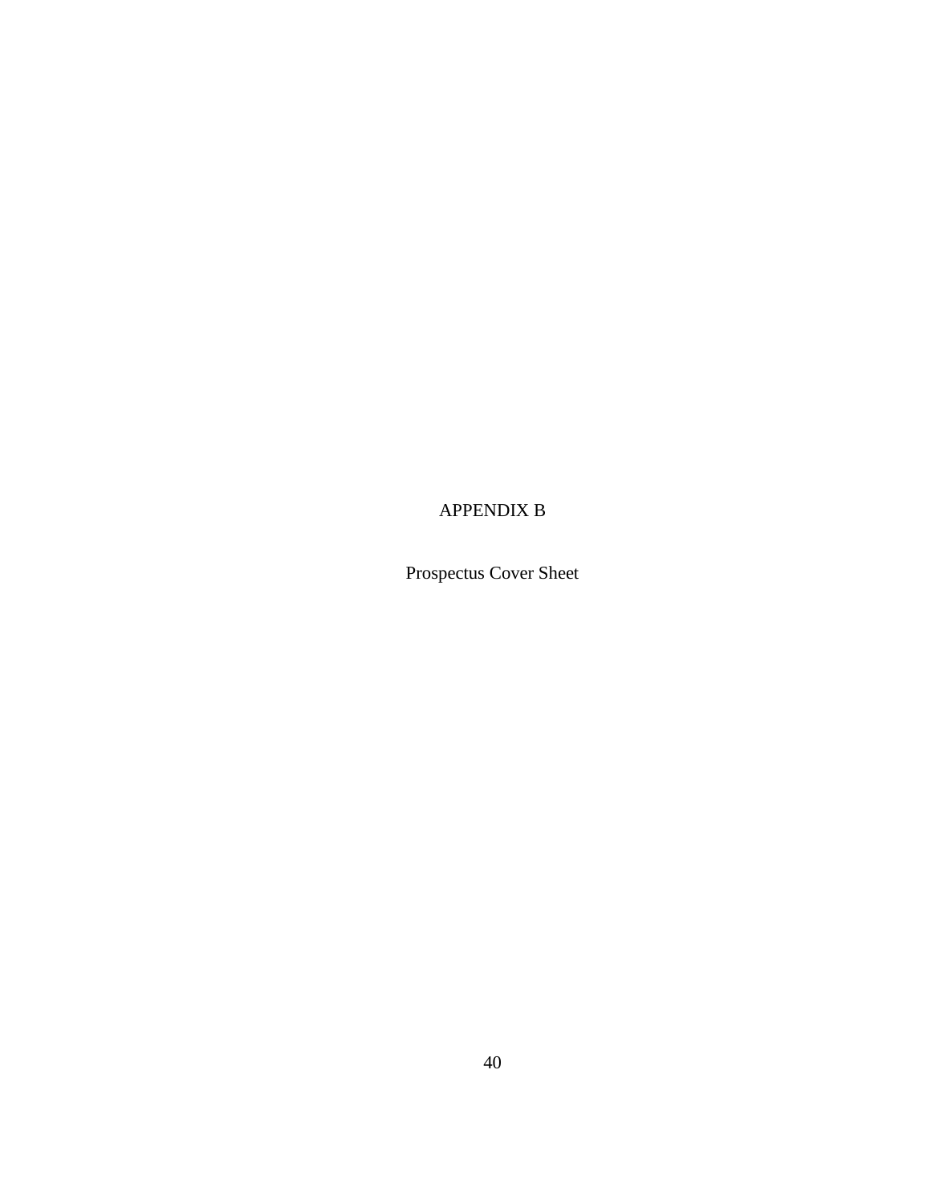# APPENDIX B

Prospectus Cover Sheet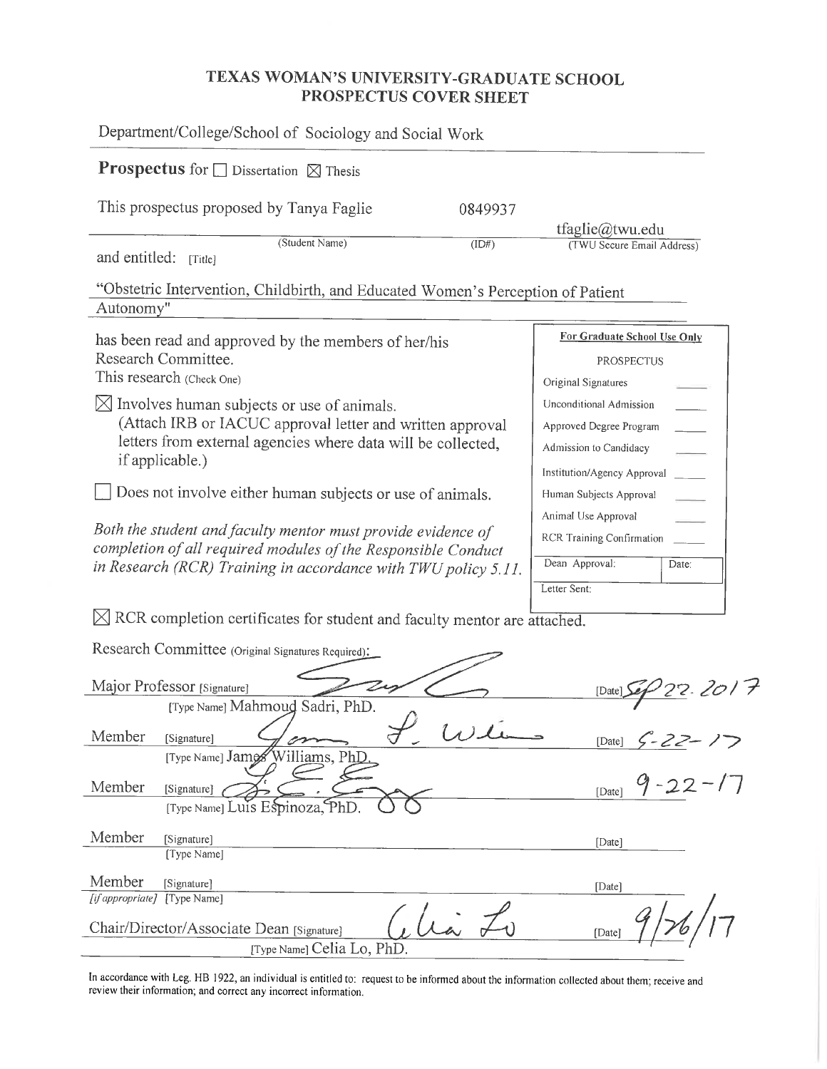# TEXAS WOMAN'S UNIVERSITY-GRADUATE SCHOOL
## PROSPECTUS COVER SHEET

Department/College/School of Sociology and Social Work

**Prospectus** for ☐ Dissertation ☒ Thesis

This prospectus proposed by Tanya Faglie 0849937 tfaglie@twu.edu

(Student Name) (ID#) (TWU Secure Email Address)

and entitled: [Title]

"Obstetric Intervention, Childbirth, and Educated Women's Perception of Patient Autonomy"

has been read and approved by the members of her/his Research Committee.

This research (Check One)

☒ Involves human subjects or use of animals.
(Attach IRB or IACUC approval letter and written approval letters from external agencies where data will be collected, if applicable.)

☐ Does not involve either human subjects or use of animals.

*Both the student and faculty mentor must provide evidence of completion of all required modules of the Responsible Conduct in Research (RCR) Training in accordance with TWU policy 5.11.*

| For Graduate School Use Only | |
|---|---|
| PROSPECTUS | |
| Original Signatures | |
| Unconditional Admission | |
| Approved Degree Program | |
| Admission to Candidacy | |
| Institution/Agency Approval | |
| Human Subjects Approval | |
| Animal Use Approval | |
| RCR Training Confirmation | |
| Dean Approval: | Date: |
| Letter Sent: | |

☒ RCR completion certificates for student and faculty mentor are attached.

Research Committee (Original Signatures Required):

Major Professor [Signature] [Date] Sep 22. 2017
[Type Name] Mahmoud Sadri, PhD.

Member [Signature] [Date] 9-22-17
[Type Name] James Williams, PhD.

Member [Signature] [Date] 9-22-17
[Type Name] Luis Espinoza, PhD.

Member [Signature] [Date]
[Type Name]

Member [Signature] [Date]
*[if appropriate]* [Type Name]

Chair/Director/Associate Dean [Signature] [Date] 9/26/17
[Type Name] Celia Lo, PhD.

In accordance with Leg. HB 1922, an individual is entitled to: request to be informed about the information collected about them; receive and review their information; and correct any incorrect information.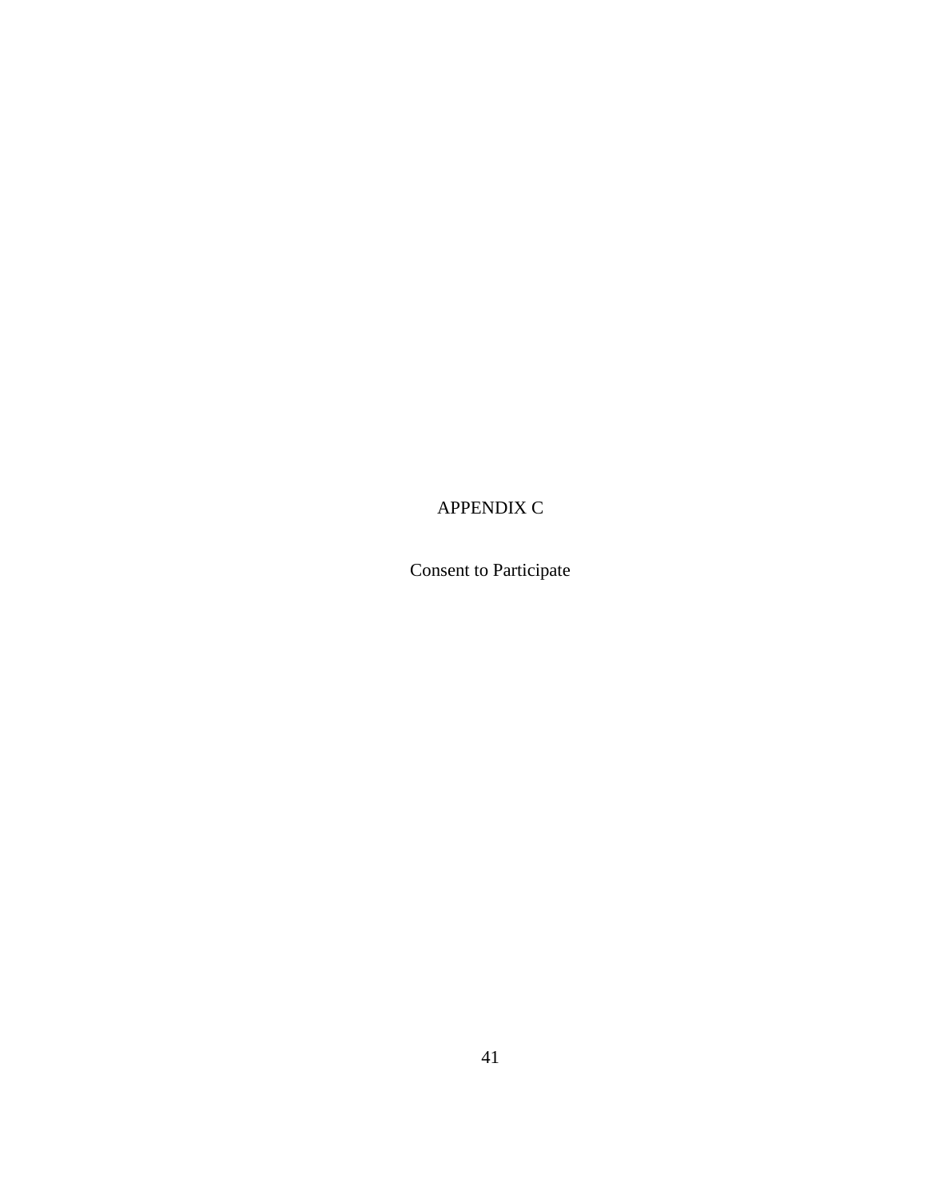# APPENDIX C

## Consent to Participate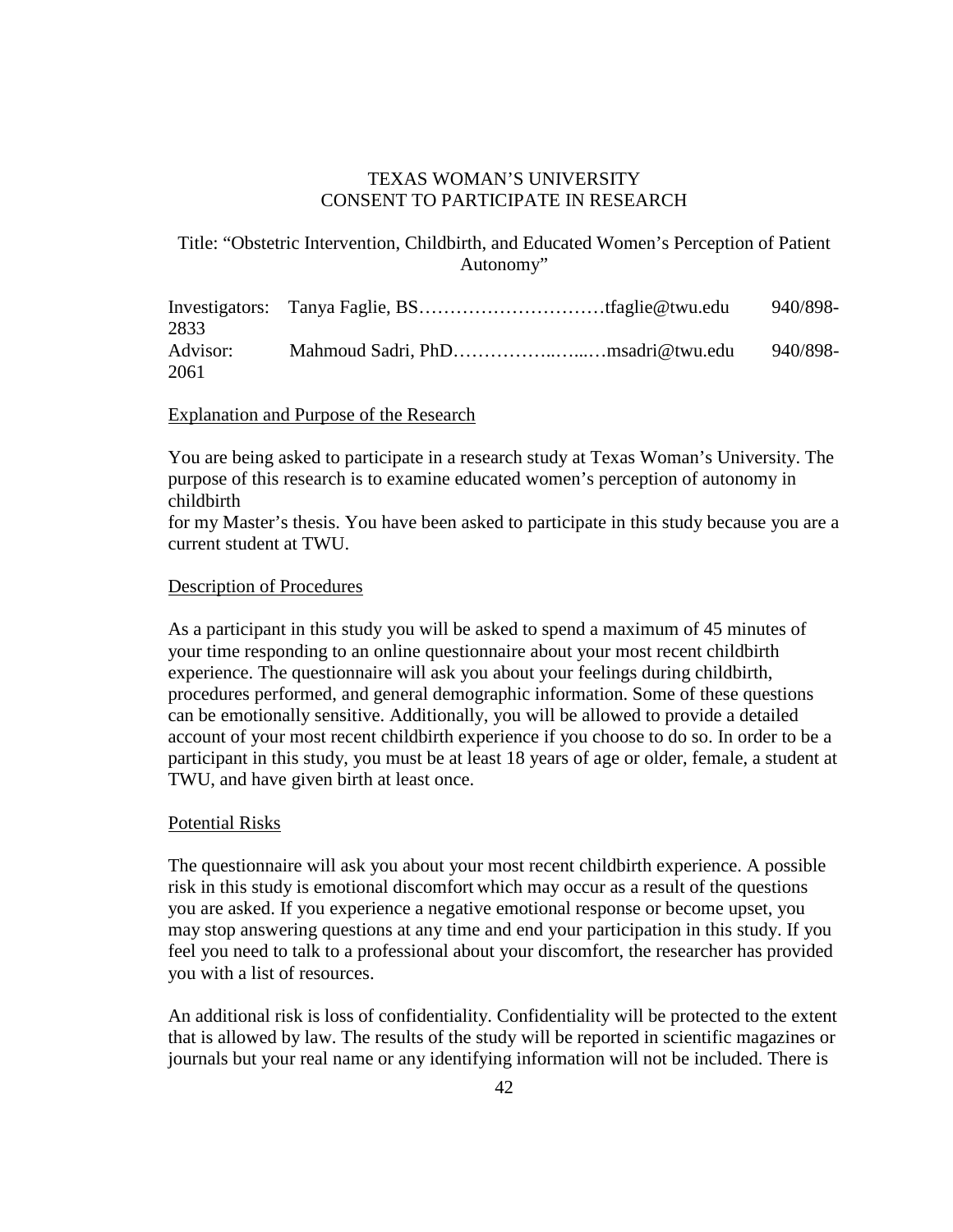TEXAS WOMAN'S UNIVERSITY
CONSENT TO PARTICIPATE IN RESEARCH

Title: "Obstetric Intervention, Childbirth, and Educated Women's Perception of Patient Autonomy"

Investigators: Tanya Faglie, BS…………………………tfaglie@twu.edu 940/898-2833
Advisor: Mahmoud Sadri, PhD……………..…...…msadri@twu.edu 940/898-2061

<u>Explanation and Purpose of the Research</u>

You are being asked to participate in a research study at Texas Woman's University. The purpose of this research is to examine educated women's perception of autonomy in childbirth
for my Master's thesis. You have been asked to participate in this study because you are a current student at TWU.

<u>Description of Procedures</u>

As a participant in this study you will be asked to spend a maximum of 45 minutes of your time responding to an online questionnaire about your most recent childbirth experience. The questionnaire will ask you about your feelings during childbirth, procedures performed, and general demographic information. Some of these questions can be emotionally sensitive. Additionally, you will be allowed to provide a detailed account of your most recent childbirth experience if you choose to do so. In order to be a participant in this study, you must be at least 18 years of age or older, female, a student at TWU, and have given birth at least once.

<u>Potential Risks</u>

The questionnaire will ask you about your most recent childbirth experience. A possible risk in this study is emotional discomfort which may occur as a result of the questions you are asked. If you experience a negative emotional response or become upset, you may stop answering questions at any time and end your participation in this study. If you feel you need to talk to a professional about your discomfort, the researcher has provided you with a list of resources.

An additional risk is loss of confidentiality. Confidentiality will be protected to the extent that is allowed by law. The results of the study will be reported in scientific magazines or journals but your real name or any identifying information will not be included. There is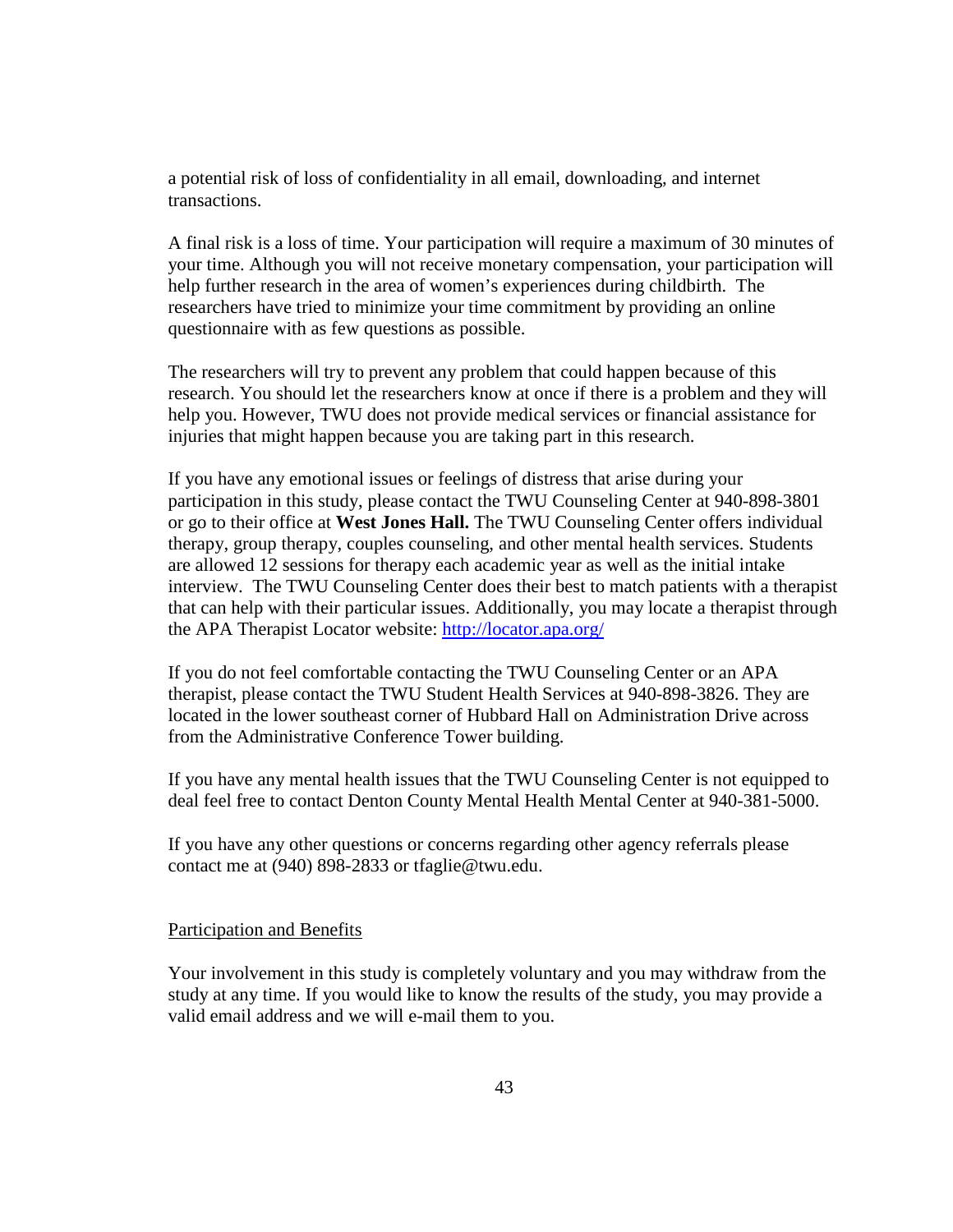a potential risk of loss of confidentiality in all email, downloading, and internet transactions.

A final risk is a loss of time. Your participation will require a maximum of 30 minutes of your time. Although you will not receive monetary compensation, your participation will help further research in the area of women's experiences during childbirth. The researchers have tried to minimize your time commitment by providing an online questionnaire with as few questions as possible.

The researchers will try to prevent any problem that could happen because of this research. You should let the researchers know at once if there is a problem and they will help you. However, TWU does not provide medical services or financial assistance for injuries that might happen because you are taking part in this research.

If you have any emotional issues or feelings of distress that arise during your participation in this study, please contact the TWU Counseling Center at 940-898-3801 or go to their office at **West Jones Hall.** The TWU Counseling Center offers individual therapy, group therapy, couples counseling, and other mental health services. Students are allowed 12 sessions for therapy each academic year as well as the initial intake interview. The TWU Counseling Center does their best to match patients with a therapist that can help with their particular issues. Additionally, you may locate a therapist through the APA Therapist Locator website: [http://locator.apa.org/](http://locator.apa.org/)

If you do not feel comfortable contacting the TWU Counseling Center or an APA therapist, please contact the TWU Student Health Services at 940-898-3826. They are located in the lower southeast corner of Hubbard Hall on Administration Drive across from the Administrative Conference Tower building.

If you have any mental health issues that the TWU Counseling Center is not equipped to deal feel free to contact Denton County Mental Health Mental Center at 940-381-5000.

If you have any other questions or concerns regarding other agency referrals please contact me at (940) 898-2833 or tfaglie@twu.edu.

Participation and Benefits

Your involvement in this study is completely voluntary and you may withdraw from the study at any time. If you would like to know the results of the study, you may provide a valid email address and we will e-mail them to you.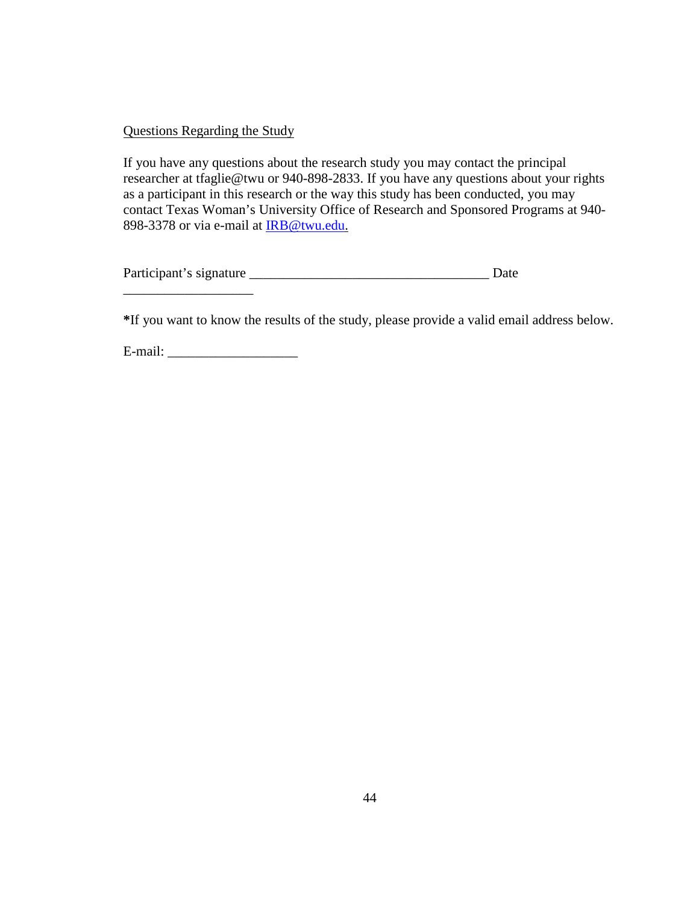Questions Regarding the Study

If you have any questions about the research study you may contact the principal researcher at tfaglie@twu or 940-898-2833. If you have any questions about your rights as a participant in this research or the way this study has been conducted, you may contact Texas Woman's University Office of Research and Sponsored Programs at 940-898-3378 or via e-mail at IRB@twu.edu.

Participant's signature ____________________________________ Date ___________________

**\***If you want to know the results of the study, please provide a valid email address below.

E-mail: ___________________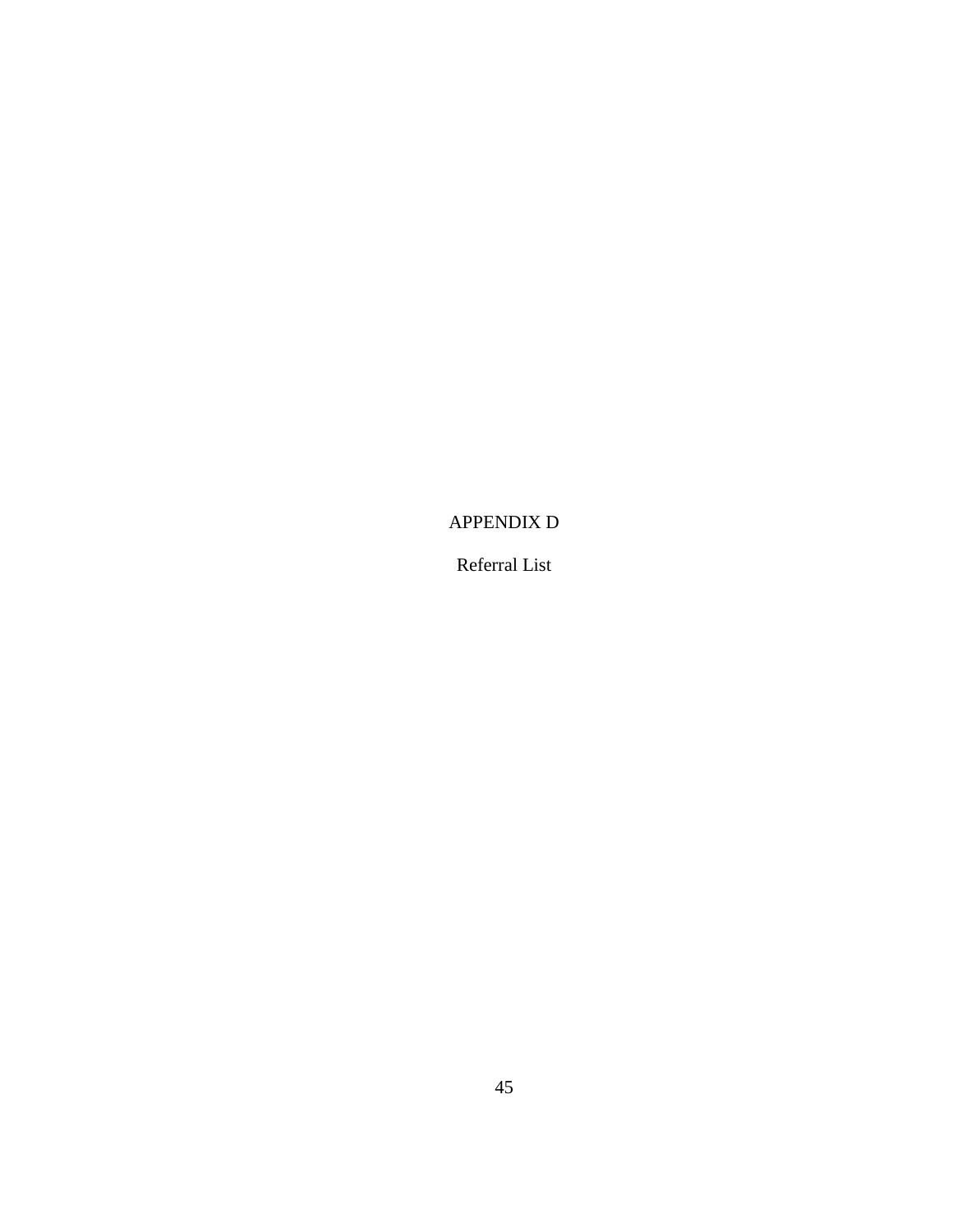# APPENDIX D

Referral List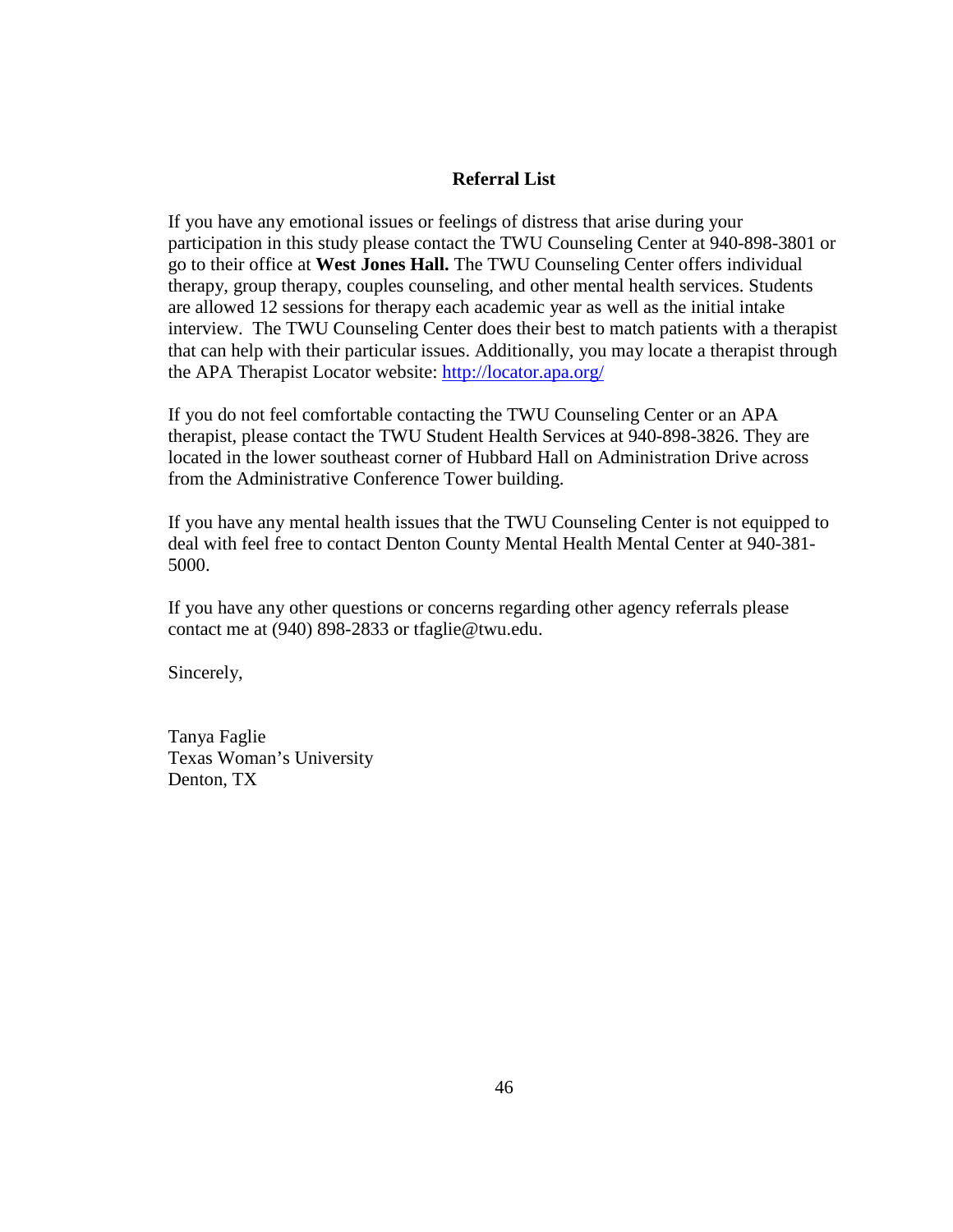## Referral List

If you have any emotional issues or feelings of distress that arise during your participation in this study please contact the TWU Counseling Center at 940-898-3801 or go to their office at **West Jones Hall.** The TWU Counseling Center offers individual therapy, group therapy, couples counseling, and other mental health services. Students are allowed 12 sessions for therapy each academic year as well as the initial intake interview. The TWU Counseling Center does their best to match patients with a therapist that can help with their particular issues. Additionally, you may locate a therapist through the APA Therapist Locator website: http://locator.apa.org/

If you do not feel comfortable contacting the TWU Counseling Center or an APA therapist, please contact the TWU Student Health Services at 940-898-3826. They are located in the lower southeast corner of Hubbard Hall on Administration Drive across from the Administrative Conference Tower building.

If you have any mental health issues that the TWU Counseling Center is not equipped to deal with feel free to contact Denton County Mental Health Mental Center at 940-381-5000.

If you have any other questions or concerns regarding other agency referrals please contact me at (940) 898-2833 or tfaglie@twu.edu.

Sincerely,

Tanya Faglie
Texas Woman's University
Denton, TX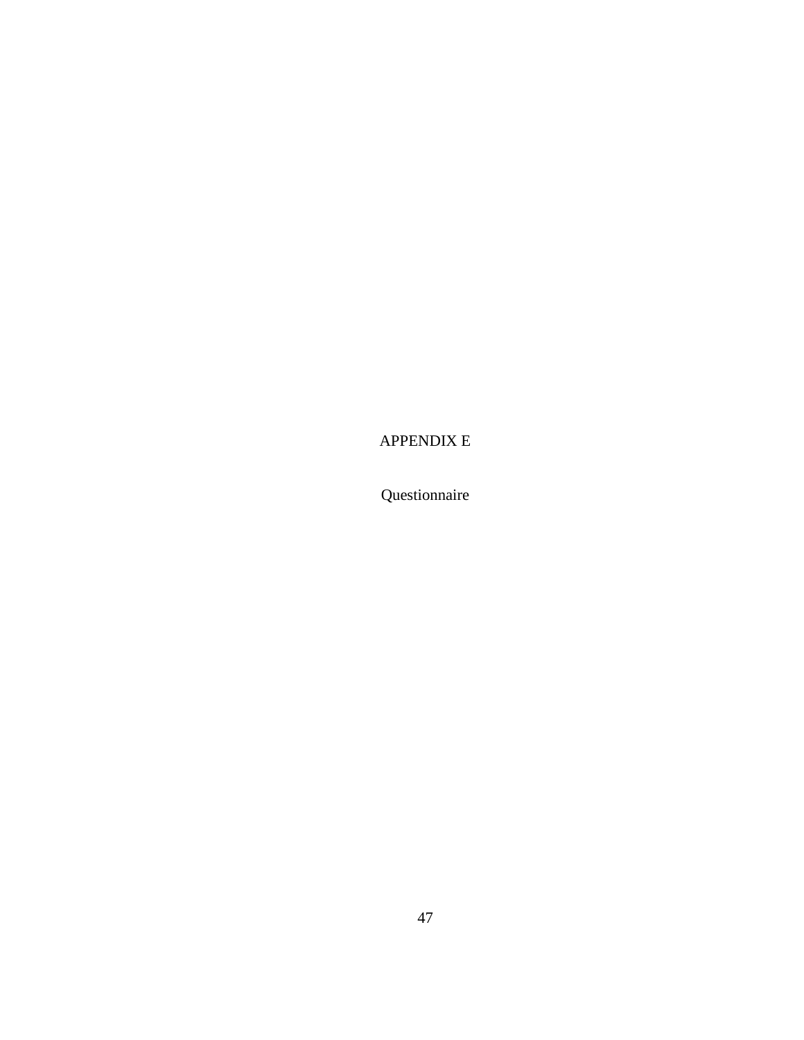# APPENDIX E

Questionnaire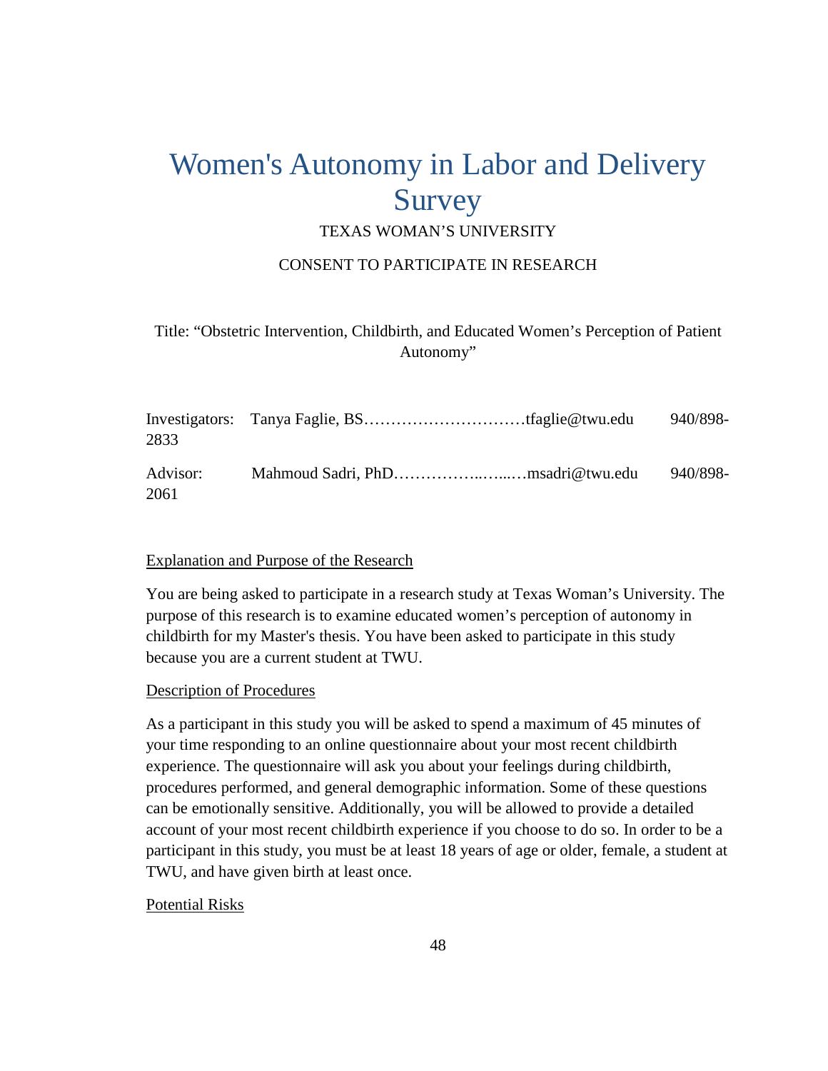# Women's Autonomy in Labor and Delivery Survey

TEXAS WOMAN'S UNIVERSITY

CONSENT TO PARTICIPATE IN RESEARCH

Title: "Obstetric Intervention, Childbirth, and Educated Women's Perception of Patient Autonomy"

Investigators: Tanya Faglie, BS…………………………tfaglie@twu.edu 940/898-2833

Advisor: Mahmoud Sadri, PhD……………..…...…msadri@twu.edu 940/898-2061

Explanation and Purpose of the Research

You are being asked to participate in a research study at Texas Woman's University. The purpose of this research is to examine educated women's perception of autonomy in childbirth for my Master's thesis. You have been asked to participate in this study because you are a current student at TWU.

Description of Procedures

As a participant in this study you will be asked to spend a maximum of 45 minutes of your time responding to an online questionnaire about your most recent childbirth experience. The questionnaire will ask you about your feelings during childbirth, procedures performed, and general demographic information. Some of these questions can be emotionally sensitive. Additionally, you will be allowed to provide a detailed account of your most recent childbirth experience if you choose to do so. In order to be a participant in this study, you must be at least 18 years of age or older, female, a student at TWU, and have given birth at least once.

Potential Risks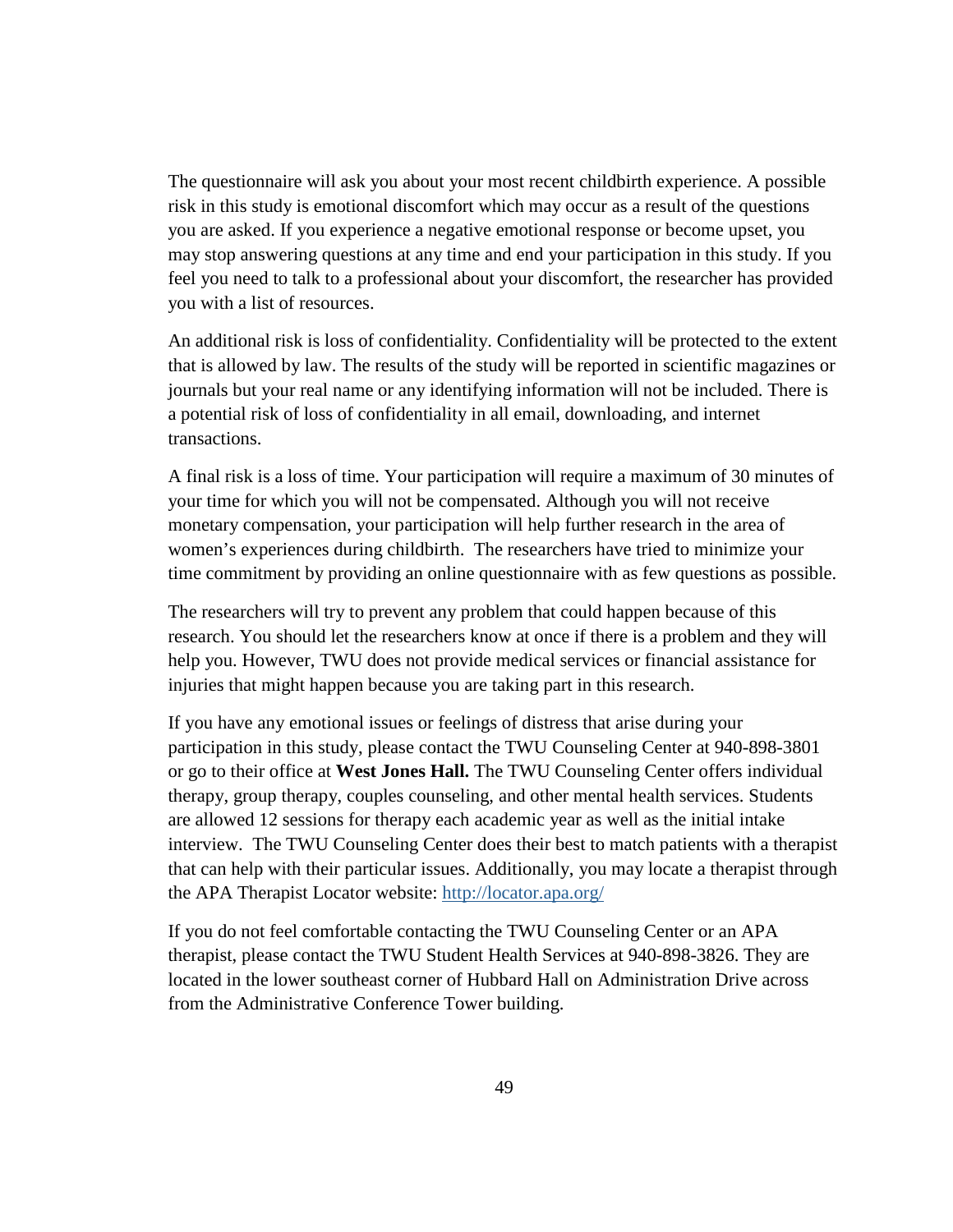The questionnaire will ask you about your most recent childbirth experience. A possible risk in this study is emotional discomfort which may occur as a result of the questions you are asked. If you experience a negative emotional response or become upset, you may stop answering questions at any time and end your participation in this study. If you feel you need to talk to a professional about your discomfort, the researcher has provided you with a list of resources.

An additional risk is loss of confidentiality. Confidentiality will be protected to the extent that is allowed by law. The results of the study will be reported in scientific magazines or journals but your real name or any identifying information will not be included. There is a potential risk of loss of confidentiality in all email, downloading, and internet transactions.

A final risk is a loss of time. Your participation will require a maximum of 30 minutes of your time for which you will not be compensated. Although you will not receive monetary compensation, your participation will help further research in the area of women's experiences during childbirth. The researchers have tried to minimize your time commitment by providing an online questionnaire with as few questions as possible.

The researchers will try to prevent any problem that could happen because of this research. You should let the researchers know at once if there is a problem and they will help you. However, TWU does not provide medical services or financial assistance for injuries that might happen because you are taking part in this research.

If you have any emotional issues or feelings of distress that arise during your participation in this study, please contact the TWU Counseling Center at 940-898-3801 or go to their office at **West Jones Hall.** The TWU Counseling Center offers individual therapy, group therapy, couples counseling, and other mental health services. Students are allowed 12 sessions for therapy each academic year as well as the initial intake interview. The TWU Counseling Center does their best to match patients with a therapist that can help with their particular issues. Additionally, you may locate a therapist through the APA Therapist Locator website: [http://locator.apa.org/](http://locator.apa.org/)

If you do not feel comfortable contacting the TWU Counseling Center or an APA therapist, please contact the TWU Student Health Services at 940-898-3826. They are located in the lower southeast corner of Hubbard Hall on Administration Drive across from the Administrative Conference Tower building.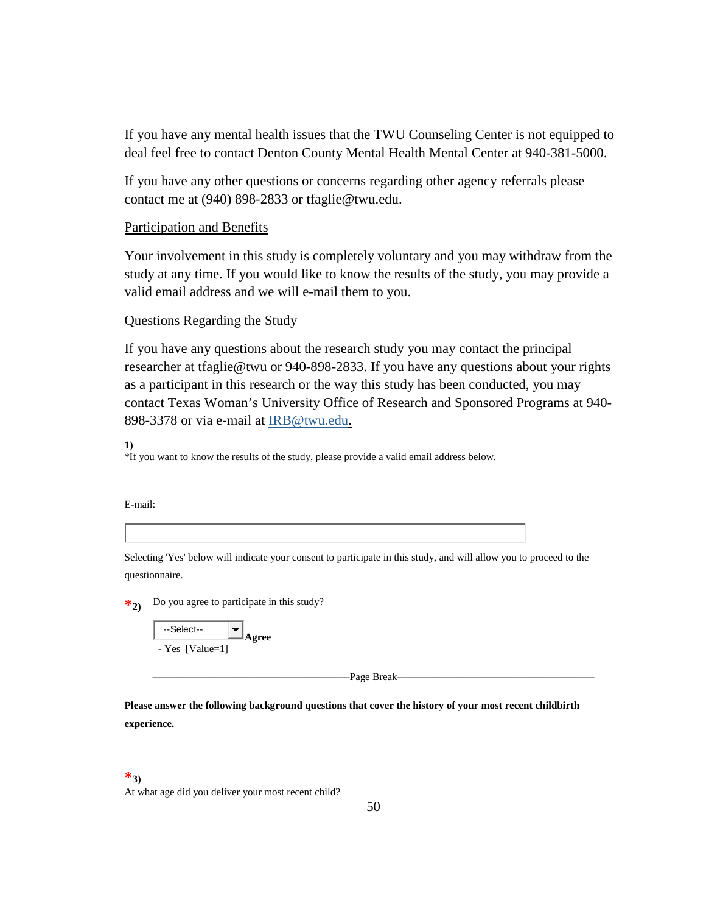If you have any mental health issues that the TWU Counseling Center is not equipped to deal feel free to contact Denton County Mental Health Mental Center at 940-381-5000.

If you have any other questions or concerns regarding other agency referrals please contact me at (940) 898-2833 or tfaglie@twu.edu.

Participation and Benefits

Your involvement in this study is completely voluntary and you may withdraw from the study at any time. If you would like to know the results of the study, you may provide a valid email address and we will e-mail them to you.

Questions Regarding the Study

If you have any questions about the research study you may contact the principal researcher at tfaglie@twu or 940-898-2833. If you have any questions about your rights as a participant in this research or the way this study has been conducted, you may contact Texas Woman's University Office of Research and Sponsored Programs at 940-898-3378 or via e-mail at IRB@twu.edu.

**1)**
*If you want to know the results of the study, please provide a valid email address below.

E-mail:

Selecting 'Yes' below will indicate your consent to participate in this study, and will allow you to proceed to the questionnaire.

***2)** Do you agree to participate in this study?

--Select-- **Agree**
- Yes [Value=1]

————————————————Page Break————————————————

**Please answer the following background questions that cover the history of your most recent childbirth experience.**

***3)**
At what age did you deliver your most recent child?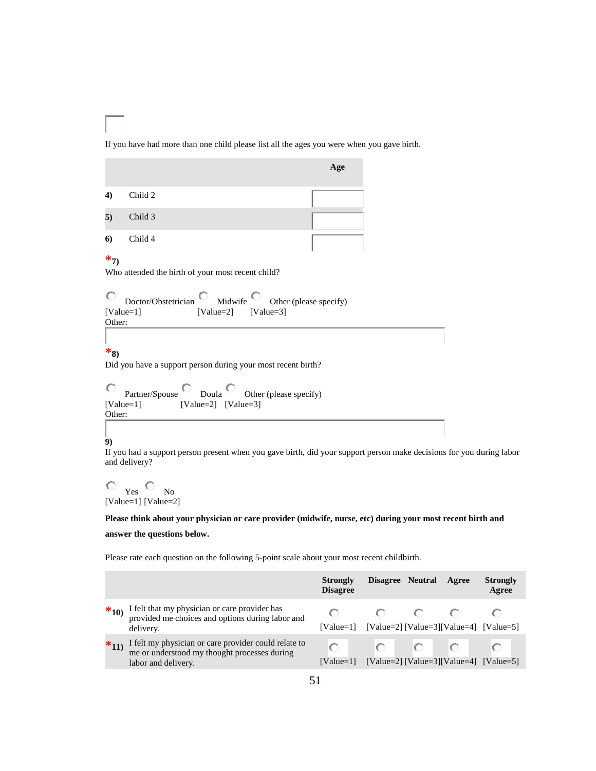If you have had more than one child please list all the ages you were when you gave birth.

| | | Age |
|---|---|---|
| 4) | Child 2 | |
| 5) | Child 3 | |
| 6) | Child 4 | |

*7)
Who attended the birth of your most recent child?

○ Doctor/Obstetrician [Value=1] ○ Midwife [Value=2] ○ Other (please specify) [Value=3]
Other:

*8)
Did you have a support person during your most recent birth?

○ Partner/Spouse [Value=1] ○ Doula [Value=2] ○ Other (please specify) [Value=3]
Other:

9)
If you had a support person present when you gave birth, did your support person make decisions for you during labor and delivery?

○ Yes [Value=1] ○ No [Value=2]

**Please think about your physician or care provider (midwife, nurse, etc) during your most recent birth and answer the questions below.**

Please rate each question on the following 5-point scale about your most recent childbirth.

| | | Strongly Disagree | Disagree | Neutral | Agree | Strongly Agree |
|---|---|---|---|---|---|---|
| *10) | I felt that my physician or care provider has provided me choices and options during labor and delivery. | [Value=1] | [Value=2] | [Value=3] | [Value=4] | [Value=5] |
| *11) | I felt my physician or care provider could relate to me or understood my thought processes during labor and delivery. | [Value=1] | [Value=2] | [Value=3] | [Value=4] | [Value=5] |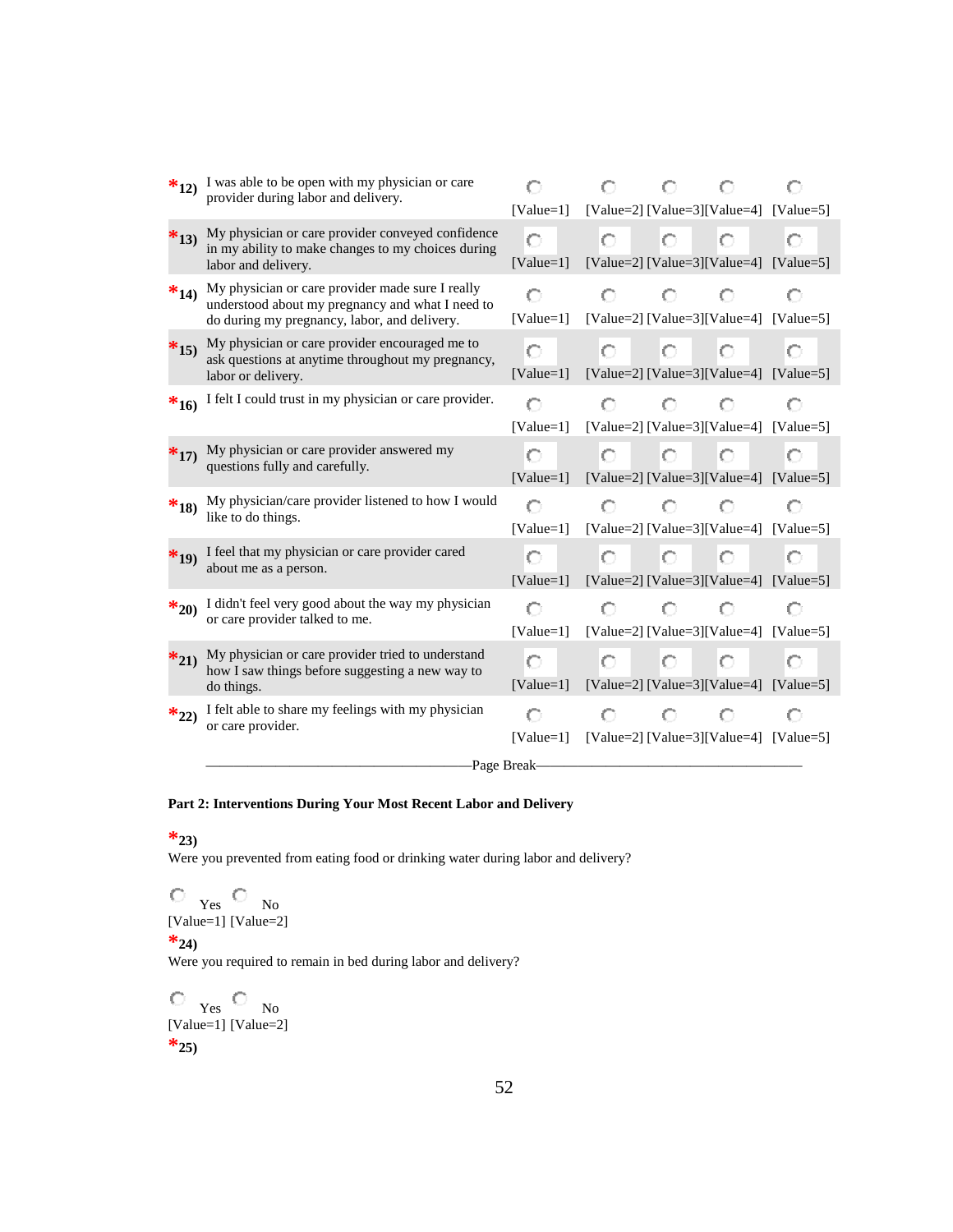| | | | | | |
|---|---|---|---|---|---|
| ***12)** I was able to be open with my physician or care provider during labor and delivery. | ○ [Value=1] | ○ [Value=2] | ○ [Value=3] | ○ [Value=4] | ○ [Value=5] |
| ***13)** My physician or care provider conveyed confidence in my ability to make changes to my choices during labor and delivery. | ○ [Value=1] | ○ [Value=2] | ○ [Value=3] | ○ [Value=4] | ○ [Value=5] |
| ***14)** My physician or care provider made sure I really understood about my pregnancy and what I need to do during my pregnancy, labor, and delivery. | ○ [Value=1] | ○ [Value=2] | ○ [Value=3] | ○ [Value=4] | ○ [Value=5] |
| ***15)** My physician or care provider encouraged me to ask questions at anytime throughout my pregnancy, labor or delivery. | ○ [Value=1] | ○ [Value=2] | ○ [Value=3] | ○ [Value=4] | ○ [Value=5] |
| ***16)** I felt I could trust in my physician or care provider. | ○ [Value=1] | ○ [Value=2] | ○ [Value=3] | ○ [Value=4] | ○ [Value=5] |
| ***17)** My physician or care provider answered my questions fully and carefully. | ○ [Value=1] | ○ [Value=2] | ○ [Value=3] | ○ [Value=4] | ○ [Value=5] |
| ***18)** My physician/care provider listened to how I would like to do things. | ○ [Value=1] | ○ [Value=2] | ○ [Value=3] | ○ [Value=4] | ○ [Value=5] |
| ***19)** I feel that my physician or care provider cared about me as a person. | ○ [Value=1] | ○ [Value=2] | ○ [Value=3] | ○ [Value=4] | ○ [Value=5] |
| ***20)** I didn't feel very good about the way my physician or care provider talked to me. | ○ [Value=1] | ○ [Value=2] | ○ [Value=3] | ○ [Value=4] | ○ [Value=5] |
| ***21)** My physician or care provider tried to understand how I saw things before suggesting a new way to do things. | ○ [Value=1] | ○ [Value=2] | ○ [Value=3] | ○ [Value=4] | ○ [Value=5] |
| ***22)** I felt able to share my feelings with my physician or care provider. | ○ [Value=1] | ○ [Value=2] | ○ [Value=3] | ○ [Value=4] | ○ [Value=5] |

———————————————————Page Break———————————————————

**Part 2: Interventions During Your Most Recent Labor and Delivery**

***23)**
Were you prevented from eating food or drinking water during labor and delivery?

○ Yes ○ No
[Value=1] [Value=2]

***24)**
Were you required to remain in bed during labor and delivery?

○ Yes ○ No
[Value=1] [Value=2]

***25)**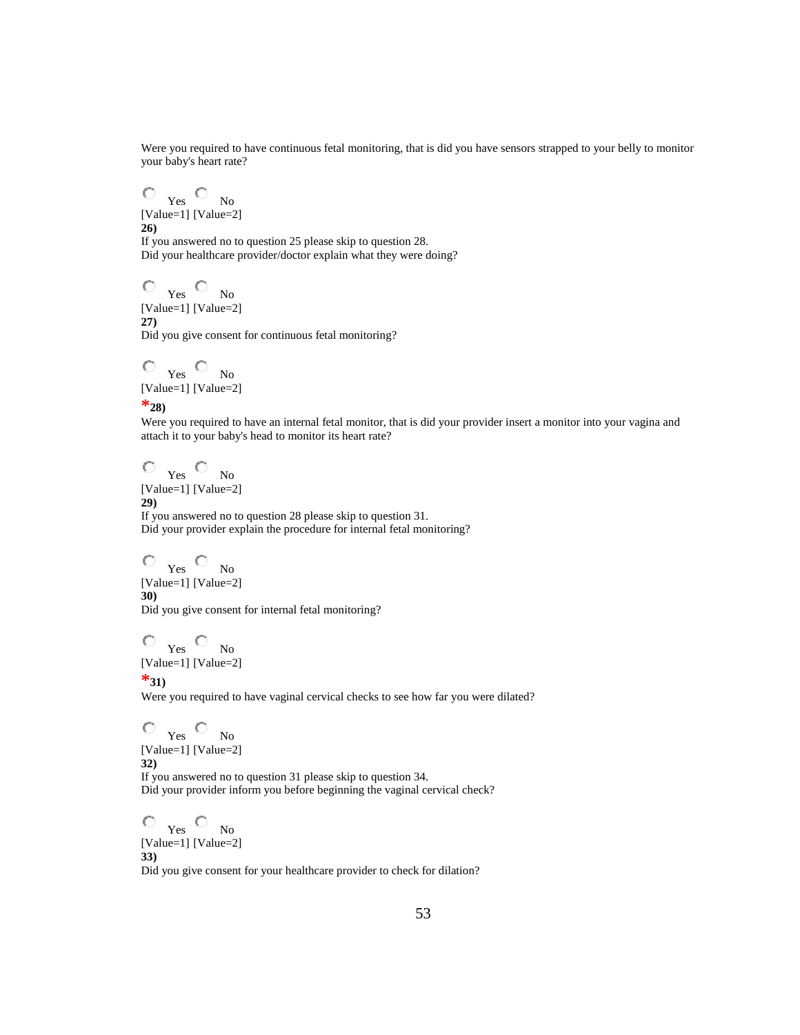Were you required to have continuous fetal monitoring, that is did you have sensors strapped to your belly to monitor your baby's heart rate?

Yes No
[Value=1] [Value=2]

**26)**
If you answered no to question 25 please skip to question 28.
Did your healthcare provider/doctor explain what they were doing?

Yes No
[Value=1] [Value=2]

**27)**
Did you give consent for continuous fetal monitoring?

Yes No
[Value=1] [Value=2]

***28)**
Were you required to have an internal fetal monitor, that is did your provider insert a monitor into your vagina and attach it to your baby's head to monitor its heart rate?

Yes No
[Value=1] [Value=2]

**29)**
If you answered no to question 28 please skip to question 31.
Did your provider explain the procedure for internal fetal monitoring?

Yes No
[Value=1] [Value=2]

**30)**
Did you give consent for internal fetal monitoring?

Yes No
[Value=1] [Value=2]

***31)**
Were you required to have vaginal cervical checks to see how far you were dilated?

Yes No
[Value=1] [Value=2]

**32)**
If you answered no to question 31 please skip to question 34.
Did your provider inform you before beginning the vaginal cervical check?

Yes No
[Value=1] [Value=2]

**33)**
Did you give consent for your healthcare provider to check for dilation?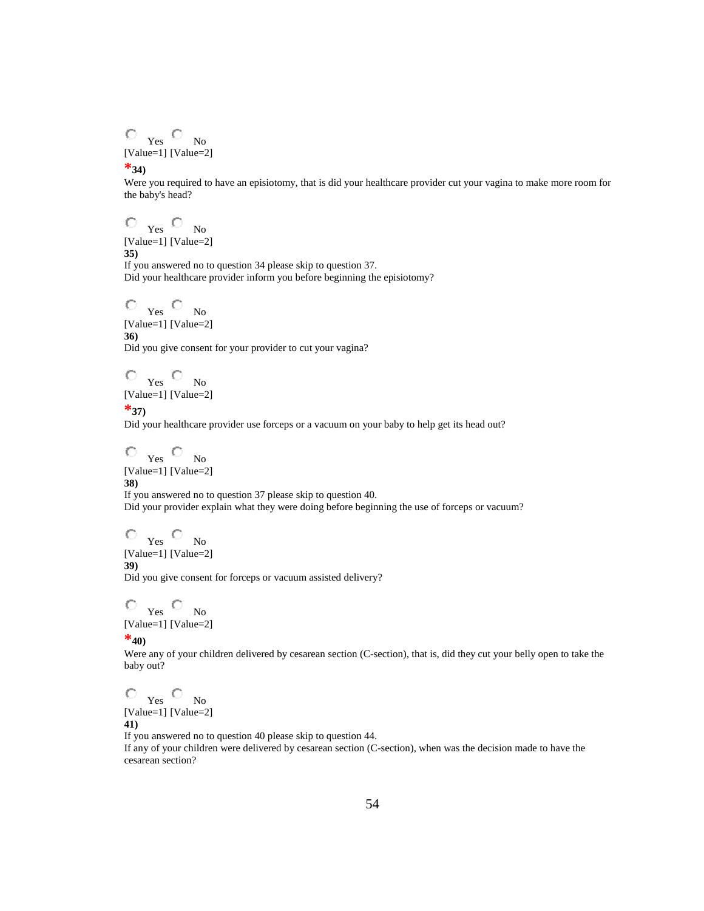○ Yes ○ No
[Value=1] [Value=2]

***34)**

Were you required to have an episiotomy, that is did your healthcare provider cut your vagina to make more room for the baby's head?

○ Yes ○ No
[Value=1] [Value=2]

**35)**

If you answered no to question 34 please skip to question 37.
Did your healthcare provider inform you before beginning the episiotomy?

○ Yes ○ No
[Value=1] [Value=2]

**36)**

Did you give consent for your provider to cut your vagina?

○ Yes ○ No
[Value=1] [Value=2]

***37)**

Did your healthcare provider use forceps or a vacuum on your baby to help get its head out?

○ Yes ○ No
[Value=1] [Value=2]

**38)**

If you answered no to question 37 please skip to question 40.
Did your provider explain what they were doing before beginning the use of forceps or vacuum?

○ Yes ○ No
[Value=1] [Value=2]

**39)**

Did you give consent for forceps or vacuum assisted delivery?

○ Yes ○ No
[Value=1] [Value=2]

***40)**

Were any of your children delivered by cesarean section (C-section), that is, did they cut your belly open to take the baby out?

○ Yes ○ No
[Value=1] [Value=2]

**41)**

If you answered no to question 40 please skip to question 44.
If any of your children were delivered by cesarean section (C-section), when was the decision made to have the cesarean section?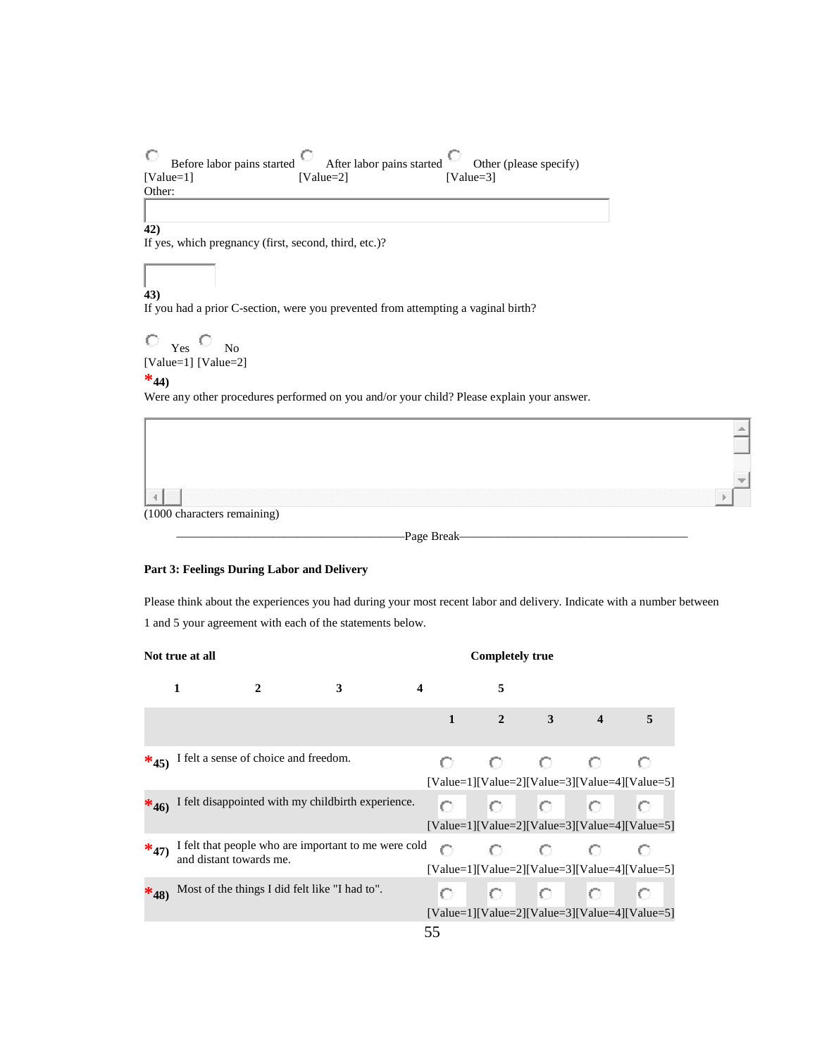○ Before labor pains started [Value=1] ○ After labor pains started [Value=2] ○ Other (please specify) [Value=3]

Other:

**42)**
If yes, which pregnancy (first, second, third, etc.)?

**43)**
If you had a prior C-section, were you prevented from attempting a vaginal birth?

○ Yes [Value=1] ○ No [Value=2]

***44)**
Were any other procedures performed on you and/or your child? Please explain your answer.

(1000 characters remaining)

——————————————————Page Break——————————————————

**Part 3: Feelings During Labor and Delivery**

Please think about the experiences you had during your most recent labor and delivery. Indicate with a number between 1 and 5 your agreement with each of the statements below.

**Not true at all** **Completely true**

**1** **2** **3** **4** **5**

| | | 1 | 2 | 3 | 4 | 5 |
|---|---|---|---|---|---|---|
| ***45)** | I felt a sense of choice and freedom. | ○ [Value=1] | ○ [Value=2] | ○ [Value=3] | ○ [Value=4] | ○ [Value=5] |
| ***46)** | I felt disappointed with my childbirth experience. | ○ [Value=1] | ○ [Value=2] | ○ [Value=3] | ○ [Value=4] | ○ [Value=5] |
| ***47)** | I felt that people who are important to me were cold and distant towards me. | ○ [Value=1] | ○ [Value=2] | ○ [Value=3] | ○ [Value=4] | ○ [Value=5] |
| ***48)** | Most of the things I did felt like "I had to". | ○ [Value=1] | ○ [Value=2] | ○ [Value=3] | ○ [Value=4] | ○ [Value=5] |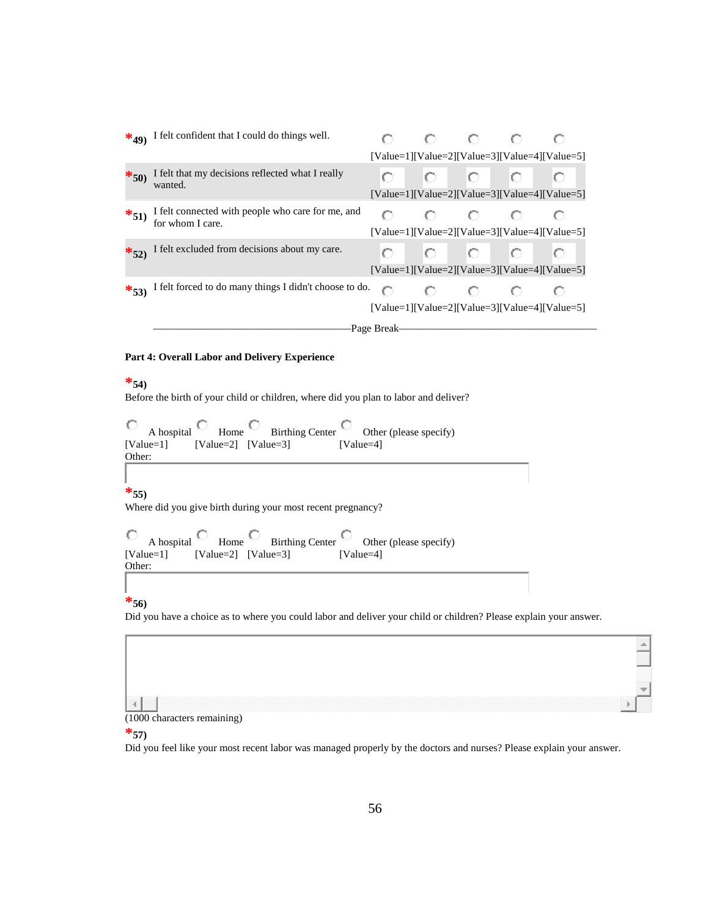*49) I felt confident that I could do things well.

○ [Value=1] ○ [Value=2] ○ [Value=3] ○ [Value=4] ○ [Value=5]

*50) I felt that my decisions reflected what I really wanted.

○ [Value=1] ○ [Value=2] ○ [Value=3] ○ [Value=4] ○ [Value=5]

*51) I felt connected with people who care for me, and for whom I care.

○ [Value=1] ○ [Value=2] ○ [Value=3] ○ [Value=4] ○ [Value=5]

*52) I felt excluded from decisions about my care.

○ [Value=1] ○ [Value=2] ○ [Value=3] ○ [Value=4] ○ [Value=5]

*53) I felt forced to do many things I didn't choose to do.

○ [Value=1] ○ [Value=2] ○ [Value=3] ○ [Value=4] ○ [Value=5]

—————————————Page Break—————————————

**Part 4: Overall Labor and Delivery Experience**

*54)
Before the birth of your child or children, where did you plan to labor and deliver?

○ A hospital [Value=1] ○ Home [Value=2] ○ Birthing Center [Value=3] ○ Other (please specify) [Value=4]

Other:

*55)
Where did you give birth during your most recent pregnancy?

○ A hospital [Value=1] ○ Home [Value=2] ○ Birthing Center [Value=3] ○ Other (please specify) [Value=4]

Other:

*56)
Did you have a choice as to where you could labor and deliver your child or children? Please explain your answer.

(1000 characters remaining)

*57)
Did you feel like your most recent labor was managed properly by the doctors and nurses? Please explain your answer.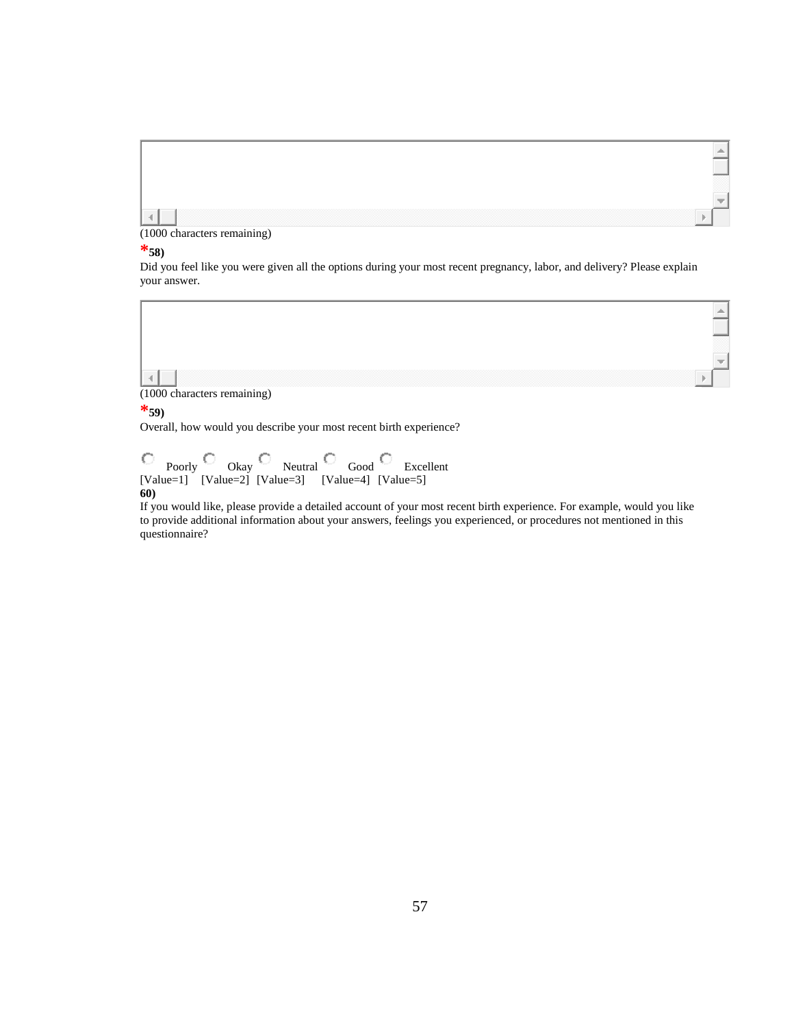(1000 characters remaining)

***58)**

Did you feel like you were given all the options during your most recent pregnancy, labor, and delivery? Please explain your answer.

(1000 characters remaining)

***59)**

Overall, how would you describe your most recent birth experience?

| Poorly | Okay | Neutral | Good | Excellent |
|---|---|---|---|---|
| [Value=1] | [Value=2] | [Value=3] | [Value=4] | [Value=5] |

**60)**

If you would like, please provide a detailed account of your most recent birth experience. For example, would you like to provide additional information about your answers, feelings you experienced, or procedures not mentioned in this questionnaire?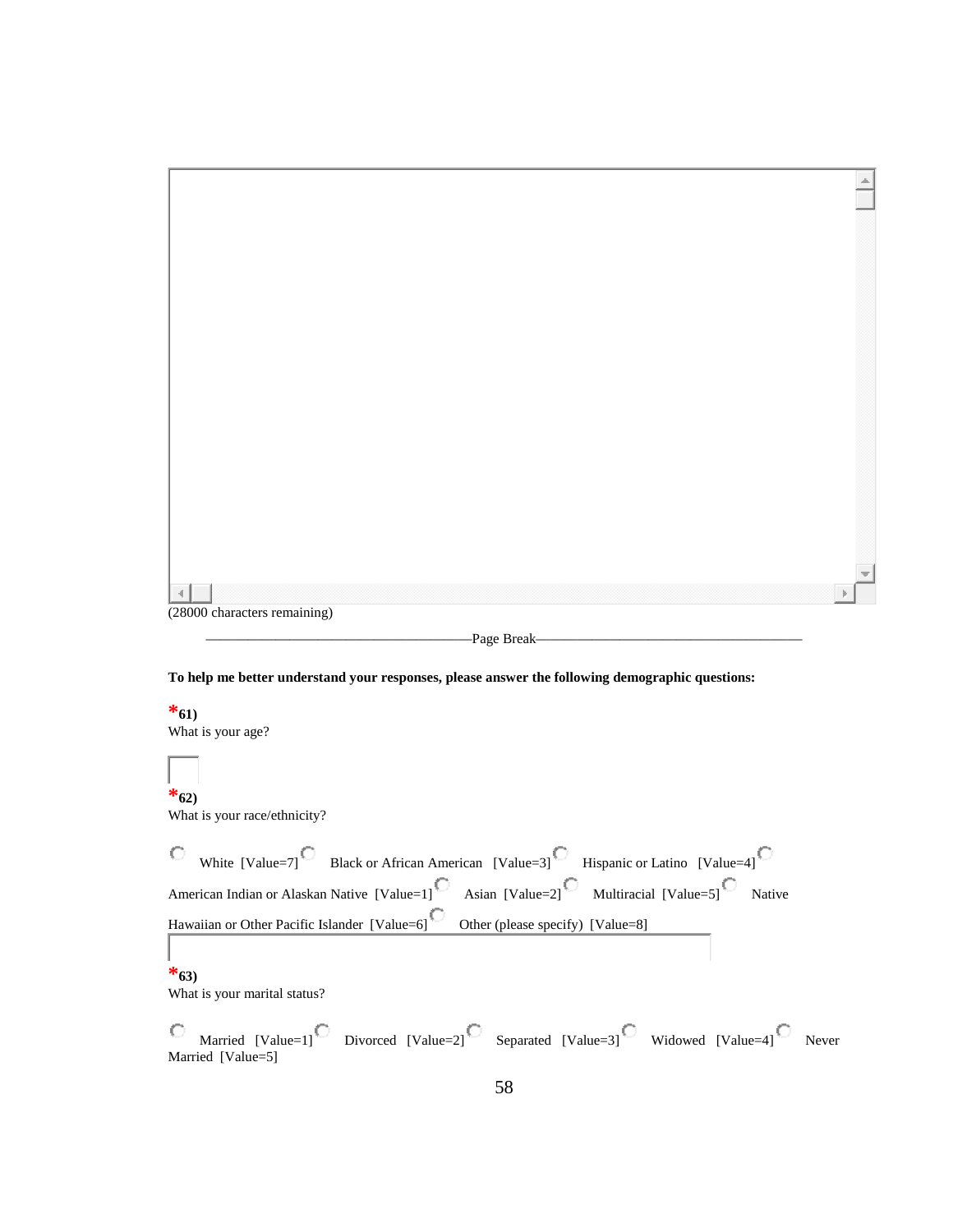(28000 characters remaining)

———————————————————Page Break———————————————————

**To help me better understand your responses, please answer the following demographic questions:**

***61)**
What is your age?

***62)**
What is your race/ethnicity?

White [Value=7] Black or African American [Value=3] Hispanic or Latino [Value=4] American Indian or Alaskan Native [Value=1] Asian [Value=2] Multiracial [Value=5] Native Hawaiian or Other Pacific Islander [Value=6] Other (please specify) [Value=8]

***63)**
What is your marital status?

Married [Value=1] Divorced [Value=2] Separated [Value=3] Widowed [Value=4] Never Married [Value=5]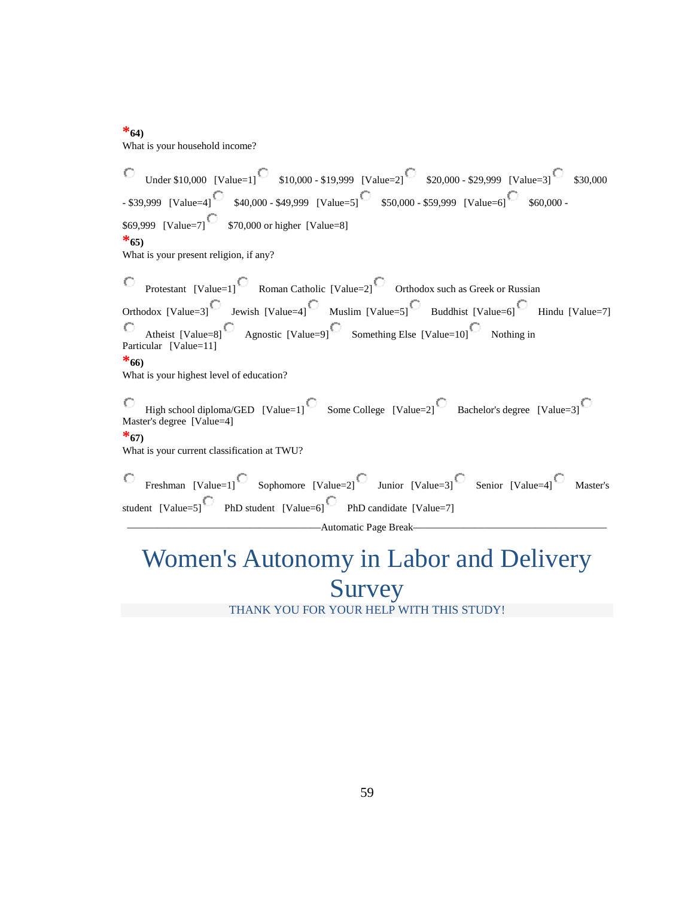*64)
What is your household income?

Under $10,000 [Value=1] $10,000 - $19,999 [Value=2] $20,000 - $29,999 [Value=3] $30,000 - $39,999 [Value=4] $40,000 - $49,999 [Value=5] $50,000 - $59,999 [Value=6] $60,000 - $69,999 [Value=7] $70,000 or higher [Value=8]

*65)
What is your present religion, if any?

Protestant [Value=1] Roman Catholic [Value=2] Orthodox such as Greek or Russian Orthodox [Value=3] Jewish [Value=4] Muslim [Value=5] Buddhist [Value=6] Hindu [Value=7] Atheist [Value=8] Agnostic [Value=9] Something Else [Value=10] Nothing in Particular [Value=11]

*66)
What is your highest level of education?

High school diploma/GED [Value=1] Some College [Value=2] Bachelor's degree [Value=3] Master's degree [Value=4]

*67)
What is your current classification at TWU?

Freshman [Value=1] Sophomore [Value=2] Junior [Value=3] Senior [Value=4] Master's student [Value=5] PhD student [Value=6] PhD candidate [Value=7]

Automatic Page Break

# Women's Autonomy in Labor and Delivery Survey

THANK YOU FOR YOUR HELP WITH THIS STUDY!